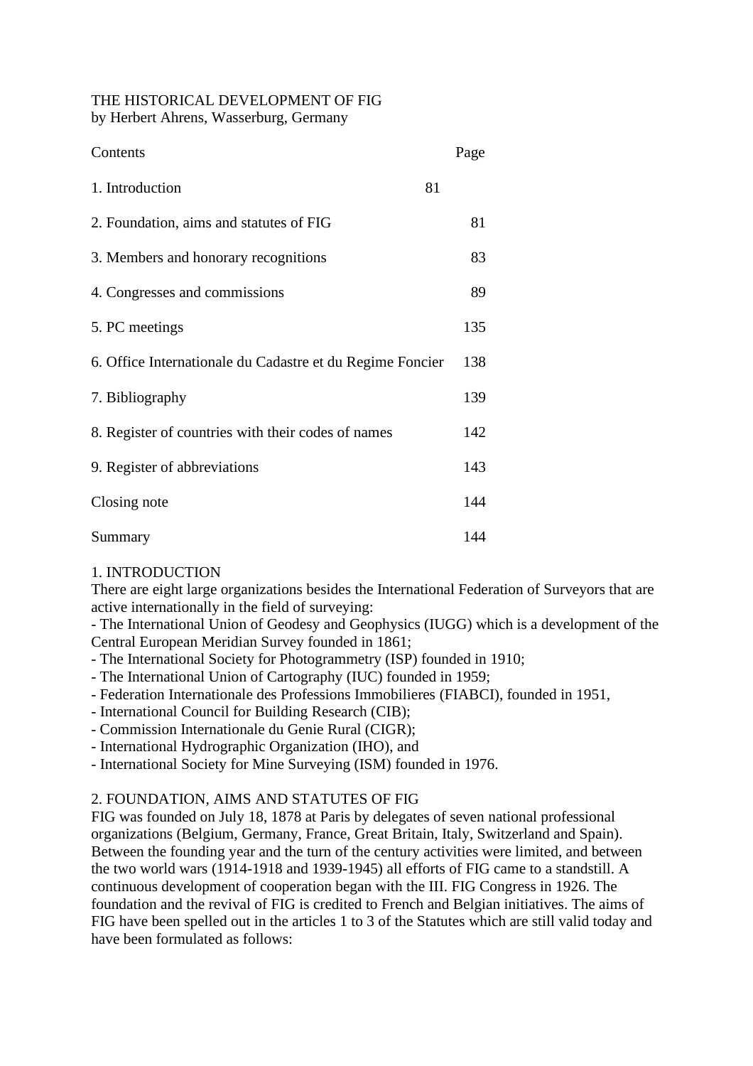# THE HISTORICAL DEVELOPMENT OF FIG

by Herbert Ahrens, Wasserburg, Germany

| Contents | Page |
|---|---|
| 1. Introduction | 81 |
| 2. Foundation, aims and statutes of FIG | 81 |
| 3. Members and honorary recognitions | 83 |
| 4. Congresses and commissions | 89 |
| 5. PC meetings | 135 |
| 6. Office Internationale du Cadastre et du Regime Foncier | 138 |
| 7. Bibliography | 139 |
| 8. Register of countries with their codes of names | 142 |
| 9. Register of abbreviations | 143 |
| Closing note | 144 |
| Summary | 144 |

## 1. INTRODUCTION

There are eight large organizations besides the International Federation of Surveyors that are active internationally in the field of surveying:

- The International Union of Geodesy and Geophysics (IUGG) which is a development of the Central European Meridian Survey founded in 1861;
- The International Society for Photogrammetry (ISP) founded in 1910;
- The International Union of Cartography (IUC) founded in 1959;
- Federation Internationale des Professions Immobilieres (FIABCI), founded in 1951,
- International Council for Building Research (CIB);
- Commission Internationale du Genie Rural (CIGR);
- International Hydrographic Organization (IHO), and
- International Society for Mine Surveying (ISM) founded in 1976.

## 2. FOUNDATION, AIMS AND STATUTES OF FIG

FIG was founded on July 18, 1878 at Paris by delegates of seven national professional organizations (Belgium, Germany, France, Great Britain, Italy, Switzerland and Spain). Between the founding year and the turn of the century activities were limited, and between the two world wars (1914-1918 and 1939-1945) all efforts of FIG came to a standstill. A continuous development of cooperation began with the III. FIG Congress in 1926. The foundation and the revival of FIG is credited to French and Belgian initiatives. The aims of FIG have been spelled out in the articles 1 to 3 of the Statutes which are still valid today and have been formulated as follows: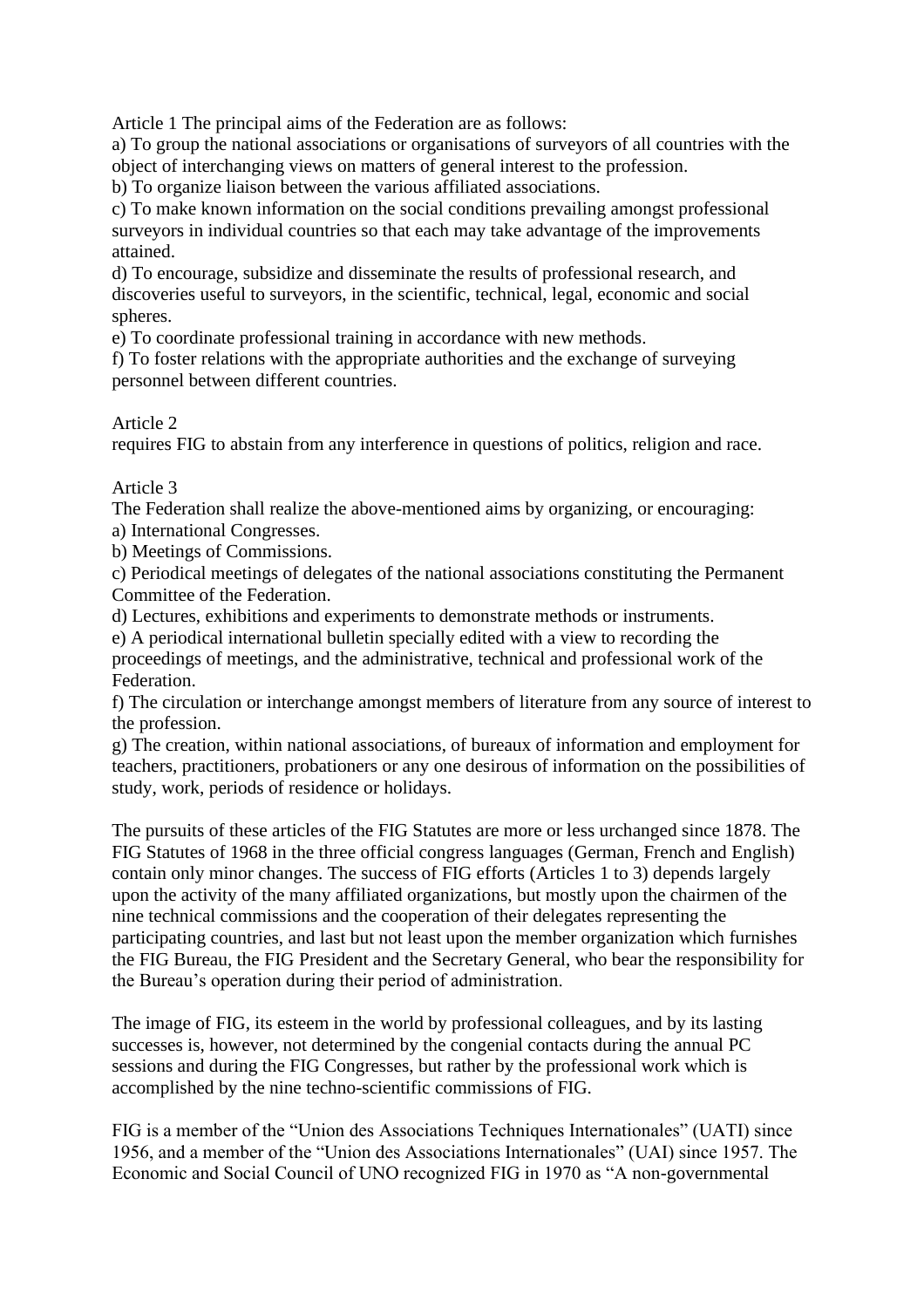Article 1 The principal aims of the Federation are as follows:

a) To group the national associations or organisations of surveyors of all countries with the object of interchanging views on matters of general interest to the profession.

b) To organize liaison between the various affiliated associations.

c) To make known information on the social conditions prevailing amongst professional surveyors in individual countries so that each may take advantage of the improvements attained.

d) To encourage, subsidize and disseminate the results of professional research, and discoveries useful to surveyors, in the scientific, technical, legal, economic and social spheres.

e) To coordinate professional training in accordance with new methods.

f) To foster relations with the appropriate authorities and the exchange of surveying personnel between different countries.

Article 2

requires FIG to abstain from any interference in questions of politics, religion and race.

Article 3

The Federation shall realize the above-mentioned aims by organizing, or encouraging:

a) International Congresses.

b) Meetings of Commissions.

c) Periodical meetings of delegates of the national associations constituting the Permanent Committee of the Federation.

d) Lectures, exhibitions and experiments to demonstrate methods or instruments.

e) A periodical international bulletin specially edited with a view to recording the proceedings of meetings, and the administrative, technical and professional work of the Federation.

f) The circulation or interchange amongst members of literature from any source of interest to the profession.

g) The creation, within national associations, of bureaux of information and employment for teachers, practitioners, probationers or any one desirous of information on the possibilities of study, work, periods of residence or holidays.

The pursuits of these articles of the FIG Statutes are more or less urchanged since 1878. The FIG Statutes of 1968 in the three official congress languages (German, French and English) contain only minor changes. The success of FIG efforts (Articles 1 to 3) depends largely upon the activity of the many affiliated organizations, but mostly upon the chairmen of the nine technical commissions and the cooperation of their delegates representing the participating countries, and last but not least upon the member organization which furnishes the FIG Bureau, the FIG President and the Secretary General, who bear the responsibility for the Bureau's operation during their period of administration.

The image of FIG, its esteem in the world by professional colleagues, and by its lasting successes is, however, not determined by the congenial contacts during the annual PC sessions and during the FIG Congresses, but rather by the professional work which is accomplished by the nine techno-scientific commissions of FIG.

FIG is a member of the "Union des Associations Techniques Internationales" (UATI) since 1956, and a member of the "Union des Associations Internationales" (UAI) since 1957. The Economic and Social Council of UNO recognized FIG in 1970 as "A non-governmental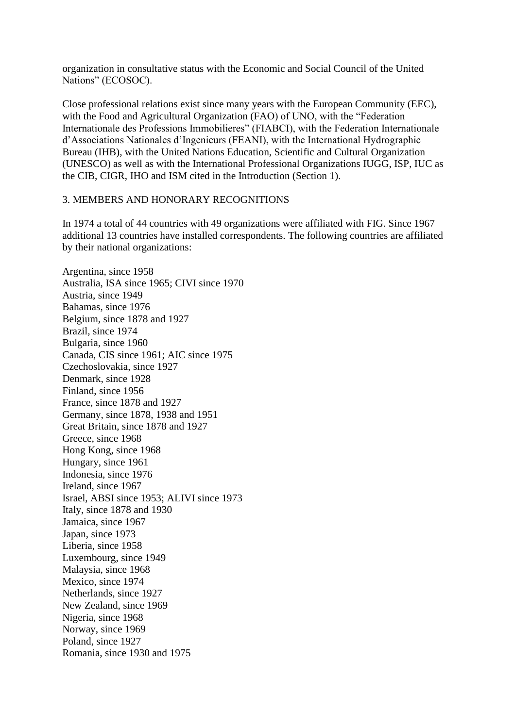organization in consultative status with the Economic and Social Council of the United Nations" (ECOSOC).

Close professional relations exist since many years with the European Community (EEC), with the Food and Agricultural Organization (FAO) of UNO, with the "Federation Internationale des Professions Immobilieres" (FIABCI), with the Federation Internationale d'Associations Nationales d'Ingenieurs (FEANI), with the International Hydrographic Bureau (IHB), with the United Nations Education, Scientific and Cultural Organization (UNESCO) as well as with the International Professional Organizations IUGG, ISP, IUC as the CIB, CIGR, IHO and ISM cited in the Introduction (Section 1).

## 3. MEMBERS AND HONORARY RECOGNITIONS

In 1974 a total of 44 countries with 49 organizations were affiliated with FIG. Since 1967 additional 13 countries have installed correspondents. The following countries are affiliated by their national organizations:

Argentina, since 1958  
Australia, ISA since 1965; CIVI since 1970  
Austria, since 1949  
Bahamas, since 1976  
Belgium, since 1878 and 1927  
Brazil, since 1974  
Bulgaria, since 1960  
Canada, CIS since 1961; AIC since 1975  
Czechoslovakia, since 1927  
Denmark, since 1928  
Finland, since 1956  
France, since 1878 and 1927  
Germany, since 1878, 1938 and 1951  
Great Britain, since 1878 and 1927  
Greece, since 1968  
Hong Kong, since 1968  
Hungary, since 1961  
Indonesia, since 1976  
Ireland, since 1967  
Israel, ABSI since 1953; ALIVI since 1973  
Italy, since 1878 and 1930  
Jamaica, since 1967  
Japan, since 1973  
Liberia, since 1958  
Luxembourg, since 1949  
Malaysia, since 1968  
Mexico, since 1974  
Netherlands, since 1927  
New Zealand, since 1969  
Nigeria, since 1968  
Norway, since 1969  
Poland, since 1927  
Romania, since 1930 and 1975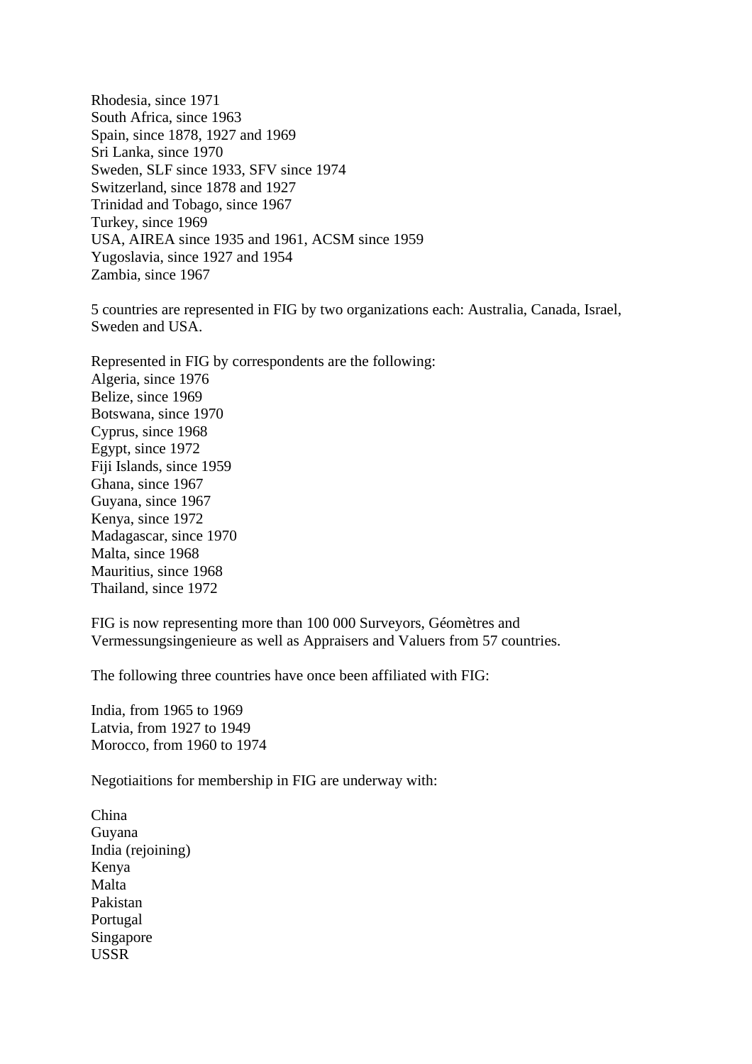Rhodesia, since 1971
South Africa, since 1963
Spain, since 1878, 1927 and 1969
Sri Lanka, since 1970
Sweden, SLF since 1933, SFV since 1974
Switzerland, since 1878 and 1927
Trinidad and Tobago, since 1967
Turkey, since 1969
USA, AIREA since 1935 and 1961, ACSM since 1959
Yugoslavia, since 1927 and 1954
Zambia, since 1967

5 countries are represented in FIG by two organizations each: Australia, Canada, Israel, Sweden and USA.

Represented in FIG by correspondents are the following:
Algeria, since 1976
Belize, since 1969
Botswana, since 1970
Cyprus, since 1968
Egypt, since 1972
Fiji Islands, since 1959
Ghana, since 1967
Guyana, since 1967
Kenya, since 1972
Madagascar, since 1970
Malta, since 1968
Mauritius, since 1968
Thailand, since 1972

FIG is now representing more than 100 000 Surveyors, Géomètres and Vermessungsingenieure as well as Appraisers and Valuers from 57 countries.

The following three countries have once been affiliated with FIG:

India, from 1965 to 1969
Latvia, from 1927 to 1949
Morocco, from 1960 to 1974

Negotiaitions for membership in FIG are underway with:

China
Guyana
India (rejoining)
Kenya
Malta
Pakistan
Portugal
Singapore
USSR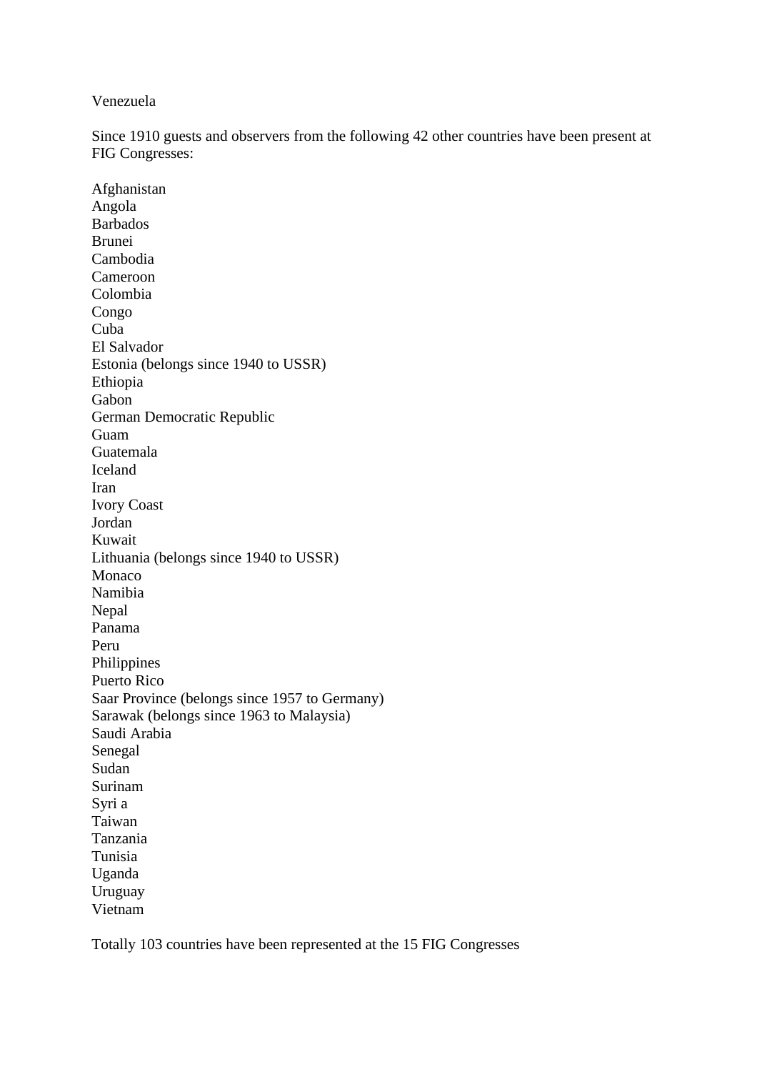Venezuela

Since 1910 guests and observers from the following 42 other countries have been present at FIG Congresses:

Afghanistan
Angola
Barbados
Brunei
Cambodia
Cameroon
Colombia
Congo
Cuba
El Salvador
Estonia (belongs since 1940 to USSR)
Ethiopia
Gabon
German Democratic Republic
Guam
Guatemala
Iceland
Iran
Ivory Coast
Jordan
Kuwait
Lithuania (belongs since 1940 to USSR)
Monaco
Namibia
Nepal
Panama
Peru
Philippines
Puerto Rico
Saar Province (belongs since 1957 to Germany)
Sarawak (belongs since 1963 to Malaysia)
Saudi Arabia
Senegal
Sudan
Surinam
Syri a
Taiwan
Tanzania
Tunisia
Uganda
Uruguay
Vietnam

Totally 103 countries have been represented at the 15 FIG Congresses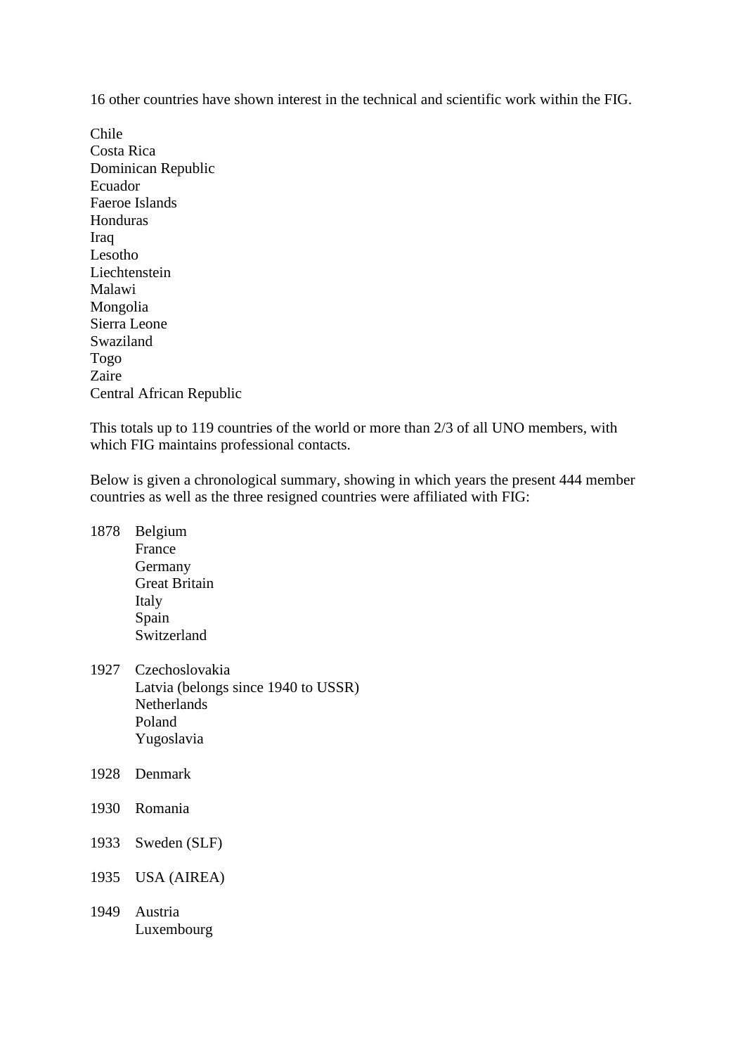16 other countries have shown interest in the technical and scientific work within the FIG.

Chile
Costa Rica
Dominican Republic
Ecuador
Faeroe Islands
Honduras
Iraq
Lesotho
Liechtenstein
Malawi
Mongolia
Sierra Leone
Swaziland
Togo
Zaire
Central African Republic

This totals up to 119 countries of the world or more than 2/3 of all UNO members, with which FIG maintains professional contacts.

Below is given a chronological summary, showing in which years the present 444 member countries as well as the three resigned countries were affiliated with FIG:

1878 Belgium
France
Germany
Great Britain
Italy
Spain
Switzerland

1927 Czechoslovakia
Latvia (belongs since 1940 to USSR)
Netherlands
Poland
Yugoslavia

1928 Denmark

1930 Romania

1933 Sweden (SLF)

1935 USA (AIREA)

1949 Austria
Luxembourg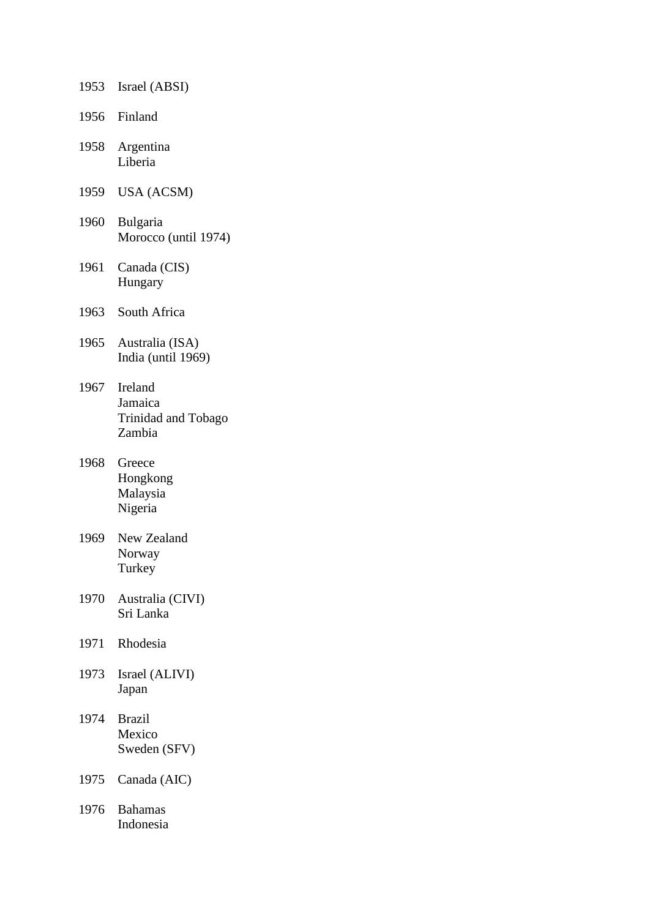| | |
|---|---|
| 1953 | Israel (ABSI) |
| 1956 | Finland |
| 1958 | Argentina<br>Liberia |
| 1959 | USA (ACSM) |
| 1960 | Bulgaria<br>Morocco (until 1974) |
| 1961 | Canada (CIS)<br>Hungary |
| 1963 | South Africa |
| 1965 | Australia (ISA)<br>India (until 1969) |
| 1967 | Ireland<br>Jamaica<br>Trinidad and Tobago<br>Zambia |
| 1968 | Greece<br>Hongkong<br>Malaysia<br>Nigeria |
| 1969 | New Zealand<br>Norway<br>Turkey |
| 1970 | Australia (CIVI)<br>Sri Lanka |
| 1971 | Rhodesia |
| 1973 | Israel (ALIVI)<br>Japan |
| 1974 | Brazil<br>Mexico<br>Sweden (SFV) |
| 1975 | Canada (AIC) |
| 1976 | Bahamas<br>Indonesia |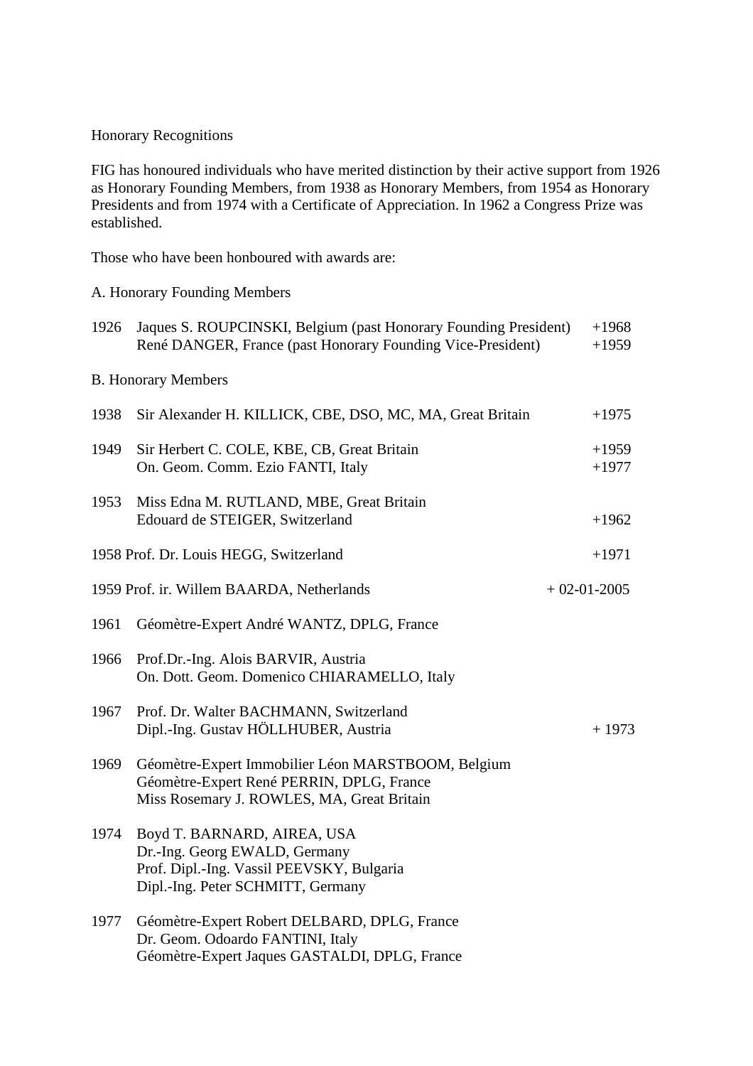# Honorary Recognitions

FIG has honoured individuals who have merited distinction by their active support from 1926 as Honorary Founding Members, from 1938 as Honorary Members, from 1954 as Honorary Presidents and from 1974 with a Certificate of Appreciation. In 1962 a Congress Prize was established.

Those who have been honboured with awards are:

## A. Honorary Founding Members

| | | |
|---|---|---|
| 1926 | Jaques S. ROUPCINSKI, Belgium (past Honorary Founding President) | +1968 |
| | René DANGER, France (past Honorary Founding Vice-President) | +1959 |

## B. Honorary Members

| | | |
|---|---|---|
| 1938 | Sir Alexander H. KILLICK, CBE, DSO, MC, MA, Great Britain | +1975 |
| 1949 | Sir Herbert C. COLE, KBE, CB, Great Britain | +1959 |
| | On. Geom. Comm. Ezio FANTI, Italy | +1977 |
| 1953 | Miss Edna M. RUTLAND, MBE, Great Britain | |
| | Edouard de STEIGER, Switzerland | +1962 |
| 1958 | Prof. Dr. Louis HEGG, Switzerland | +1971 |
| 1959 | Prof. ir. Willem BAARDA, Netherlands | + 02-01-2005 |
| 1961 | Géomètre-Expert André WANTZ, DPLG, France | |
| 1966 | Prof.Dr.-Ing. Alois BARVIR, Austria | |
| | On. Dott. Geom. Domenico CHIARAMELLO, Italy | |
| 1967 | Prof. Dr. Walter BACHMANN, Switzerland | |
| | Dipl.-Ing. Gustav HÖLLHUBER, Austria | + 1973 |
| 1969 | Géomètre-Expert Immobilier Léon MARSTBOOM, Belgium | |
| | Géomètre-Expert René PERRIN, DPLG, France | |
| | Miss Rosemary J. ROWLES, MA, Great Britain | |
| 1974 | Boyd T. BARNARD, AIREA, USA | |
| | Dr.-Ing. Georg EWALD, Germany | |
| | Prof. Dipl.-Ing. Vassil PEEVSKY, Bulgaria | |
| | Dipl.-Ing. Peter SCHMITT, Germany | |
| 1977 | Géomètre-Expert Robert DELBARD, DPLG, France | |
| | Dr. Geom. Odoardo FANTINI, Italy | |
| | Géomètre-Expert Jaques GASTALDI, DPLG, France | |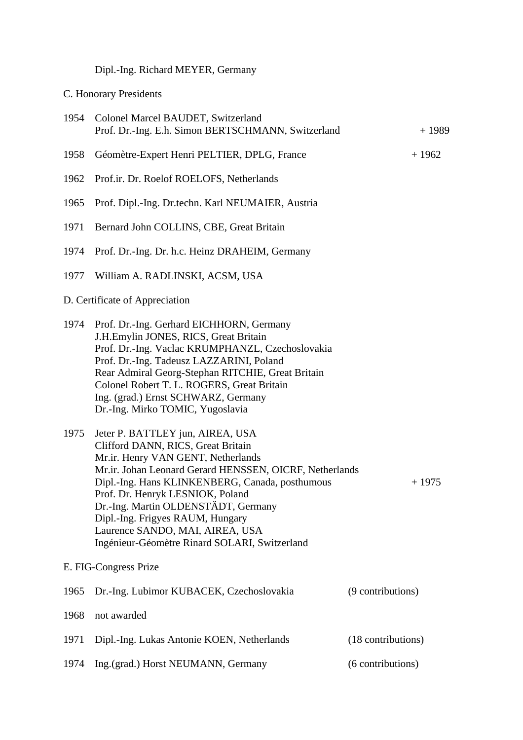Dipl.-Ing. Richard MEYER, Germany

C. Honorary Presidents

| | | |
|---|---|---|
| 1954 | Colonel Marcel BAUDET, Switzerland<br>Prof. Dr.-Ing. E.h. Simon BERTSCHMANN, Switzerland | <br>+ 1989 |
| 1958 | Géomètre-Expert Henri PELTIER, DPLG, France | + 1962 |
| 1962 | Prof.ir. Dr. Roelof ROELOFS, Netherlands | |
| 1965 | Prof. Dipl.-Ing. Dr.techn. Karl NEUMAIER, Austria | |
| 1971 | Bernard John COLLINS, CBE, Great Britain | |
| 1974 | Prof. Dr.-Ing. Dr. h.c. Heinz DRAHEIM, Germany | |
| 1977 | William A. RADLINSKI, ACSM, USA | |

D. Certificate of Appreciation

| | | |
|---|---|---|
| 1974 | Prof. Dr.-Ing. Gerhard EICHHORN, Germany<br>J.H.Emylin JONES, RICS, Great Britain<br>Prof. Dr.-Ing. Vaclac KRUMPHANZL, Czechoslovakia<br>Prof. Dr.-Ing. Tadeusz LAZZARINI, Poland<br>Rear Admiral Georg-Stephan RITCHIE, Great Britain<br>Colonel Robert T. L. ROGERS, Great Britain<br>Ing. (grad.) Ernst SCHWARZ, Germany<br>Dr.-Ing. Mirko TOMIC, Yugoslavia | |
| 1975 | Jeter P. BATTLEY jun, AIREA, USA<br>Clifford DANN, RICS, Great Britain<br>Mr.ir. Henry VAN GENT, Netherlands<br>Mr.ir. Johan Leonard Gerard HENSSEN, OICRF, Netherlands<br>Dipl.-Ing. Hans KLINKENBERG, Canada, posthumous<br>Prof. Dr. Henryk LESNIOK, Poland<br>Dr.-Ing. Martin OLDENSTÄDT, Germany<br>Dipl.-Ing. Frigyes RAUM, Hungary<br>Laurence SANDO, MAI, AIREA, USA<br>Ingénieur-Géomètre Rinard SOLARI, Switzerland | <br><br><br><br>+ 1975 |

E. FIG-Congress Prize

| | | |
|---|---|---|
| 1965 | Dr.-Ing. Lubimor KUBACEK, Czechoslovakia | (9 contributions) |
| 1968 | not awarded | |
| 1971 | Dipl.-Ing. Lukas Antonie KOEN, Netherlands | (18 contributions) |
| 1974 | Ing.(grad.) Horst NEUMANN, Germany | (6 contributions) |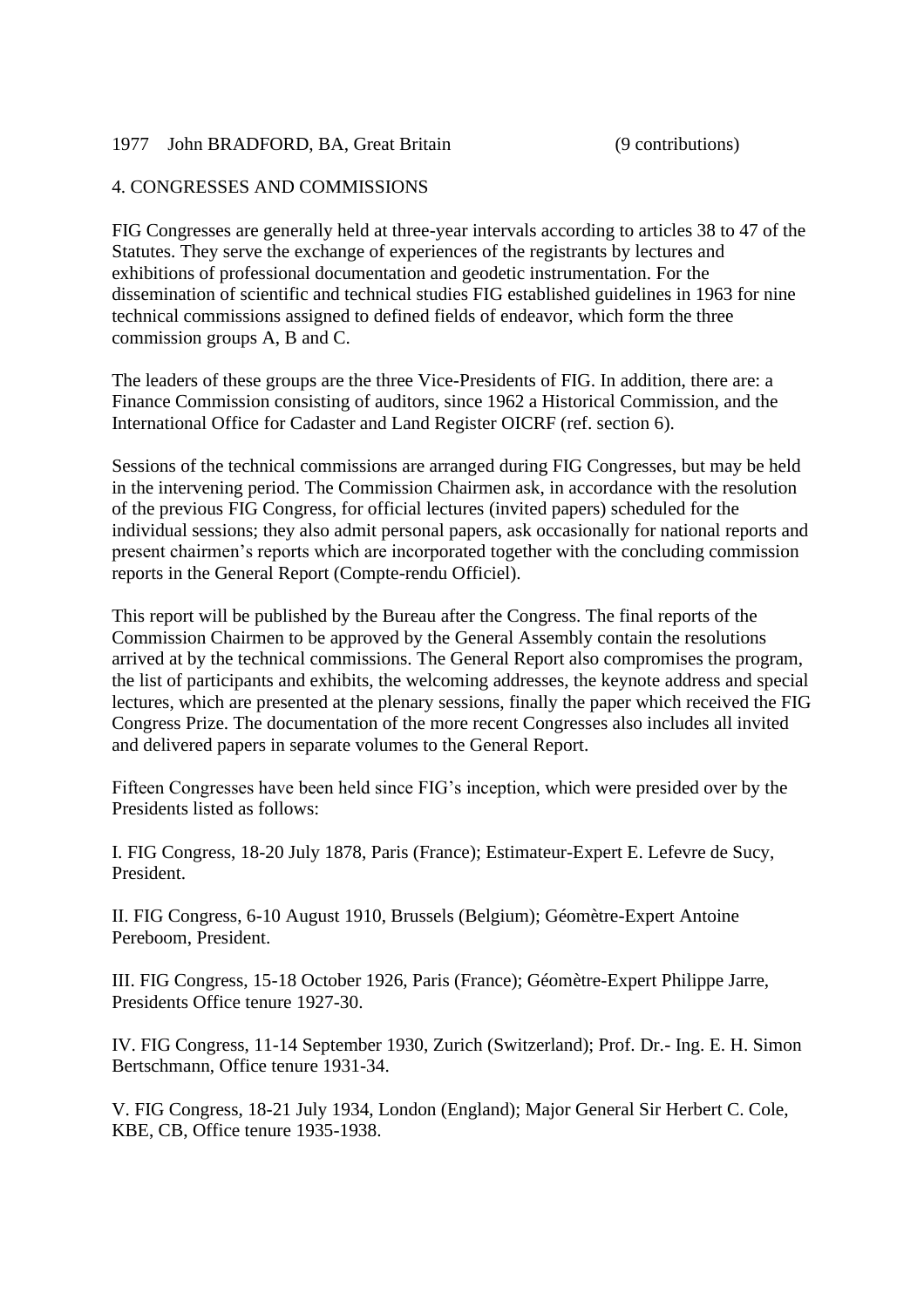1977 John BRADFORD, BA, Great Britain (9 contributions)

## 4. CONGRESSES AND COMMISSIONS

FIG Congresses are generally held at three-year intervals according to articles 38 to 47 of the Statutes. They serve the exchange of experiences of the registrants by lectures and exhibitions of professional documentation and geodetic instrumentation. For the dissemination of scientific and technical studies FIG established guidelines in 1963 for nine technical commissions assigned to defined fields of endeavor, which form the three commission groups A, B and C.

The leaders of these groups are the three Vice-Presidents of FIG. In addition, there are: a Finance Commission consisting of auditors, since 1962 a Historical Commission, and the International Office for Cadaster and Land Register OICRF (ref. section 6).

Sessions of the technical commissions are arranged during FIG Congresses, but may be held in the intervening period. The Commission Chairmen ask, in accordance with the resolution of the previous FIG Congress, for official lectures (invited papers) scheduled for the individual sessions; they also admit personal papers, ask occasionally for national reports and present chairmen's reports which are incorporated together with the concluding commission reports in the General Report (Compte-rendu Officiel).

This report will be published by the Bureau after the Congress. The final reports of the Commission Chairmen to be approved by the General Assembly contain the resolutions arrived at by the technical commissions. The General Report also compromises the program, the list of participants and exhibits, the welcoming addresses, the keynote address and special lectures, which are presented at the plenary sessions, finally the paper which received the FIG Congress Prize. The documentation of the more recent Congresses also includes all invited and delivered papers in separate volumes to the General Report.

Fifteen Congresses have been held since FIG's inception, which were presided over by the Presidents listed as follows:

I. FIG Congress, 18-20 July 1878, Paris (France); Estimateur-Expert E. Lefevre de Sucy, President.

II. FIG Congress, 6-10 August 1910, Brussels (Belgium); Géomètre-Expert Antoine Pereboom, President.

III. FIG Congress, 15-18 October 1926, Paris (France); Géomètre-Expert Philippe Jarre, Presidents Office tenure 1927-30.

IV. FIG Congress, 11-14 September 1930, Zurich (Switzerland); Prof. Dr.- Ing. E. H. Simon Bertschmann, Office tenure 1931-34.

V. FIG Congress, 18-21 July 1934, London (England); Major General Sir Herbert C. Cole, KBE, CB, Office tenure 1935-1938.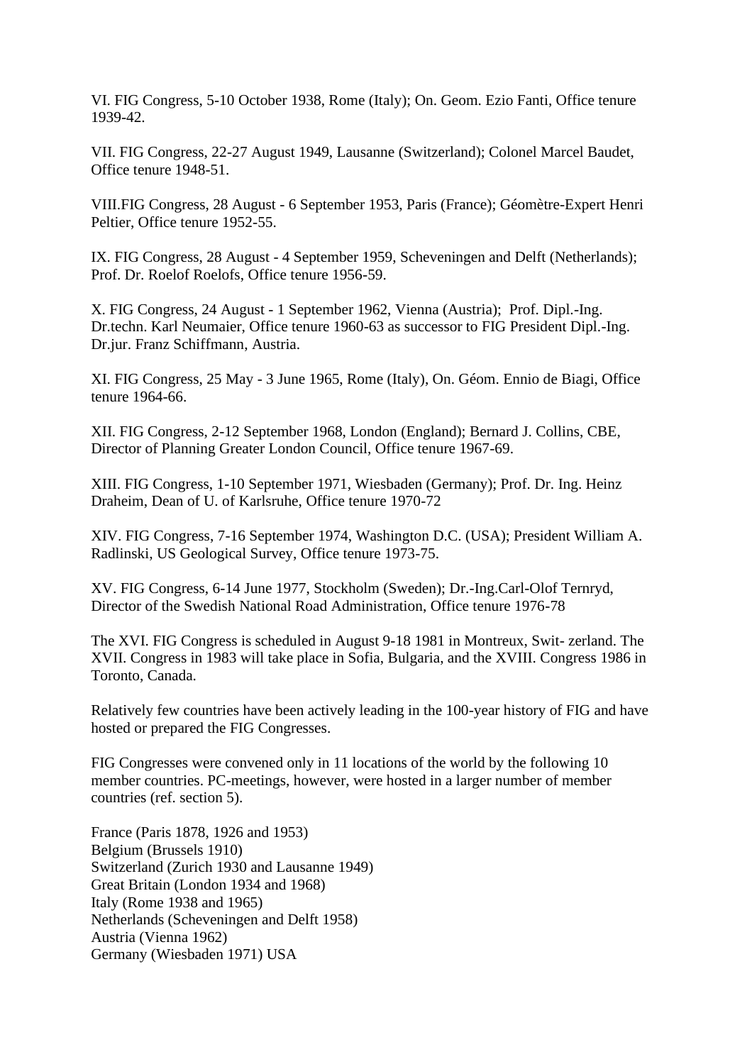VI. FIG Congress, 5-10 October 1938, Rome (Italy); On. Geom. Ezio Fanti, Office tenure 1939-42.

VII. FIG Congress, 22-27 August 1949, Lausanne (Switzerland); Colonel Marcel Baudet, Office tenure 1948-51.

VIII.FIG Congress, 28 August - 6 September 1953, Paris (France); Géomètre-Expert Henri Peltier, Office tenure 1952-55.

IX. FIG Congress, 28 August - 4 September 1959, Scheveningen and Delft (Netherlands); Prof. Dr. Roelof Roelofs, Office tenure 1956-59.

X. FIG Congress, 24 August - 1 September 1962, Vienna (Austria); Prof. Dipl.-Ing. Dr.techn. Karl Neumaier, Office tenure 1960-63 as successor to FIG President Dipl.-Ing. Dr.jur. Franz Schiffmann, Austria.

XI. FIG Congress, 25 May - 3 June 1965, Rome (Italy), On. Géom. Ennio de Biagi, Office tenure 1964-66.

XII. FIG Congress, 2-12 September 1968, London (England); Bernard J. Collins, CBE, Director of Planning Greater London Council, Office tenure 1967-69.

XIII. FIG Congress, 1-10 September 1971, Wiesbaden (Germany); Prof. Dr. Ing. Heinz Draheim, Dean of U. of Karlsruhe, Office tenure 1970-72

XIV. FIG Congress, 7-16 September 1974, Washington D.C. (USA); President William A. Radlinski, US Geological Survey, Office tenure 1973-75.

XV. FIG Congress, 6-14 June 1977, Stockholm (Sweden); Dr.-Ing.Carl-Olof Ternryd, Director of the Swedish National Road Administration, Office tenure 1976-78

The XVI. FIG Congress is scheduled in August 9-18 1981 in Montreux, Swit- zerland. The XVII. Congress in 1983 will take place in Sofia, Bulgaria, and the XVIII. Congress 1986 in Toronto, Canada.

Relatively few countries have been actively leading in the 100-year history of FIG and have hosted or prepared the FIG Congresses.

FIG Congresses were convened only in 11 locations of the world by the following 10 member countries. PC-meetings, however, were hosted in a larger number of member countries (ref. section 5).

France (Paris 1878, 1926 and 1953)
Belgium (Brussels 1910)
Switzerland (Zurich 1930 and Lausanne 1949)
Great Britain (London 1934 and 1968)
Italy (Rome 1938 and 1965)
Netherlands (Scheveningen and Delft 1958)
Austria (Vienna 1962)
Germany (Wiesbaden 1971) USA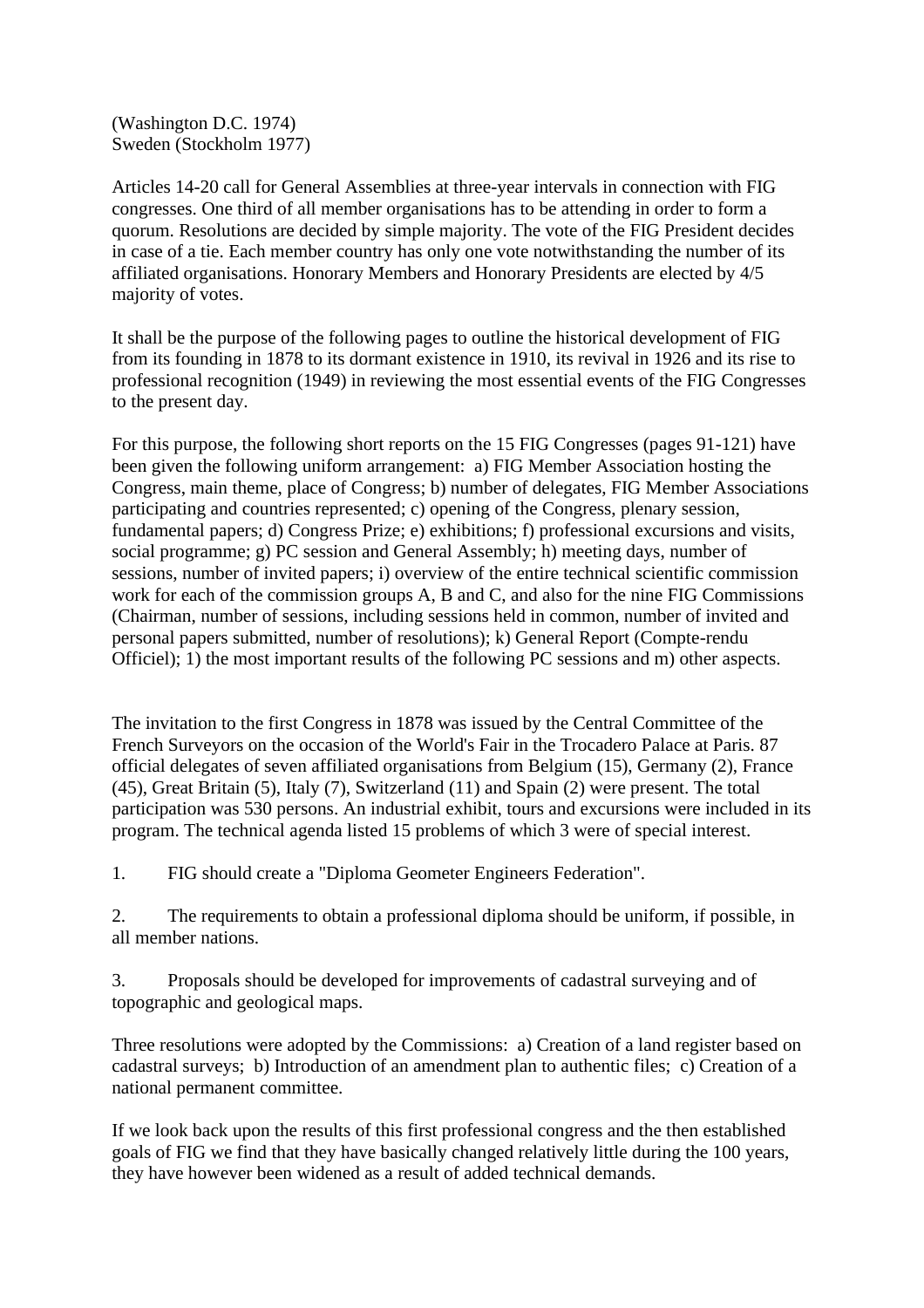(Washington D.C. 1974)
Sweden (Stockholm 1977)

Articles 14-20 call for General Assemblies at three-year intervals in connection with FIG congresses. One third of all member organisations has to be attending in order to form a quorum. Resolutions are decided by simple majority. The vote of the FIG President decides in case of a tie. Each member country has only one vote notwithstanding the number of its affiliated organisations. Honorary Members and Honorary Presidents are elected by 4/5 majority of votes.

It shall be the purpose of the following pages to outline the historical development of FIG from its founding in 1878 to its dormant existence in 1910, its revival in 1926 and its rise to professional recognition (1949) in reviewing the most essential events of the FIG Congresses to the present day.

For this purpose, the following short reports on the 15 FIG Congresses (pages 91-121) have been given the following uniform arrangement: a) FIG Member Association hosting the Congress, main theme, place of Congress; b) number of delegates, FIG Member Associations participating and countries represented; c) opening of the Congress, plenary session, fundamental papers; d) Congress Prize; e) exhibitions; f) professional excursions and visits, social programme; g) PC session and General Assembly; h) meeting days, number of sessions, number of invited papers; i) overview of the entire technical scientific commission work for each of the commission groups A, B and C, and also for the nine FIG Commissions (Chairman, number of sessions, including sessions held in common, number of invited and personal papers submitted, number of resolutions); k) General Report (Compte-rendu Officiel); 1) the most important results of the following PC sessions and m) other aspects.

The invitation to the first Congress in 1878 was issued by the Central Committee of the French Surveyors on the occasion of the World's Fair in the Trocadero Palace at Paris. 87 official delegates of seven affiliated organisations from Belgium (15), Germany (2), France (45), Great Britain (5), Italy (7), Switzerland (11) and Spain (2) were present. The total participation was 530 persons. An industrial exhibit, tours and excursions were included in its program. The technical agenda listed 15 problems of which 3 were of special interest.

1. FIG should create a "Diploma Geometer Engineers Federation".

2. The requirements to obtain a professional diploma should be uniform, if possible, in all member nations.

3. Proposals should be developed for improvements of cadastral surveying and of topographic and geological maps.

Three resolutions were adopted by the Commissions: a) Creation of a land register based on cadastral surveys; b) Introduction of an amendment plan to authentic files; c) Creation of a national permanent committee.

If we look back upon the results of this first professional congress and the then established goals of FIG we find that they have basically changed relatively little during the 100 years, they have however been widened as a result of added technical demands.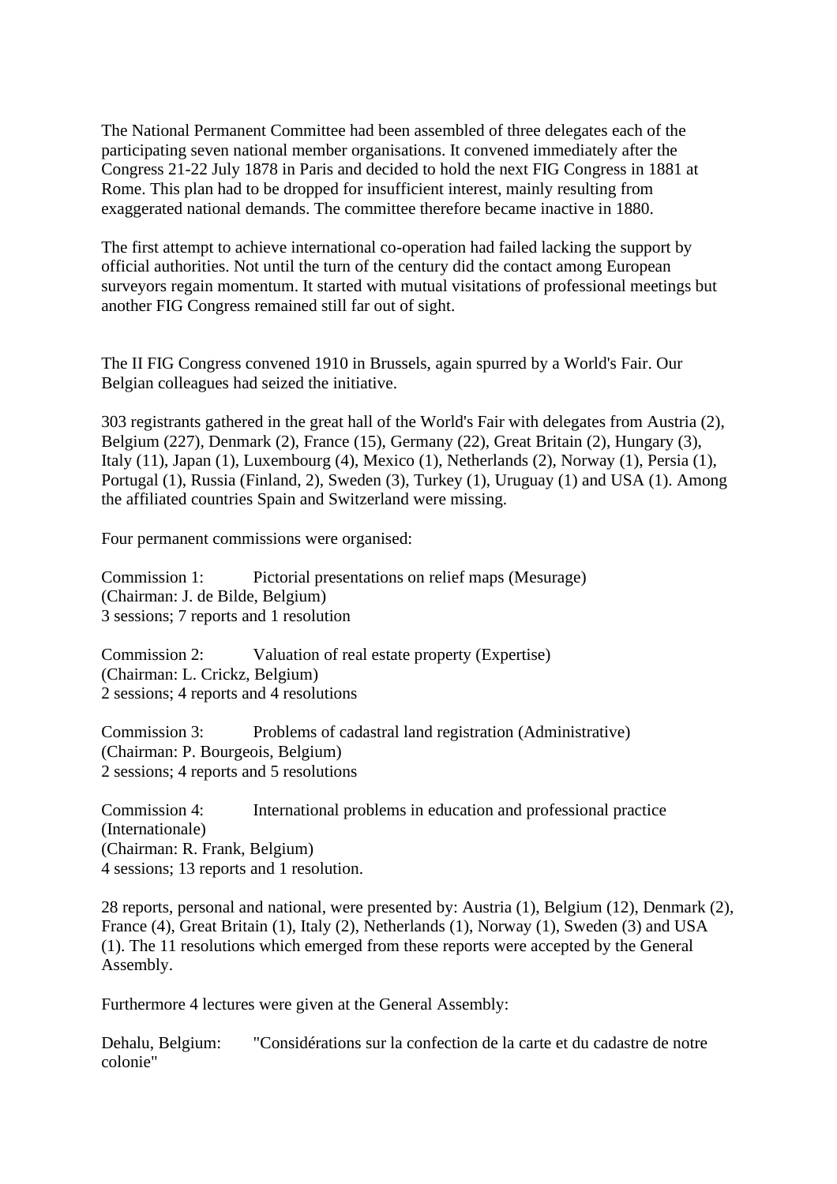The National Permanent Committee had been assembled of three delegates each of the participating seven national member organisations. It convened immediately after the Congress 21-22 July 1878 in Paris and decided to hold the next FIG Congress in 1881 at Rome. This plan had to be dropped for insufficient interest, mainly resulting from exaggerated national demands. The committee therefore became inactive in 1880.

The first attempt to achieve international co-operation had failed lacking the support by official authorities. Not until the turn of the century did the contact among European surveyors regain momentum. It started with mutual visitations of professional meetings but another FIG Congress remained still far out of sight.

The II FIG Congress convened 1910 in Brussels, again spurred by a World's Fair. Our Belgian colleagues had seized the initiative.

303 registrants gathered in the great hall of the World's Fair with delegates from Austria (2), Belgium (227), Denmark (2), France (15), Germany (22), Great Britain (2), Hungary (3), Italy (11), Japan (1), Luxembourg (4), Mexico (1), Netherlands (2), Norway (1), Persia (1), Portugal (1), Russia (Finland, 2), Sweden (3), Turkey (1), Uruguay (1) and USA (1). Among the affiliated countries Spain and Switzerland were missing.

Four permanent commissions were organised:

Commission 1: Pictorial presentations on relief maps (Mesurage)
(Chairman: J. de Bilde, Belgium)
3 sessions; 7 reports and 1 resolution

Commission 2: Valuation of real estate property (Expertise)
(Chairman: L. Crickz, Belgium)
2 sessions; 4 reports and 4 resolutions

Commission 3: Problems of cadastral land registration (Administrative)
(Chairman: P. Bourgeois, Belgium)
2 sessions; 4 reports and 5 resolutions

Commission 4: International problems in education and professional practice (Internationale)
(Chairman: R. Frank, Belgium)
4 sessions; 13 reports and 1 resolution.

28 reports, personal and national, were presented by: Austria (1), Belgium (12), Denmark (2), France (4), Great Britain (1), Italy (2), Netherlands (1), Norway (1), Sweden (3) and USA (1). The 11 resolutions which emerged from these reports were accepted by the General Assembly.

Furthermore 4 lectures were given at the General Assembly:

Dehalu, Belgium: "Considérations sur la confection de la carte et du cadastre de notre colonie"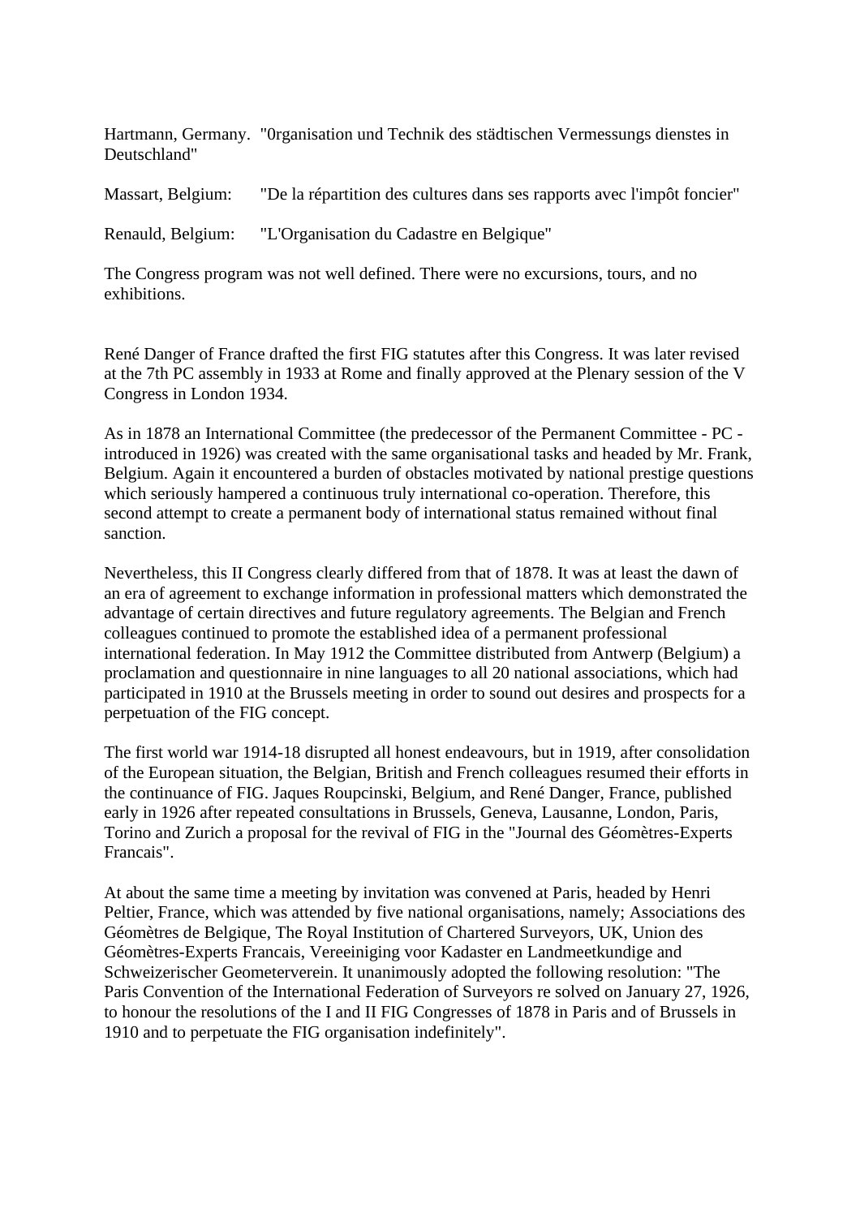Hartmann, Germany. "0rganisation und Technik des städtischen Vermessungs dienstes in Deutschland"

Massart, Belgium: "De la répartition des cultures dans ses rapports avec l'impôt foncier"

Renauld, Belgium: "L'Organisation du Cadastre en Belgique"

The Congress program was not well defined. There were no excursions, tours, and no exhibitions.

René Danger of France drafted the first FIG statutes after this Congress. It was later revised at the 7th PC assembly in 1933 at Rome and finally approved at the Plenary session of the V Congress in London 1934.

As in 1878 an International Committee (the predecessor of the Permanent Committee - PC - introduced in 1926) was created with the same organisational tasks and headed by Mr. Frank, Belgium. Again it encountered a burden of obstacles motivated by national prestige questions which seriously hampered a continuous truly international co-operation. Therefore, this second attempt to create a permanent body of international status remained without final sanction.

Nevertheless, this II Congress clearly differed from that of 1878. It was at least the dawn of an era of agreement to exchange information in professional matters which demonstrated the advantage of certain directives and future regulatory agreements. The Belgian and French colleagues continued to promote the established idea of a permanent professional international federation. In May 1912 the Committee distributed from Antwerp (Belgium) a proclamation and questionnaire in nine languages to all 20 national associations, which had participated in 1910 at the Brussels meeting in order to sound out desires and prospects for a perpetuation of the FIG concept.

The first world war 1914-18 disrupted all honest endeavours, but in 1919, after consolidation of the European situation, the Belgian, British and French colleagues resumed their efforts in the continuance of FIG. Jaques Roupcinski, Belgium, and René Danger, France, published early in 1926 after repeated consultations in Brussels, Geneva, Lausanne, London, Paris, Torino and Zurich a proposal for the revival of FIG in the "Journal des Géomètres-Experts Francais".

At about the same time a meeting by invitation was convened at Paris, headed by Henri Peltier, France, which was attended by five national organisations, namely; Associations des Géomètres de Belgique, The Royal Institution of Chartered Surveyors, UK, Union des Géomètres-Experts Francais, Vereeiniging voor Kadaster en Landmeetkundige and Schweizerischer Geometerverein. It unanimously adopted the following resolution: "The Paris Convention of the International Federation of Surveyors re solved on January 27, 1926, to honour the resolutions of the I and II FIG Congresses of 1878 in Paris and of Brussels in 1910 and to perpetuate the FIG organisation indefinitely".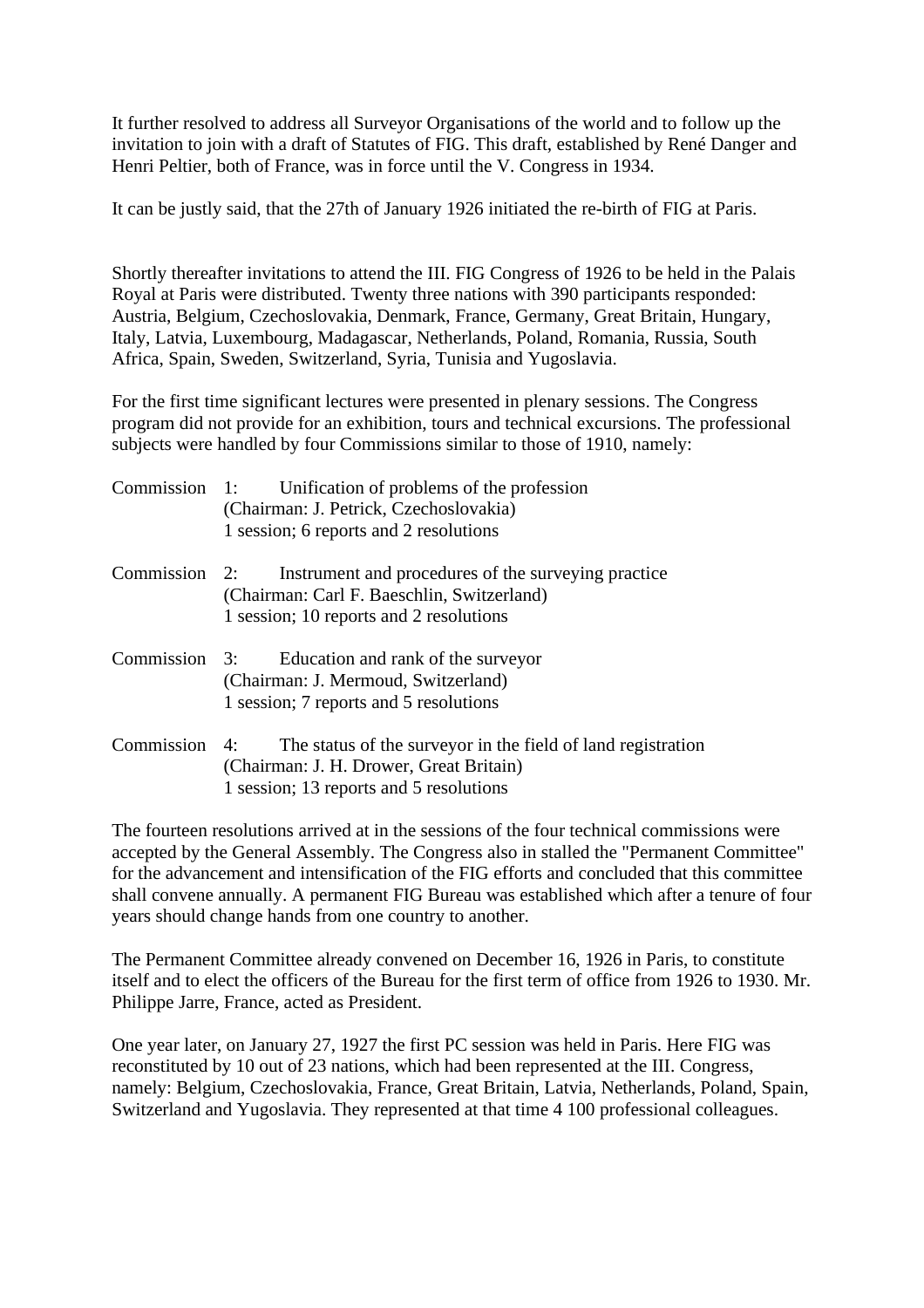It further resolved to address all Surveyor Organisations of the world and to follow up the invitation to join with a draft of Statutes of FIG. This draft, established by René Danger and Henri Peltier, both of France, was in force until the V. Congress in 1934.

It can be justly said, that the 27th of January 1926 initiated the re-birth of FIG at Paris.

Shortly thereafter invitations to attend the III. FIG Congress of 1926 to be held in the Palais Royal at Paris were distributed. Twenty three nations with 390 participants responded: Austria, Belgium, Czechoslovakia, Denmark, France, Germany, Great Britain, Hungary, Italy, Latvia, Luxembourg, Madagascar, Netherlands, Poland, Romania, Russia, South Africa, Spain, Sweden, Switzerland, Syria, Tunisia and Yugoslavia.

For the first time significant lectures were presented in plenary sessions. The Congress program did not provide for an exhibition, tours and technical excursions. The professional subjects were handled by four Commissions similar to those of 1910, namely:

Commission 1: Unification of problems of the profession
(Chairman: J. Petrick, Czechoslovakia)
1 session; 6 reports and 2 resolutions

Commission 2: Instrument and procedures of the surveying practice
(Chairman: Carl F. Baeschlin, Switzerland)
1 session; 10 reports and 2 resolutions

Commission 3: Education and rank of the surveyor
(Chairman: J. Mermoud, Switzerland)
1 session; 7 reports and 5 resolutions

Commission 4: The status of the surveyor in the field of land registration
(Chairman: J. H. Drower, Great Britain)
1 session; 13 reports and 5 resolutions

The fourteen resolutions arrived at in the sessions of the four technical commissions were accepted by the General Assembly. The Congress also in stalled the "Permanent Committee" for the advancement and intensification of the FIG efforts and concluded that this committee shall convene annually. A permanent FIG Bureau was established which after a tenure of four years should change hands from one country to another.

The Permanent Committee already convened on December 16, 1926 in Paris, to constitute itself and to elect the officers of the Bureau for the first term of office from 1926 to 1930. Mr. Philippe Jarre, France, acted as President.

One year later, on January 27, 1927 the first PC session was held in Paris. Here FIG was reconstituted by 10 out of 23 nations, which had been represented at the III. Congress, namely: Belgium, Czechoslovakia, France, Great Britain, Latvia, Netherlands, Poland, Spain, Switzerland and Yugoslavia. They represented at that time 4 100 professional colleagues.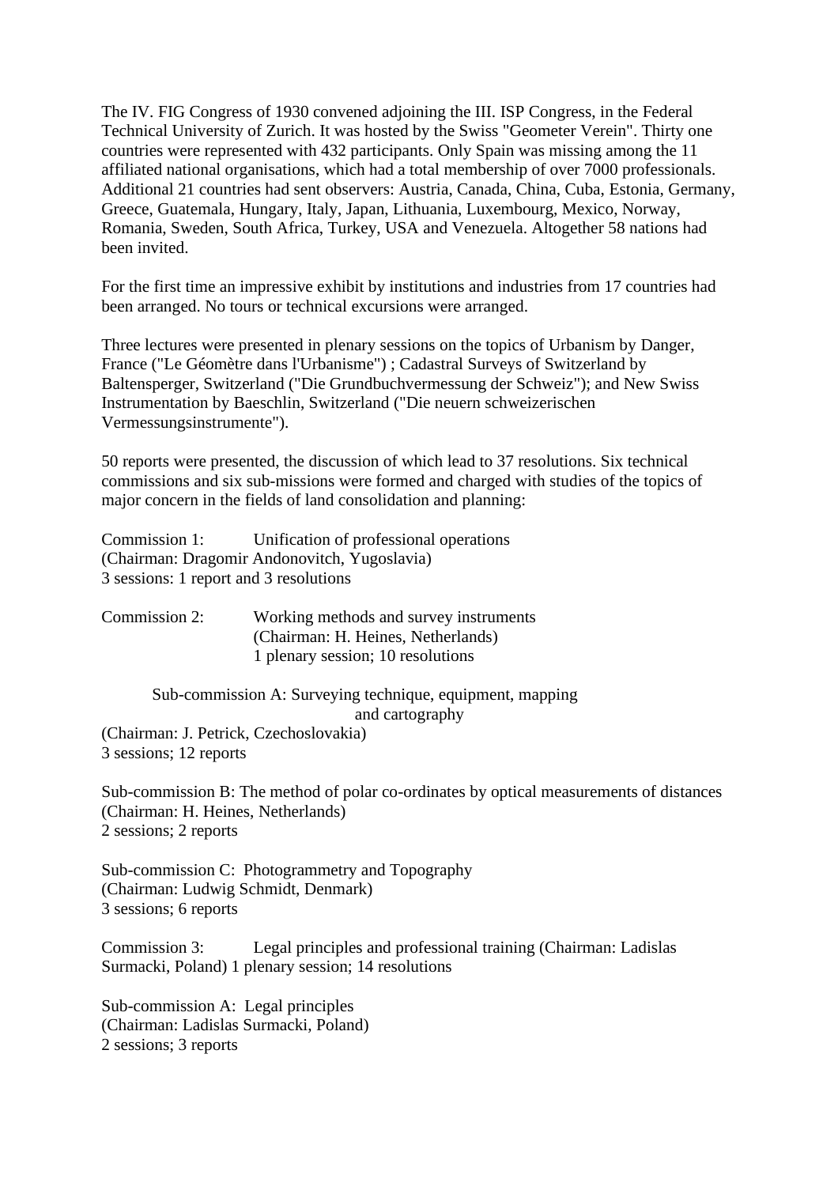The IV. FIG Congress of 1930 convened adjoining the III. ISP Congress, in the Federal Technical University of Zurich. It was hosted by the Swiss "Geometer Verein". Thirty one countries were represented with 432 participants. Only Spain was missing among the 11 affiliated national organisations, which had a total membership of over 7000 professionals. Additional 21 countries had sent observers: Austria, Canada, China, Cuba, Estonia, Germany, Greece, Guatemala, Hungary, Italy, Japan, Lithuania, Luxembourg, Mexico, Norway, Romania, Sweden, South Africa, Turkey, USA and Venezuela. Altogether 58 nations had been invited.

For the first time an impressive exhibit by institutions and industries from 17 countries had been arranged. No tours or technical excursions were arranged.

Three lectures were presented in plenary sessions on the topics of Urbanism by Danger, France ("Le Géomètre dans l'Urbanisme") ; Cadastral Surveys of Switzerland by Baltensperger, Switzerland ("Die Grundbuchvermessung der Schweiz"); and New Swiss Instrumentation by Baeschlin, Switzerland ("Die neuern schweizerischen Vermessungsinstrumente").

50 reports were presented, the discussion of which lead to 37 resolutions. Six technical commissions and six sub-missions were formed and charged with studies of the topics of major concern in the fields of land consolidation and planning:

Commission 1: Unification of professional operations
(Chairman: Dragomir Andonovitch, Yugoslavia)
3 sessions: 1 report and 3 resolutions

Commission 2: Working methods and survey instruments
(Chairman: H. Heines, Netherlands)
1 plenary session; 10 resolutions

Sub-commission A: Surveying technique, equipment, mapping and cartography
(Chairman: J. Petrick, Czechoslovakia)
3 sessions; 12 reports

Sub-commission B: The method of polar co-ordinates by optical measurements of distances
(Chairman: H. Heines, Netherlands)
2 sessions; 2 reports

Sub-commission C: Photogrammetry and Topography
(Chairman: Ludwig Schmidt, Denmark)
3 sessions; 6 reports

Commission 3: Legal principles and professional training (Chairman: Ladislas Surmacki, Poland) 1 plenary session; 14 resolutions

Sub-commission A: Legal principles
(Chairman: Ladislas Surmacki, Poland)
2 sessions; 3 reports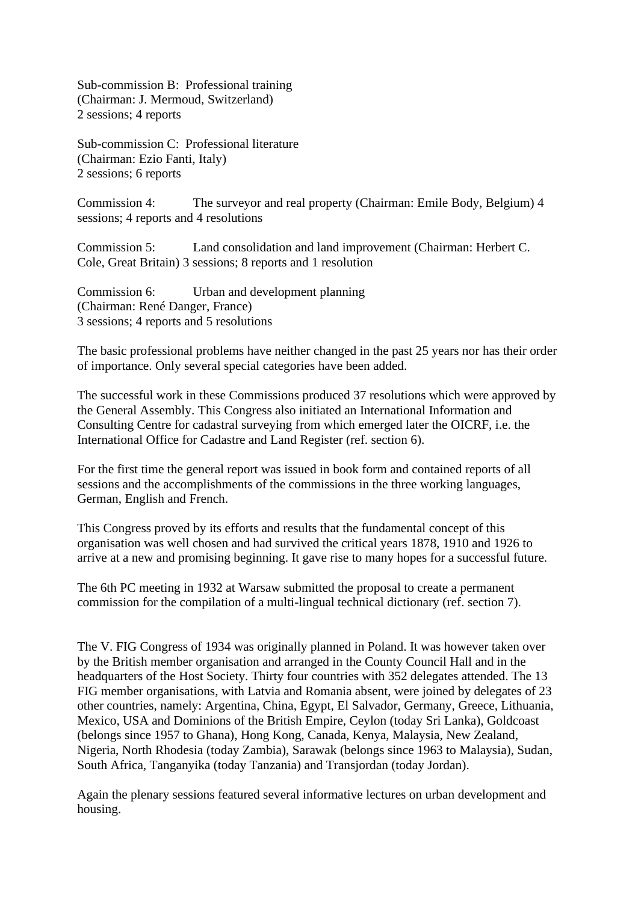Sub-commission B: Professional training
(Chairman: J. Mermoud, Switzerland)
2 sessions; 4 reports

Sub-commission C: Professional literature
(Chairman: Ezio Fanti, Italy)
2 sessions; 6 reports

Commission 4: The surveyor and real property (Chairman: Emile Body, Belgium) 4 sessions; 4 reports and 4 resolutions

Commission 5: Land consolidation and land improvement (Chairman: Herbert C. Cole, Great Britain) 3 sessions; 8 reports and 1 resolution

Commission 6: Urban and development planning
(Chairman: René Danger, France)
3 sessions; 4 reports and 5 resolutions

The basic professional problems have neither changed in the past 25 years nor has their order of importance. Only several special categories have been added.

The successful work in these Commissions produced 37 resolutions which were approved by the General Assembly. This Congress also initiated an International Information and Consulting Centre for cadastral surveying from which emerged later the OICRF, i.e. the International Office for Cadastre and Land Register (ref. section 6).

For the first time the general report was issued in book form and contained reports of all sessions and the accomplishments of the commissions in the three working languages, German, English and French.

This Congress proved by its efforts and results that the fundamental concept of this organisation was well chosen and had survived the critical years 1878, 1910 and 1926 to arrive at a new and promising beginning. It gave rise to many hopes for a successful future.

The 6th PC meeting in 1932 at Warsaw submitted the proposal to create a permanent commission for the compilation of a multi-lingual technical dictionary (ref. section 7).

The V. FIG Congress of 1934 was originally planned in Poland. It was however taken over by the British member organisation and arranged in the County Council Hall and in the headquarters of the Host Society. Thirty four countries with 352 delegates attended. The 13 FIG member organisations, with Latvia and Romania absent, were joined by delegates of 23 other countries, namely: Argentina, China, Egypt, El Salvador, Germany, Greece, Lithuania, Mexico, USA and Dominions of the British Empire, Ceylon (today Sri Lanka), Goldcoast (belongs since 1957 to Ghana), Hong Kong, Canada, Kenya, Malaysia, New Zealand, Nigeria, North Rhodesia (today Zambia), Sarawak (belongs since 1963 to Malaysia), Sudan, South Africa, Tanganyika (today Tanzania) and Transjordan (today Jordan).

Again the plenary sessions featured several informative lectures on urban development and housing.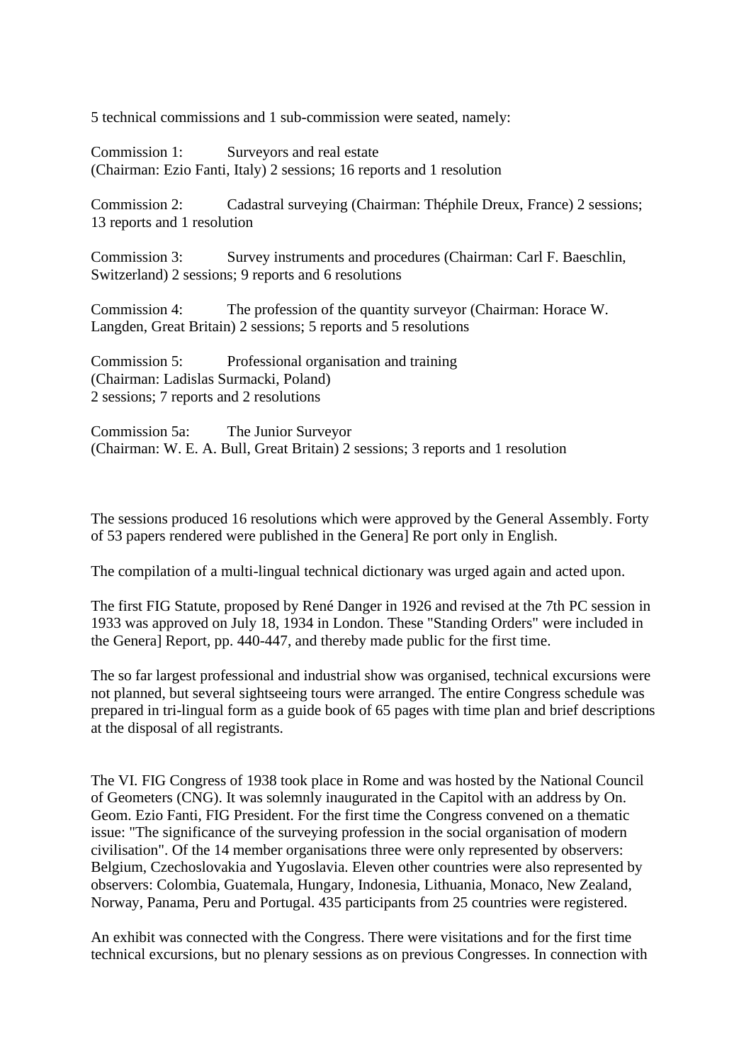5 technical commissions and 1 sub-commission were seated, namely:

Commission 1: Surveyors and real estate
(Chairman: Ezio Fanti, Italy) 2 sessions; 16 reports and 1 resolution

Commission 2: Cadastral surveying (Chairman: Théphile Dreux, France) 2 sessions; 13 reports and 1 resolution

Commission 3: Survey instruments and procedures (Chairman: Carl F. Baeschlin, Switzerland) 2 sessions; 9 reports and 6 resolutions

Commission 4: The profession of the quantity surveyor (Chairman: Horace W. Langden, Great Britain) 2 sessions; 5 reports and 5 resolutions

Commission 5: Professional organisation and training
(Chairman: Ladislas Surmacki, Poland)
2 sessions; 7 reports and 2 resolutions

Commission 5a: The Junior Surveyor
(Chairman: W. E. A. Bull, Great Britain) 2 sessions; 3 reports and 1 resolution

The sessions produced 16 resolutions which were approved by the General Assembly. Forty of 53 papers rendered were published in the Genera] Re port only in English.

The compilation of a multi-lingual technical dictionary was urged again and acted upon.

The first FIG Statute, proposed by René Danger in 1926 and revised at the 7th PC session in 1933 was approved on July 18, 1934 in London. These "Standing Orders" were included in the Genera] Report, pp. 440-447, and thereby made public for the first time.

The so far largest professional and industrial show was organised, technical excursions were not planned, but several sightseeing tours were arranged. The entire Congress schedule was prepared in tri-lingual form as a guide book of 65 pages with time plan and brief descriptions at the disposal of all registrants.

The VI. FIG Congress of 1938 took place in Rome and was hosted by the National Council of Geometers (CNG). It was solemnly inaugurated in the Capitol with an address by On. Geom. Ezio Fanti, FIG President. For the first time the Congress convened on a thematic issue: "The significance of the surveying profession in the social organisation of modern civilisation". Of the 14 member organisations three were only represented by observers: Belgium, Czechoslovakia and Yugoslavia. Eleven other countries were also represented by observers: Colombia, Guatemala, Hungary, Indonesia, Lithuania, Monaco, New Zealand, Norway, Panama, Peru and Portugal. 435 participants from 25 countries were registered.

An exhibit was connected with the Congress. There were visitations and for the first time technical excursions, but no plenary sessions as on previous Congresses. In connection with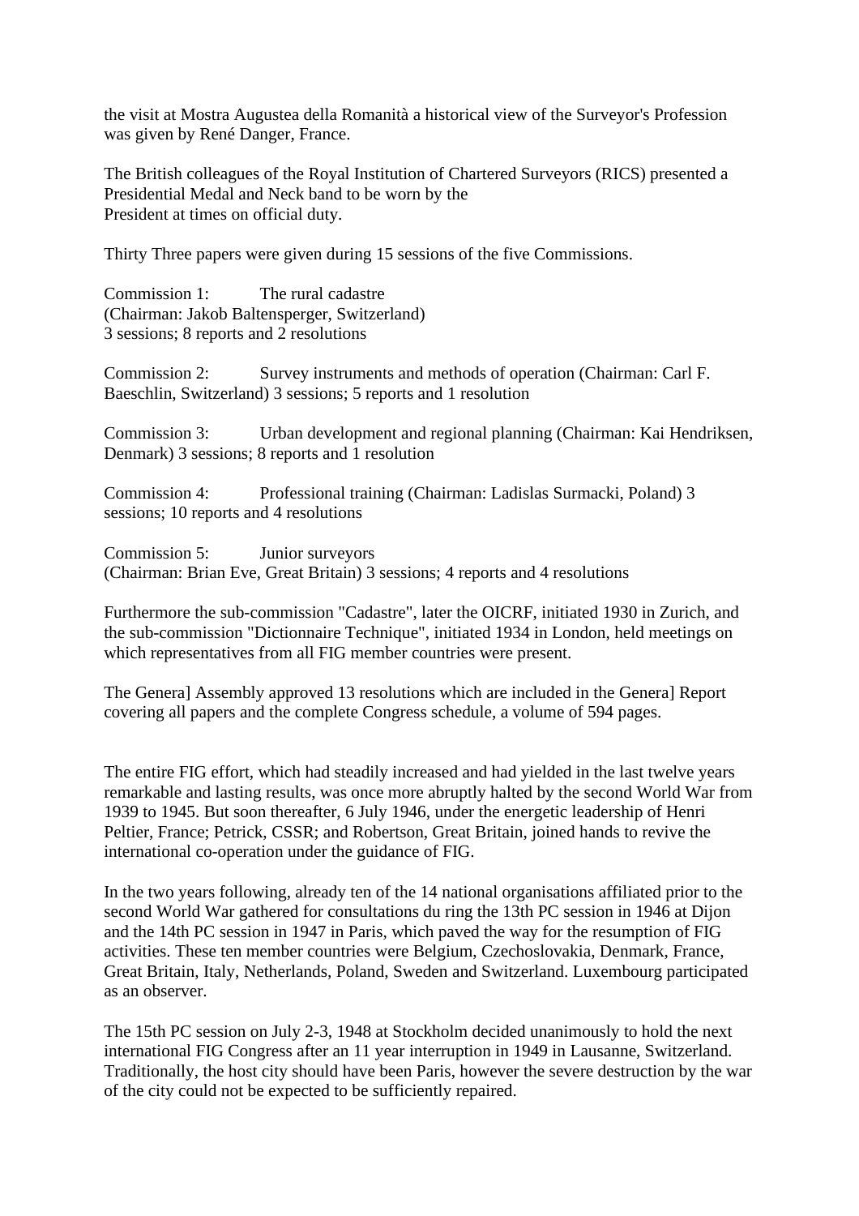the visit at Mostra Augustea della Romanità a historical view of the Surveyor's Profession was given by René Danger, France.

The British colleagues of the Royal Institution of Chartered Surveyors (RICS) presented a Presidential Medal and Neck band to be worn by the
President at times on official duty.

Thirty Three papers were given during 15 sessions of the five Commissions.

Commission 1: The rural cadastre
(Chairman: Jakob Baltensperger, Switzerland)
3 sessions; 8 reports and 2 resolutions

Commission 2: Survey instruments and methods of operation (Chairman: Carl F. Baeschlin, Switzerland) 3 sessions; 5 reports and 1 resolution

Commission 3: Urban development and regional planning (Chairman: Kai Hendriksen, Denmark) 3 sessions; 8 reports and 1 resolution

Commission 4: Professional training (Chairman: Ladislas Surmacki, Poland) 3 sessions; 10 reports and 4 resolutions

Commission 5: Junior surveyors
(Chairman: Brian Eve, Great Britain) 3 sessions; 4 reports and 4 resolutions

Furthermore the sub-commission "Cadastre", later the OICRF, initiated 1930 in Zurich, and the sub-commission "Dictionnaire Technique", initiated 1934 in London, held meetings on which representatives from all FIG member countries were present.

The Genera] Assembly approved 13 resolutions which are included in the Genera] Report covering all papers and the complete Congress schedule, a volume of 594 pages.

The entire FIG effort, which had steadily increased and had yielded in the last twelve years remarkable and lasting results, was once more abruptly halted by the second World War from 1939 to 1945. But soon thereafter, 6 July 1946, under the energetic leadership of Henri Peltier, France; Petrick, CSSR; and Robertson, Great Britain, joined hands to revive the international co-operation under the guidance of FIG.

In the two years following, already ten of the 14 national organisations affiliated prior to the second World War gathered for consultations du ring the 13th PC session in 1946 at Dijon and the 14th PC session in 1947 in Paris, which paved the way for the resumption of FIG activities. These ten member countries were Belgium, Czechoslovakia, Denmark, France, Great Britain, Italy, Netherlands, Poland, Sweden and Switzerland. Luxembourg participated as an observer.

The 15th PC session on July 2-3, 1948 at Stockholm decided unanimously to hold the next international FIG Congress after an 11 year interruption in 1949 in Lausanne, Switzerland. Traditionally, the host city should have been Paris, however the severe destruction by the war of the city could not be expected to be sufficiently repaired.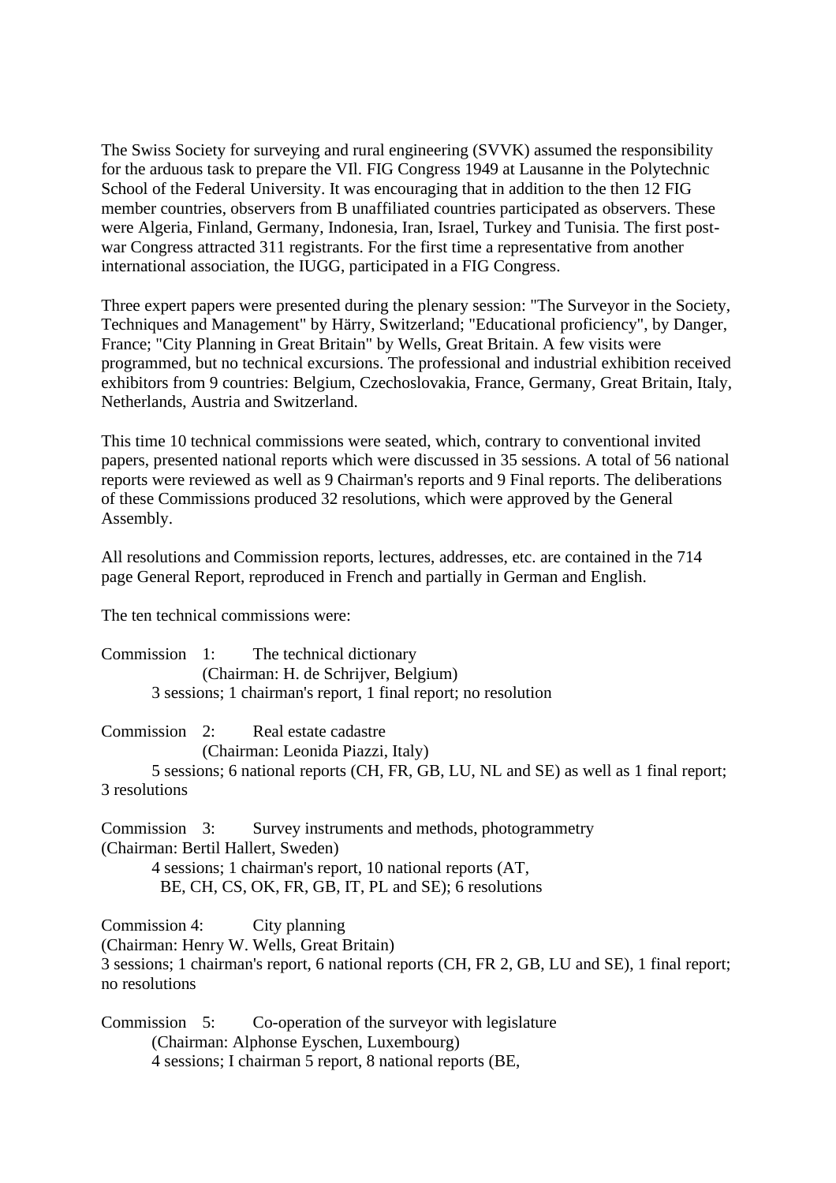The Swiss Society for surveying and rural engineering (SVVK) assumed the responsibility for the arduous task to prepare the VIl. FIG Congress 1949 at Lausanne in the Polytechnic School of the Federal University. It was encouraging that in addition to the then 12 FIG member countries, observers from B unaffiliated countries participated as observers. These were Algeria, Finland, Germany, Indonesia, Iran, Israel, Turkey and Tunisia. The first post-war Congress attracted 311 registrants. For the first time a representative from another international association, the IUGG, participated in a FIG Congress.

Three expert papers were presented during the plenary session: "The Surveyor in the Society, Techniques and Management" by Härry, Switzerland; "Educational proficiency", by Danger, France; "City Planning in Great Britain" by Wells, Great Britain. A few visits were programmed, but no technical excursions. The professional and industrial exhibition received exhibitors from 9 countries: Belgium, Czechoslovakia, France, Germany, Great Britain, Italy, Netherlands, Austria and Switzerland.

This time 10 technical commissions were seated, which, contrary to conventional invited papers, presented national reports which were discussed in 35 sessions. A total of 56 national reports were reviewed as well as 9 Chairman's reports and 9 Final reports. The deliberations of these Commissions produced 32 resolutions, which were approved by the General Assembly.

All resolutions and Commission reports, lectures, addresses, etc. are contained in the 714 page General Report, reproduced in French and partially in German and English.

The ten technical commissions were:

Commission 1: The technical dictionary
(Chairman: H. de Schrijver, Belgium)
3 sessions; 1 chairman's report, 1 final report; no resolution

Commission 2: Real estate cadastre
(Chairman: Leonida Piazzi, Italy)
5 sessions; 6 national reports (CH, FR, GB, LU, NL and SE) as well as 1 final report; 3 resolutions

Commission 3: Survey instruments and methods, photogrammetry
(Chairman: Bertil Hallert, Sweden)
4 sessions; 1 chairman's report, 10 national reports (AT, BE, CH, CS, OK, FR, GB, IT, PL and SE); 6 resolutions

Commission 4: City planning
(Chairman: Henry W. Wells, Great Britain)
3 sessions; 1 chairman's report, 6 national reports (CH, FR 2, GB, LU and SE), 1 final report; no resolutions

Commission 5: Co-operation of the surveyor with legislature
(Chairman: Alphonse Eyschen, Luxembourg)
4 sessions; I chairman 5 report, 8 national reports (BE,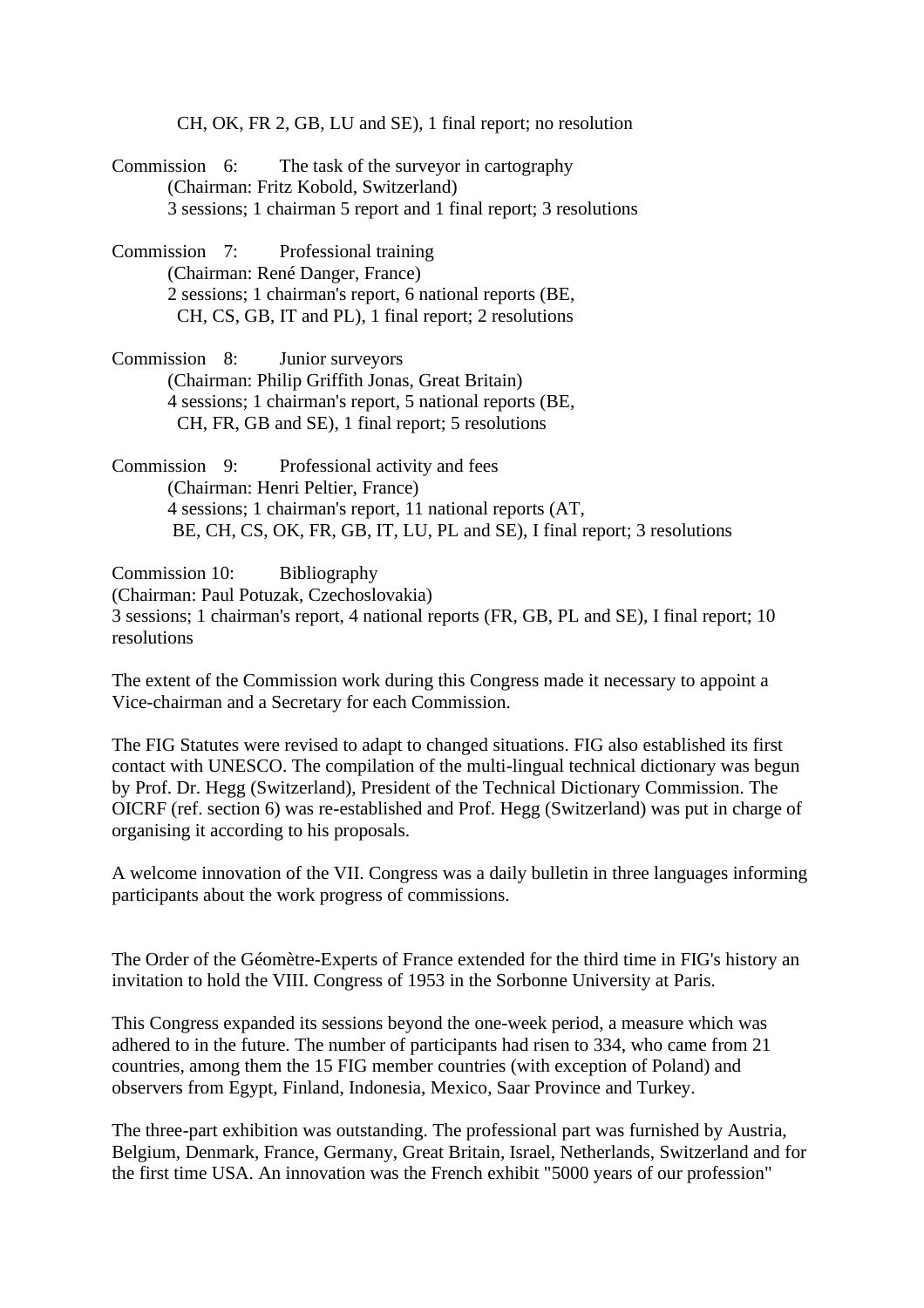CH, OK, FR 2, GB, LU and SE), 1 final report; no resolution

Commission 6: The task of the surveyor in cartography
(Chairman: Fritz Kobold, Switzerland)
3 sessions; 1 chairman 5 report and 1 final report; 3 resolutions

Commission 7: Professional training
(Chairman: René Danger, France)
2 sessions; 1 chairman's report, 6 national reports (BE, CH, CS, GB, IT and PL), 1 final report; 2 resolutions

Commission 8: Junior surveyors
(Chairman: Philip Griffith Jonas, Great Britain)
4 sessions; 1 chairman's report, 5 national reports (BE, CH, FR, GB and SE), 1 final report; 5 resolutions

Commission 9: Professional activity and fees
(Chairman: Henri Peltier, France)
4 sessions; 1 chairman's report, 11 national reports (AT, BE, CH, CS, OK, FR, GB, IT, LU, PL and SE), I final report; 3 resolutions

Commission 10: Bibliography
(Chairman: Paul Potuzak, Czechoslovakia)
3 sessions; 1 chairman's report, 4 national reports (FR, GB, PL and SE), I final report; 10 resolutions

The extent of the Commission work during this Congress made it necessary to appoint a Vice-chairman and a Secretary for each Commission.

The FIG Statutes were revised to adapt to changed situations. FIG also established its first contact with UNESCO. The compilation of the multi-lingual technical dictionary was begun by Prof. Dr. Hegg (Switzerland), President of the Technical Dictionary Commission. The OICRF (ref. section 6) was re-established and Prof. Hegg (Switzerland) was put in charge of organising it according to his proposals.

A welcome innovation of the VII. Congress was a daily bulletin in three languages informing participants about the work progress of commissions.

The Order of the Géomètre-Experts of France extended for the third time in FIG's history an invitation to hold the VIII. Congress of 1953 in the Sorbonne University at Paris.

This Congress expanded its sessions beyond the one-week period, a measure which was adhered to in the future. The number of participants had risen to 334, who came from 21 countries, among them the 15 FIG member countries (with exception of Poland) and observers from Egypt, Finland, Indonesia, Mexico, Saar Province and Turkey.

The three-part exhibition was outstanding. The professional part was furnished by Austria, Belgium, Denmark, France, Germany, Great Britain, Israel, Netherlands, Switzerland and for the first time USA. An innovation was the French exhibit "5000 years of our profession"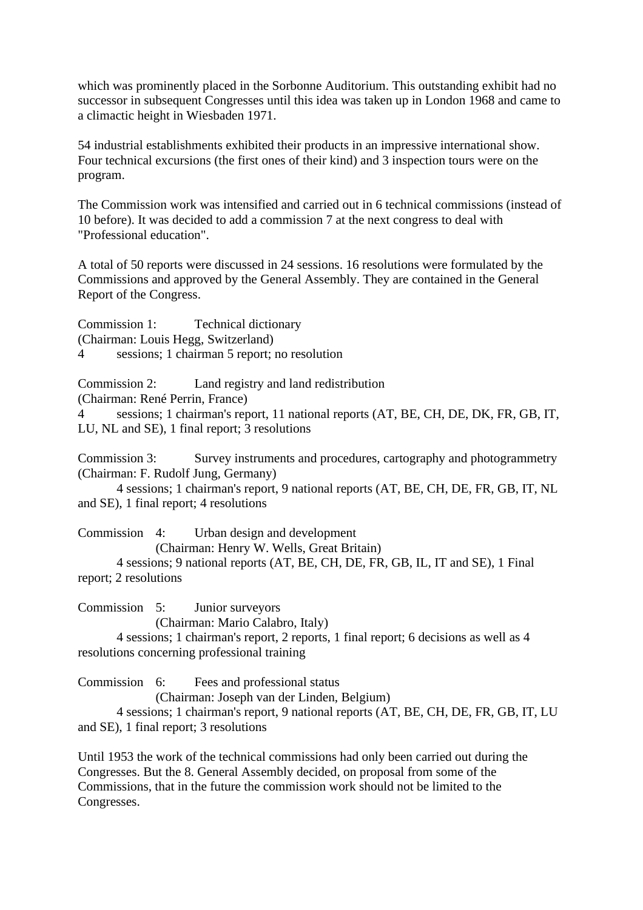which was prominently placed in the Sorbonne Auditorium. This outstanding exhibit had no successor in subsequent Congresses until this idea was taken up in London 1968 and came to a climactic height in Wiesbaden 1971.

54 industrial establishments exhibited their products in an impressive international show. Four technical excursions (the first ones of their kind) and 3 inspection tours were on the program.

The Commission work was intensified and carried out in 6 technical commissions (instead of 10 before). It was decided to add a commission 7 at the next congress to deal with "Professional education".

A total of 50 reports were discussed in 24 sessions. 16 resolutions were formulated by the Commissions and approved by the General Assembly. They are contained in the General Report of the Congress.

Commission 1: Technical dictionary
(Chairman: Louis Hegg, Switzerland)
4 sessions; 1 chairman 5 report; no resolution

Commission 2: Land registry and land redistribution
(Chairman: René Perrin, France)
4 sessions; 1 chairman's report, 11 national reports (AT, BE, CH, DE, DK, FR, GB, IT, LU, NL and SE), 1 final report; 3 resolutions

Commission 3: Survey instruments and procedures, cartography and photogrammetry
(Chairman: F. Rudolf Jung, Germany)
4 sessions; 1 chairman's report, 9 national reports (AT, BE, CH, DE, FR, GB, IT, NL and SE), 1 final report; 4 resolutions

Commission 4: Urban design and development
(Chairman: Henry W. Wells, Great Britain)
4 sessions; 9 national reports (AT, BE, CH, DE, FR, GB, IL, IT and SE), 1 Final report; 2 resolutions

Commission 5: Junior surveyors
(Chairman: Mario Calabro, Italy)
4 sessions; 1 chairman's report, 2 reports, 1 final report; 6 decisions as well as 4 resolutions concerning professional training

Commission 6: Fees and professional status
(Chairman: Joseph van der Linden, Belgium)
4 sessions; 1 chairman's report, 9 national reports (AT, BE, CH, DE, FR, GB, IT, LU and SE), 1 final report; 3 resolutions

Until 1953 the work of the technical commissions had only been carried out during the Congresses. But the 8. General Assembly decided, on proposal from some of the Commissions, that in the future the commission work should not be limited to the Congresses.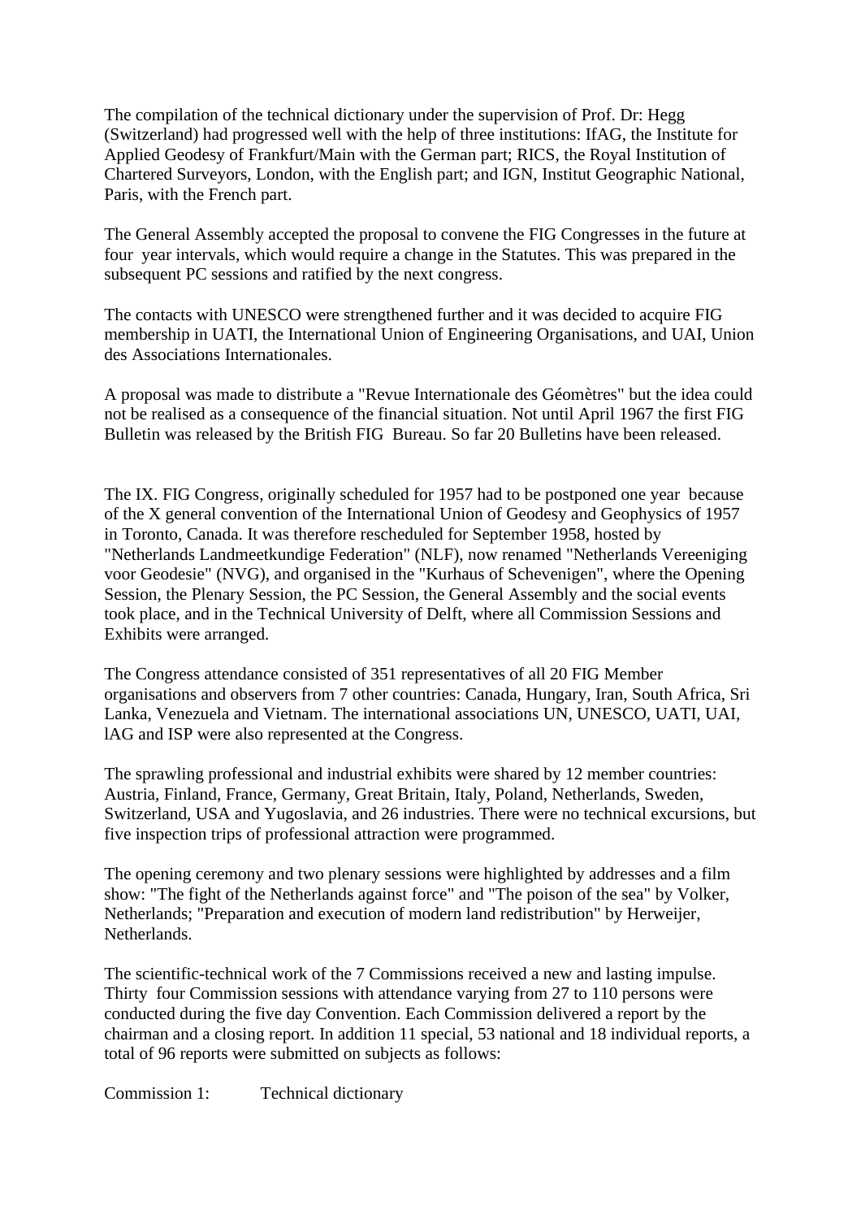The compilation of the technical dictionary under the supervision of Prof. Dr: Hegg (Switzerland) had progressed well with the help of three institutions: IfAG, the Institute for Applied Geodesy of Frankfurt/Main with the German part; RICS, the Royal Institution of Chartered Surveyors, London, with the English part; and IGN, Institut Geographic National, Paris, with the French part.

The General Assembly accepted the proposal to convene the FIG Congresses in the future at four year intervals, which would require a change in the Statutes. This was prepared in the subsequent PC sessions and ratified by the next congress.

The contacts with UNESCO were strengthened further and it was decided to acquire FIG membership in UATI, the International Union of Engineering Organisations, and UAI, Union des Associations Internationales.

A proposal was made to distribute a "Revue Internationale des Géomètres" but the idea could not be realised as a consequence of the financial situation. Not until April 1967 the first FIG Bulletin was released by the British FIG Bureau. So far 20 Bulletins have been released.

The IX. FIG Congress, originally scheduled for 1957 had to be postponed one year because of the X general convention of the International Union of Geodesy and Geophysics of 1957 in Toronto, Canada. It was therefore rescheduled for September 1958, hosted by "Netherlands Landmeetkundige Federation" (NLF), now renamed "Netherlands Vereeniging voor Geodesie" (NVG), and organised in the "Kurhaus of Schevenigen", where the Opening Session, the Plenary Session, the PC Session, the General Assembly and the social events took place, and in the Technical University of Delft, where all Commission Sessions and Exhibits were arranged.

The Congress attendance consisted of 351 representatives of all 20 FIG Member organisations and observers from 7 other countries: Canada, Hungary, Iran, South Africa, Sri Lanka, Venezuela and Vietnam. The international associations UN, UNESCO, UATI, UAI, lAG and ISP were also represented at the Congress.

The sprawling professional and industrial exhibits were shared by 12 member countries: Austria, Finland, France, Germany, Great Britain, Italy, Poland, Netherlands, Sweden, Switzerland, USA and Yugoslavia, and 26 industries. There were no technical excursions, but five inspection trips of professional attraction were programmed.

The opening ceremony and two plenary sessions were highlighted by addresses and a film show: "The fight of the Netherlands against force" and "The poison of the sea" by Volker, Netherlands; "Preparation and execution of modern land redistribution" by Herweijer, Netherlands.

The scientific-technical work of the 7 Commissions received a new and lasting impulse. Thirty four Commission sessions with attendance varying from 27 to 110 persons were conducted during the five day Convention. Each Commission delivered a report by the chairman and a closing report. In addition 11 special, 53 national and 18 individual reports, a total of 96 reports were submitted on subjects as follows:

Commission 1: Technical dictionary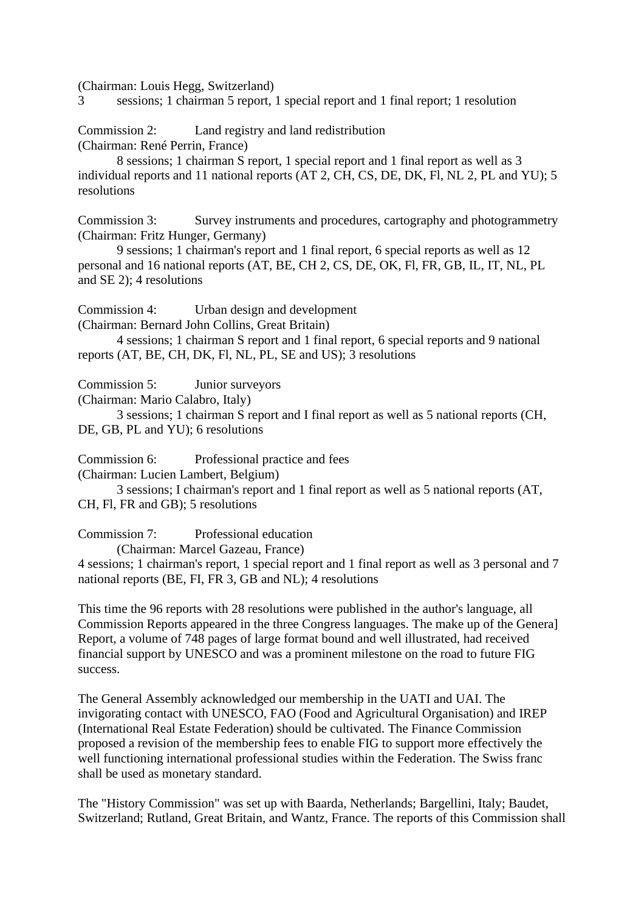(Chairman: Louis Hegg, Switzerland)
3 sessions; 1 chairman 5 report, 1 special report and 1 final report; 1 resolution

Commission 2: Land registry and land redistribution
(Chairman: René Perrin, France)
8 sessions; 1 chairman S report, 1 special report and 1 final report as well as 3 individual reports and 11 national reports (AT 2, CH, CS, DE, DK, Fl, NL 2, PL and YU); 5 resolutions

Commission 3: Survey instruments and procedures, cartography and photogrammetry
(Chairman: Fritz Hunger, Germany)
9 sessions; 1 chairman's report and 1 final report, 6 special reports as well as 12 personal and 16 national reports (AT, BE, CH 2, CS, DE, OK, Fl, FR, GB, IL, IT, NL, PL and SE 2); 4 resolutions

Commission 4: Urban design and development
(Chairman: Bernard John Collins, Great Britain)
4 sessions; 1 chairman S report and 1 final report, 6 special reports and 9 national reports (AT, BE, CH, DK, Fl, NL, PL, SE and US); 3 resolutions

Commission 5: Junior surveyors
(Chairman: Mario Calabro, Italy)
3 sessions; 1 chairman S report and I final report as well as 5 national reports (CH, DE, GB, PL and YU); 6 resolutions

Commission 6: Professional practice and fees
(Chairman: Lucien Lambert, Belgium)
3 sessions; I chairman's report and 1 final report as well as 5 national reports (AT, CH, Fl, FR and GB); 5 resolutions

Commission 7: Professional education
(Chairman: Marcel Gazeau, France)
4 sessions; 1 chairman's report, 1 special report and 1 final report as well as 3 personal and 7 national reports (BE, FI, FR 3, GB and NL); 4 resolutions

This time the 96 reports with 28 resolutions were published in the author's language, all Commission Reports appeared in the three Congress languages. The make up of the Genera] Report, a volume of 748 pages of large format bound and well illustrated, had received financial support by UNESCO and was a prominent milestone on the road to future FIG success.

The General Assembly acknowledged our membership in the UATI and UAI. The invigorating contact with UNESCO, FAO (Food and Agricultural Organisation) and IREP (International Real Estate Federation) should be cultivated. The Finance Commission proposed a revision of the membership fees to enable FIG to support more effectively the well functioning international professional studies within the Federation. The Swiss franc shall be used as monetary standard.

The "History Commission" was set up with Baarda, Netherlands; Bargellini, Italy; Baudet, Switzerland; Rutland, Great Britain, and Wantz, France. The reports of this Commission shall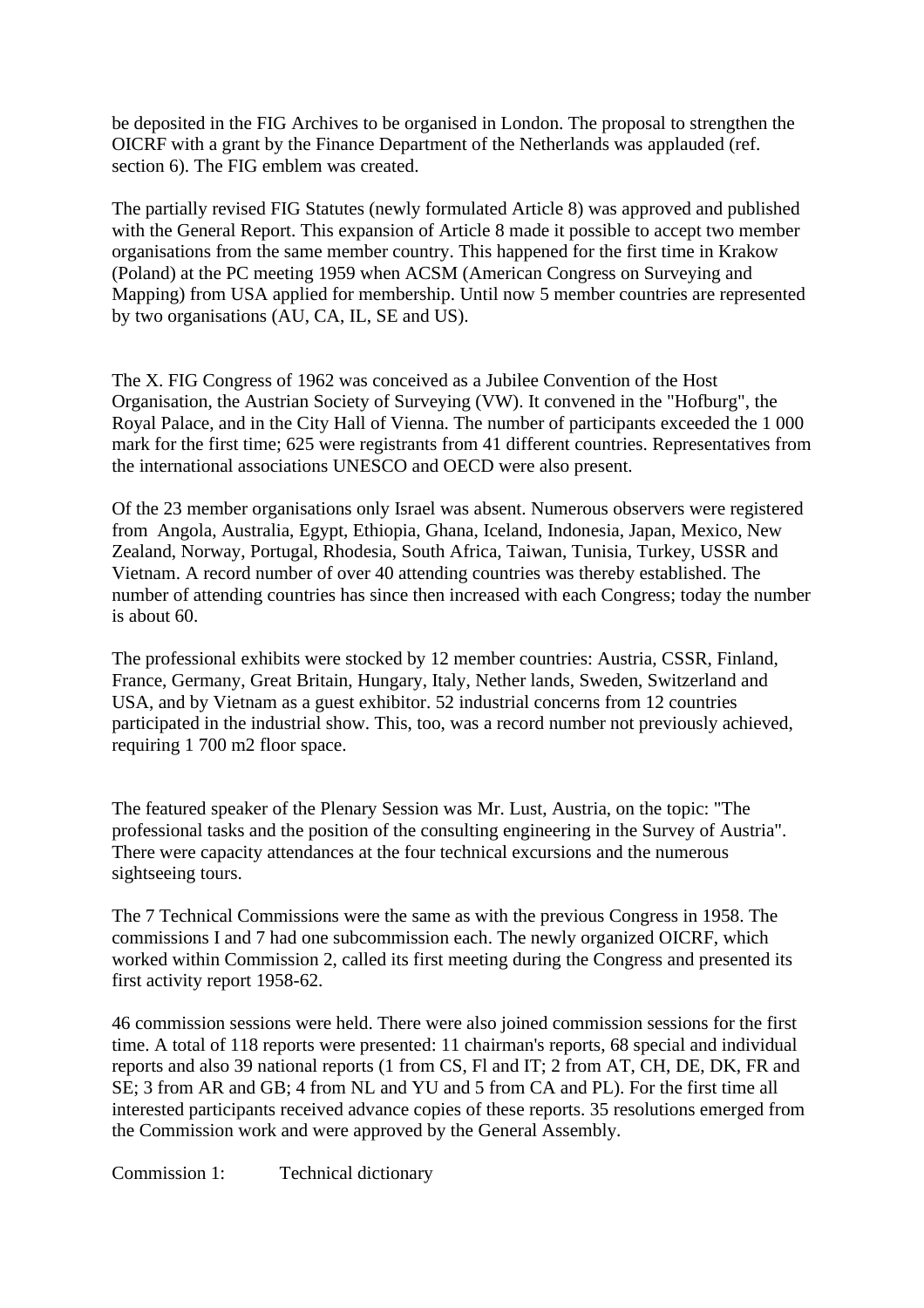be deposited in the FIG Archives to be organised in London. The proposal to strengthen the OICRF with a grant by the Finance Department of the Netherlands was applauded (ref. section 6). The FIG emblem was created.

The partially revised FIG Statutes (newly formulated Article 8) was approved and published with the General Report. This expansion of Article 8 made it possible to accept two member organisations from the same member country. This happened for the first time in Krakow (Poland) at the PC meeting 1959 when ACSM (American Congress on Surveying and Mapping) from USA applied for membership. Until now 5 member countries are represented by two organisations (AU, CA, IL, SE and US).

The X. FIG Congress of 1962 was conceived as a Jubilee Convention of the Host Organisation, the Austrian Society of Surveying (VW). It convened in the "Hofburg", the Royal Palace, and in the City Hall of Vienna. The number of participants exceeded the 1 000 mark for the first time; 625 were registrants from 41 different countries. Representatives from the international associations UNESCO and OECD were also present.

Of the 23 member organisations only Israel was absent. Numerous observers were registered from Angola, Australia, Egypt, Ethiopia, Ghana, Iceland, Indonesia, Japan, Mexico, New Zealand, Norway, Portugal, Rhodesia, South Africa, Taiwan, Tunisia, Turkey, USSR and Vietnam. A record number of over 40 attending countries was thereby established. The number of attending countries has since then increased with each Congress; today the number is about 60.

The professional exhibits were stocked by 12 member countries: Austria, CSSR, Finland, France, Germany, Great Britain, Hungary, Italy, Nether lands, Sweden, Switzerland and USA, and by Vietnam as a guest exhibitor. 52 industrial concerns from 12 countries participated in the industrial show. This, too, was a record number not previously achieved, requiring 1 700 m2 floor space.

The featured speaker of the Plenary Session was Mr. Lust, Austria, on the topic: "The professional tasks and the position of the consulting engineering in the Survey of Austria". There were capacity attendances at the four technical excursions and the numerous sightseeing tours.

The 7 Technical Commissions were the same as with the previous Congress in 1958. The commissions I and 7 had one subcommission each. The newly organized OICRF, which worked within Commission 2, called its first meeting during the Congress and presented its first activity report 1958-62.

46 commission sessions were held. There were also joined commission sessions for the first time. A total of 118 reports were presented: 11 chairman's reports, 68 special and individual reports and also 39 national reports (1 from CS, Fl and IT; 2 from AT, CH, DE, DK, FR and SE; 3 from AR and GB; 4 from NL and YU and 5 from CA and PL). For the first time all interested participants received advance copies of these reports. 35 resolutions emerged from the Commission work and were approved by the General Assembly.

Commission 1: Technical dictionary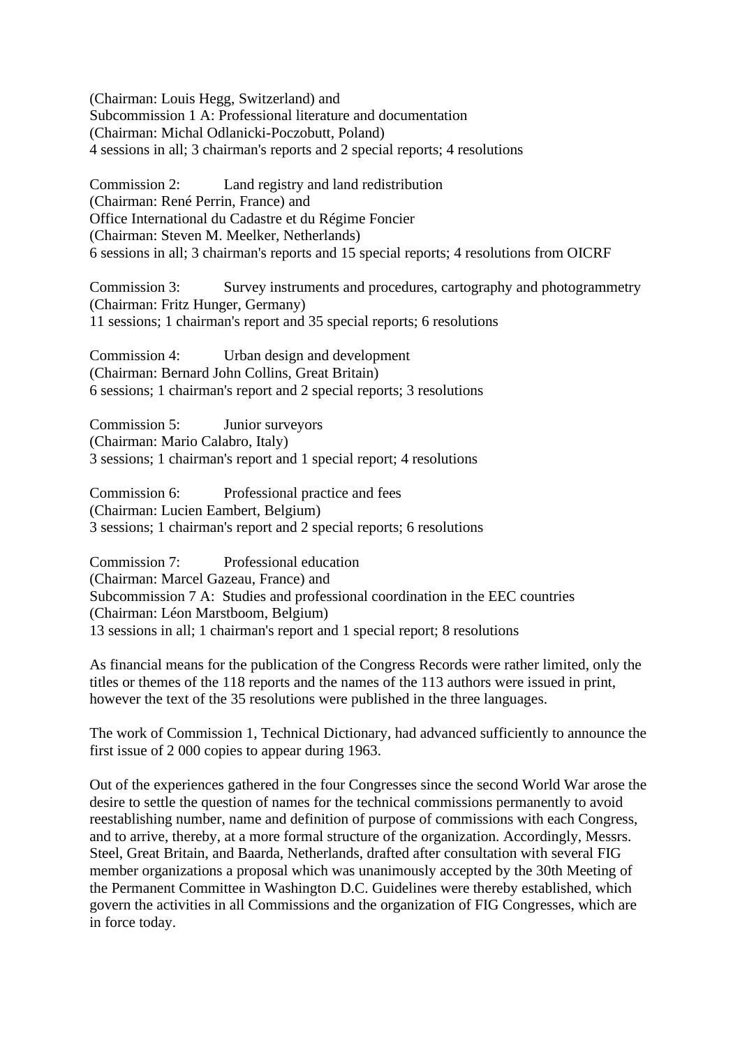(Chairman: Louis Hegg, Switzerland) and
Subcommission 1 A: Professional literature and documentation
(Chairman: Michal Odlanicki-Poczobutt, Poland)
4 sessions in all; 3 chairman's reports and 2 special reports; 4 resolutions

Commission 2: Land registry and land redistribution
(Chairman: René Perrin, France) and
Office International du Cadastre et du Régime Foncier
(Chairman: Steven M. Meelker, Netherlands)
6 sessions in all; 3 chairman's reports and 15 special reports; 4 resolutions from OICRF

Commission 3: Survey instruments and procedures, cartography and photogrammetry
(Chairman: Fritz Hunger, Germany)
11 sessions; 1 chairman's report and 35 special reports; 6 resolutions

Commission 4: Urban design and development
(Chairman: Bernard John Collins, Great Britain)
6 sessions; 1 chairman's report and 2 special reports; 3 resolutions

Commission 5: Junior surveyors
(Chairman: Mario Calabro, Italy)
3 sessions; 1 chairman's report and 1 special report; 4 resolutions

Commission 6: Professional practice and fees
(Chairman: Lucien Eambert, Belgium)
3 sessions; 1 chairman's report and 2 special reports; 6 resolutions

Commission 7: Professional education
(Chairman: Marcel Gazeau, France) and
Subcommission 7 A: Studies and professional coordination in the EEC countries
(Chairman: Léon Marstboom, Belgium)
13 sessions in all; 1 chairman's report and 1 special report; 8 resolutions

As financial means for the publication of the Congress Records were rather limited, only the titles or themes of the 118 reports and the names of the 113 authors were issued in print, however the text of the 35 resolutions were published in the three languages.

The work of Commission 1, Technical Dictionary, had advanced sufficiently to announce the first issue of 2 000 copies to appear during 1963.

Out of the experiences gathered in the four Congresses since the second World War arose the desire to settle the question of names for the technical commissions permanently to avoid reestablishing number, name and definition of purpose of commissions with each Congress, and to arrive, thereby, at a more formal structure of the organization. Accordingly, Messrs. Steel, Great Britain, and Baarda, Netherlands, drafted after consultation with several FIG member organizations a proposal which was unanimously accepted by the 30th Meeting of the Permanent Committee in Washington D.C. Guidelines were thereby established, which govern the activities in all Commissions and the organization of FIG Congresses, which are in force today.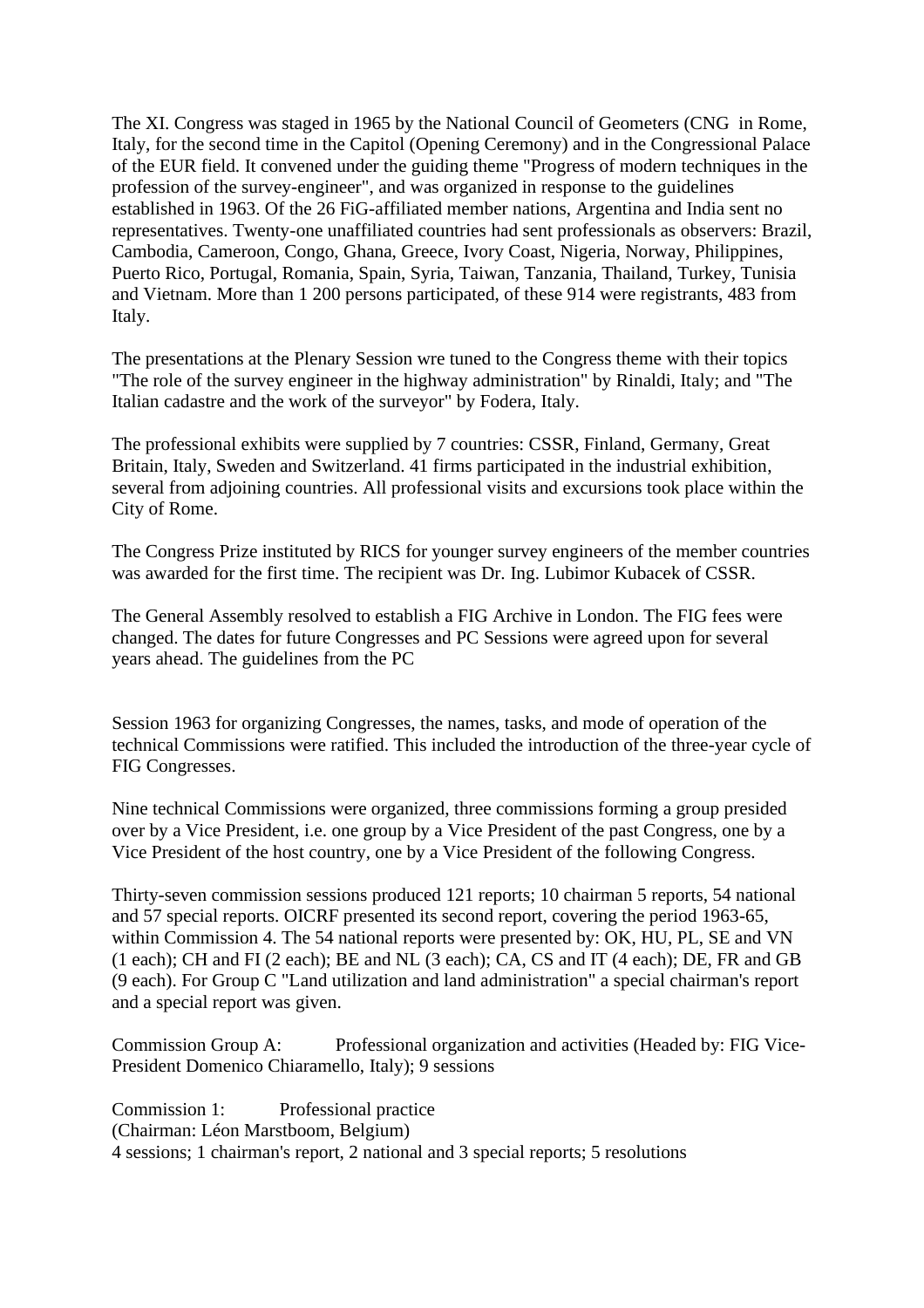The XI. Congress was staged in 1965 by the National Council of Geometers (CNG in Rome, Italy, for the second time in the Capitol (Opening Ceremony) and in the Congressional Palace of the EUR field. It convened under the guiding theme "Progress of modern techniques in the profession of the survey-engineer", and was organized in response to the guidelines established in 1963. Of the 26 FiG-affiliated member nations, Argentina and India sent no representatives. Twenty-one unaffiliated countries had sent professionals as observers: Brazil, Cambodia, Cameroon, Congo, Ghana, Greece, Ivory Coast, Nigeria, Norway, Philippines, Puerto Rico, Portugal, Romania, Spain, Syria, Taiwan, Tanzania, Thailand, Turkey, Tunisia and Vietnam. More than 1 200 persons participated, of these 914 were registrants, 483 from Italy.

The presentations at the Plenary Session wre tuned to the Congress theme with their topics "The role of the survey engineer in the highway administration" by Rinaldi, Italy; and "The Italian cadastre and the work of the surveyor" by Fodera, Italy.

The professional exhibits were supplied by 7 countries: CSSR, Finland, Germany, Great Britain, Italy, Sweden and Switzerland. 41 firms participated in the industrial exhibition, several from adjoining countries. All professional visits and excursions took place within the City of Rome.

The Congress Prize instituted by RICS for younger survey engineers of the member countries was awarded for the first time. The recipient was Dr. Ing. Lubimor Kubacek of CSSR.

The General Assembly resolved to establish a FIG Archive in London. The FIG fees were changed. The dates for future Congresses and PC Sessions were agreed upon for several years ahead. The guidelines from the PC

Session 1963 for organizing Congresses, the names, tasks, and mode of operation of the technical Commissions were ratified. This included the introduction of the three-year cycle of FIG Congresses.

Nine technical Commissions were organized, three commissions forming a group presided over by a Vice President, i.e. one group by a Vice President of the past Congress, one by a Vice President of the host country, one by a Vice President of the following Congress.

Thirty-seven commission sessions produced 121 reports; 10 chairman 5 reports, 54 national and 57 special reports. OICRF presented its second report, covering the period 1963-65, within Commission 4. The 54 national reports were presented by: OK, HU, PL, SE and VN (1 each); CH and FI (2 each); BE and NL (3 each); CA, CS and IT (4 each); DE, FR and GB (9 each). For Group C "Land utilization and land administration" a special chairman's report and a special report was given.

Commission Group A: Professional organization and activities (Headed by: FIG Vice-President Domenico Chiaramello, Italy); 9 sessions

Commission 1: Professional practice
(Chairman: Léon Marstboom, Belgium)
4 sessions; 1 chairman's report, 2 national and 3 special reports; 5 resolutions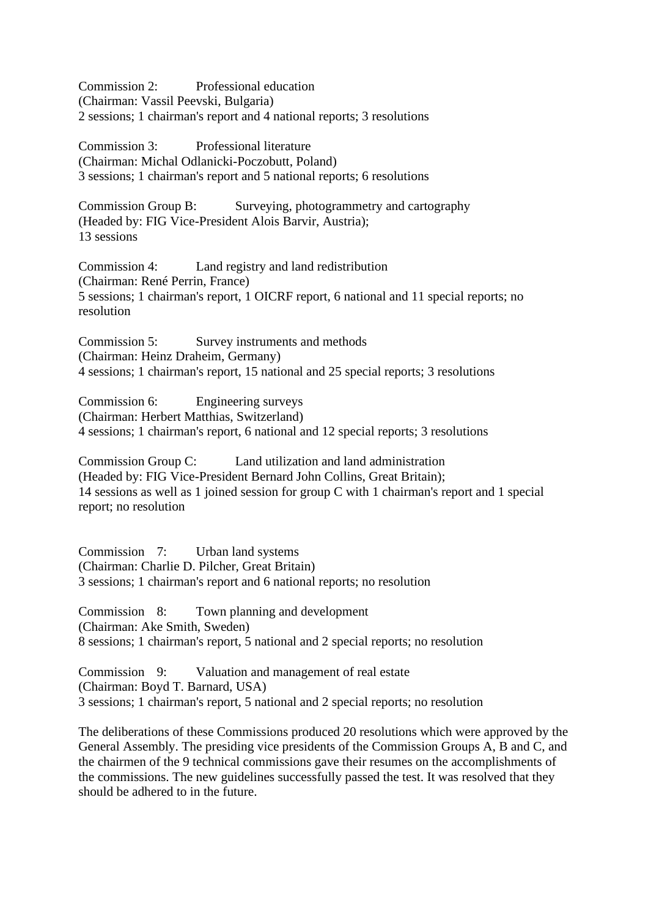Commission 2: Professional education
(Chairman: Vassil Peevski, Bulgaria)
2 sessions; 1 chairman's report and 4 national reports; 3 resolutions

Commission 3: Professional literature
(Chairman: Michal Odlanicki-Poczobutt, Poland)
3 sessions; 1 chairman's report and 5 national reports; 6 resolutions

Commission Group B: Surveying, photogrammetry and cartography
(Headed by: FIG Vice-President Alois Barvir, Austria);
13 sessions

Commission 4: Land registry and land redistribution
(Chairman: René Perrin, France)
5 sessions; 1 chairman's report, 1 OICRF report, 6 national and 11 special reports; no resolution

Commission 5: Survey instruments and methods
(Chairman: Heinz Draheim, Germany)
4 sessions; 1 chairman's report, 15 national and 25 special reports; 3 resolutions

Commission 6: Engineering surveys
(Chairman: Herbert Matthias, Switzerland)
4 sessions; 1 chairman's report, 6 national and 12 special reports; 3 resolutions

Commission Group C: Land utilization and land administration
(Headed by: FIG Vice-President Bernard John Collins, Great Britain);
14 sessions as well as 1 joined session for group C with 1 chairman's report and 1 special report; no resolution

Commission 7: Urban land systems
(Chairman: Charlie D. Pilcher, Great Britain)
3 sessions; 1 chairman's report and 6 national reports; no resolution

Commission 8: Town planning and development
(Chairman: Ake Smith, Sweden)
8 sessions; 1 chairman's report, 5 national and 2 special reports; no resolution

Commission 9: Valuation and management of real estate
(Chairman: Boyd T. Barnard, USA)
3 sessions; 1 chairman's report, 5 national and 2 special reports; no resolution

The deliberations of these Commissions produced 20 resolutions which were approved by the General Assembly. The presiding vice presidents of the Commission Groups A, B and C, and the chairmen of the 9 technical commissions gave their resumes on the accomplishments of the commissions. The new guidelines successfully passed the test. It was resolved that they should be adhered to in the future.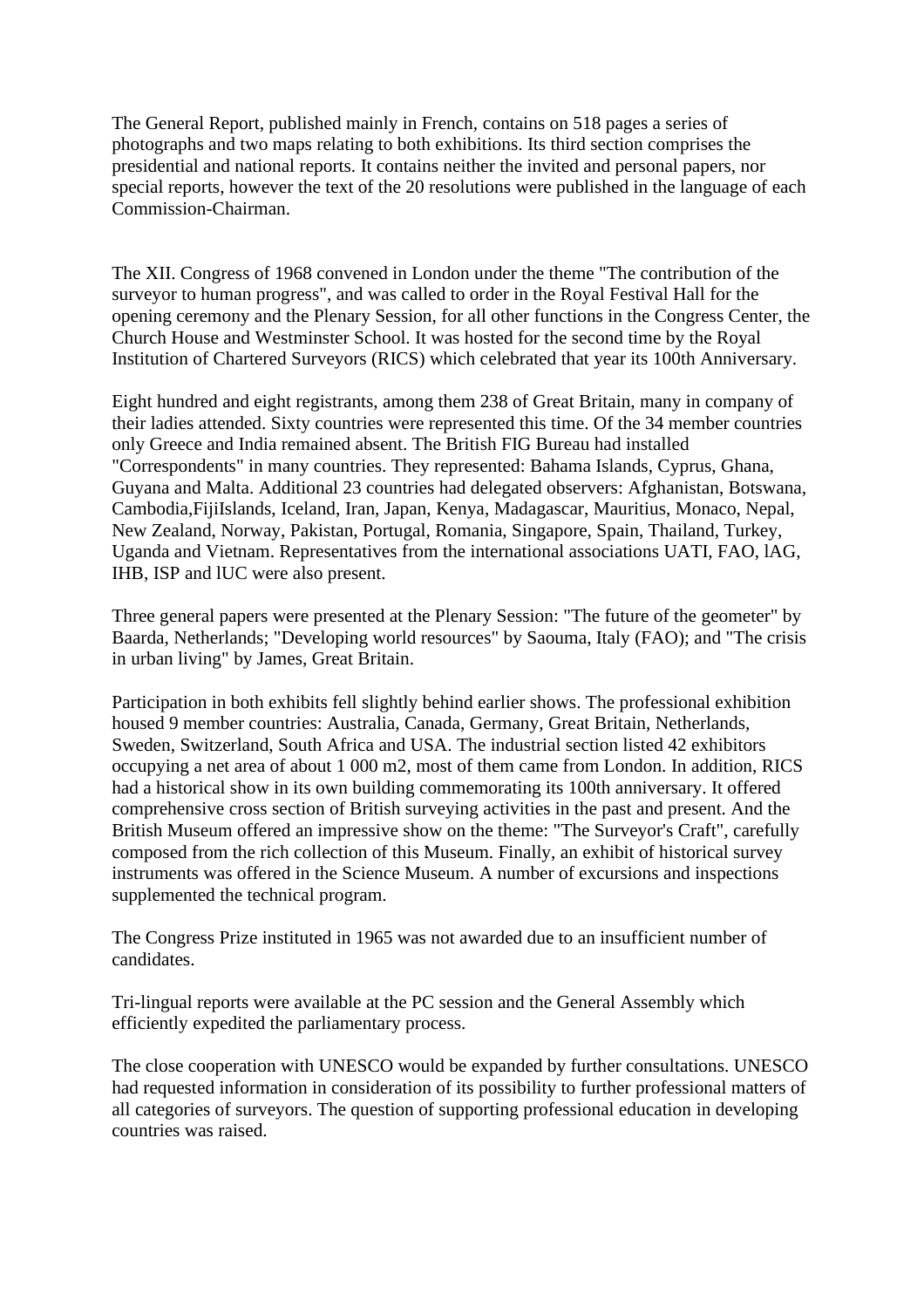The General Report, published mainly in French, contains on 518 pages a series of photographs and two maps relating to both exhibitions. Its third section comprises the presidential and national reports. It contains neither the invited and personal papers, nor special reports, however the text of the 20 resolutions were published in the language of each Commission-Chairman.

The XII. Congress of 1968 convened in London under the theme "The contribution of the surveyor to human progress", and was called to order in the Royal Festival Hall for the opening ceremony and the Plenary Session, for all other functions in the Congress Center, the Church House and Westminster School. It was hosted for the second time by the Royal Institution of Chartered Surveyors (RICS) which celebrated that year its 100th Anniversary.

Eight hundred and eight registrants, among them 238 of Great Britain, many in company of their ladies attended. Sixty countries were represented this time. Of the 34 member countries only Greece and India remained absent. The British FIG Bureau had installed "Correspondents" in many countries. They represented: Bahama Islands, Cyprus, Ghana, Guyana and Malta. Additional 23 countries had delegated observers: Afghanistan, Botswana, Cambodia,FijiIslands, Iceland, Iran, Japan, Kenya, Madagascar, Mauritius, Monaco, Nepal, New Zealand, Norway, Pakistan, Portugal, Romania, Singapore, Spain, Thailand, Turkey, Uganda and Vietnam. Representatives from the international associations UATI, FAO, lAG, IHB, ISP and lUC were also present.

Three general papers were presented at the Plenary Session: "The future of the geometer" by Baarda, Netherlands; "Developing world resources" by Saouma, Italy (FAO); and "The crisis in urban living" by James, Great Britain.

Participation in both exhibits fell slightly behind earlier shows. The professional exhibition housed 9 member countries: Australia, Canada, Germany, Great Britain, Netherlands, Sweden, Switzerland, South Africa and USA. The industrial section listed 42 exhibitors occupying a net area of about 1 000 m2, most of them came from London. In addition, RICS had a historical show in its own building commemorating its 100th anniversary. It offered comprehensive cross section of British surveying activities in the past and present. And the British Museum offered an impressive show on the theme: "The Surveyor's Craft", carefully composed from the rich collection of this Museum. Finally, an exhibit of historical survey instruments was offered in the Science Museum. A number of excursions and inspections supplemented the technical program.

The Congress Prize instituted in 1965 was not awarded due to an insufficient number of candidates.

Tri-lingual reports were available at the PC session and the General Assembly which efficiently expedited the parliamentary process.

The close cooperation with UNESCO would be expanded by further consultations. UNESCO had requested information in consideration of its possibility to further professional matters of all categories of surveyors. The question of supporting professional education in developing countries was raised.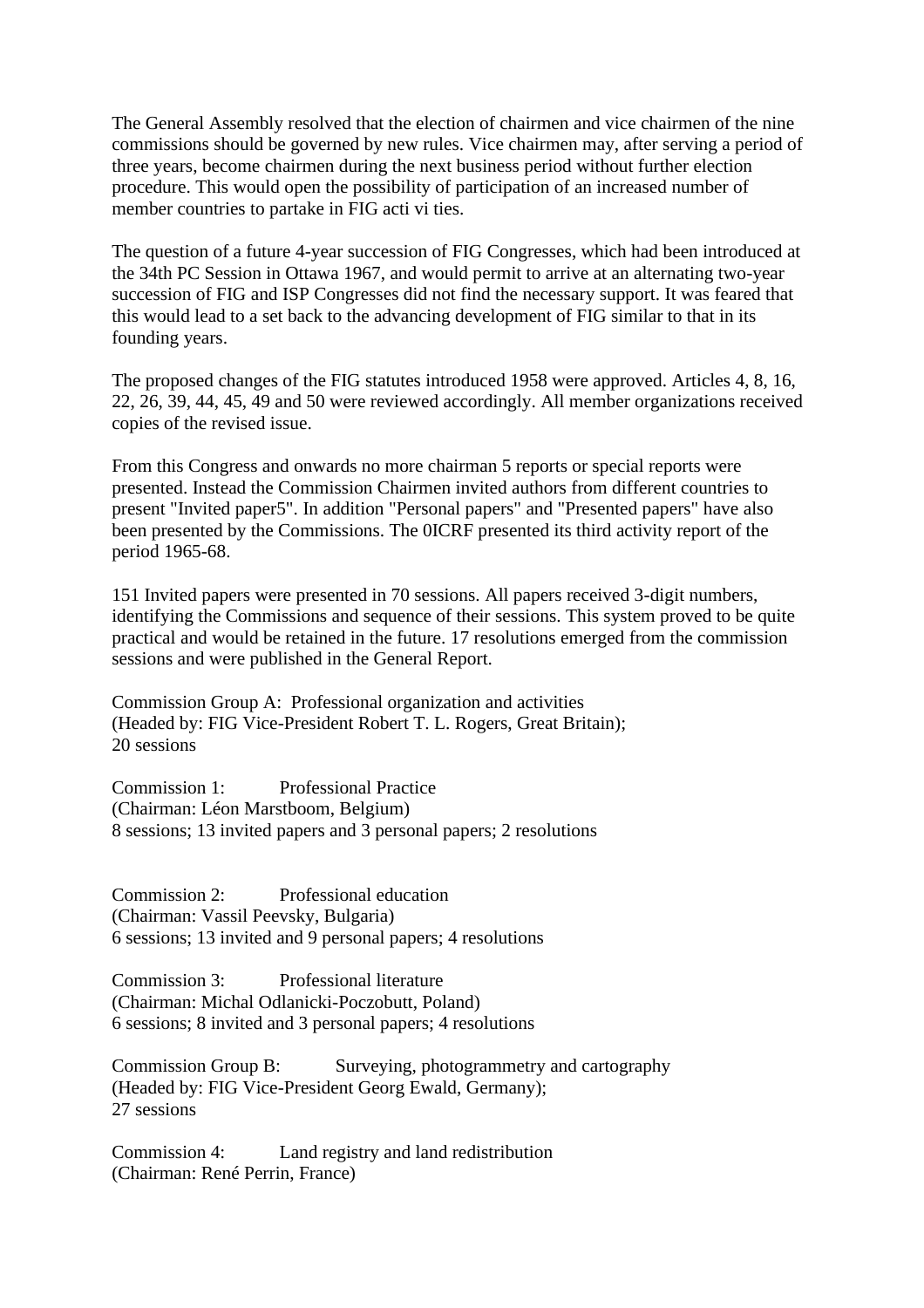The General Assembly resolved that the election of chairmen and vice chairmen of the nine commissions should be governed by new rules. Vice chairmen may, after serving a period of three years, become chairmen during the next business period without further election procedure. This would open the possibility of participation of an increased number of member countries to partake in FIG acti vi ties.

The question of a future 4-year succession of FIG Congresses, which had been introduced at the 34th PC Session in Ottawa 1967, and would permit to arrive at an alternating two-year succession of FIG and ISP Congresses did not find the necessary support. It was feared that this would lead to a set back to the advancing development of FIG similar to that in its founding years.

The proposed changes of the FIG statutes introduced 1958 were approved. Articles 4, 8, 16, 22, 26, 39, 44, 45, 49 and 50 were reviewed accordingly. All member organizations received copies of the revised issue.

From this Congress and onwards no more chairman 5 reports or special reports were presented. Instead the Commission Chairmen invited authors from different countries to present "Invited paper5". In addition "Personal papers" and "Presented papers" have also been presented by the Commissions. The 0ICRF presented its third activity report of the period 1965-68.

151 Invited papers were presented in 70 sessions. All papers received 3-digit numbers, identifying the Commissions and sequence of their sessions. This system proved to be quite practical and would be retained in the future. 17 resolutions emerged from the commission sessions and were published in the General Report.

Commission Group A: Professional organization and activities
(Headed by: FIG Vice-President Robert T. L. Rogers, Great Britain);
20 sessions

Commission 1: Professional Practice
(Chairman: Léon Marstboom, Belgium)
8 sessions; 13 invited papers and 3 personal papers; 2 resolutions

Commission 2: Professional education
(Chairman: Vassil Peevsky, Bulgaria)
6 sessions; 13 invited and 9 personal papers; 4 resolutions

Commission 3: Professional literature
(Chairman: Michal Odlanicki-Poczobutt, Poland)
6 sessions; 8 invited and 3 personal papers; 4 resolutions

Commission Group B: Surveying, photogrammetry and cartography
(Headed by: FIG Vice-President Georg Ewald, Germany);
27 sessions

Commission 4: Land registry and land redistribution
(Chairman: René Perrin, France)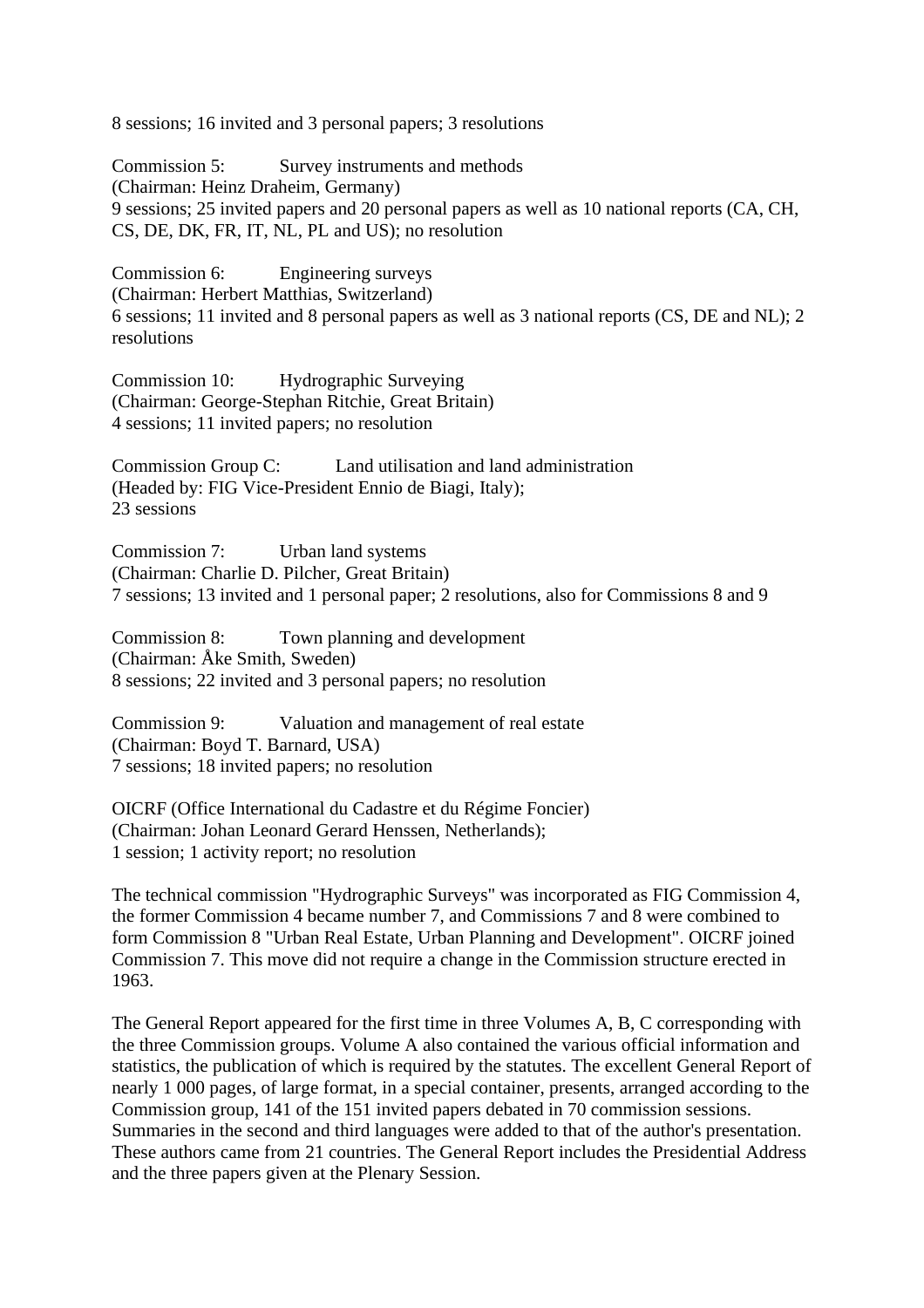8 sessions; 16 invited and 3 personal papers; 3 resolutions

Commission 5: Survey instruments and methods
(Chairman: Heinz Draheim, Germany)
9 sessions; 25 invited papers and 20 personal papers as well as 10 national reports (CA, CH, CS, DE, DK, FR, IT, NL, PL and US); no resolution

Commission 6: Engineering surveys
(Chairman: Herbert Matthias, Switzerland)
6 sessions; 11 invited and 8 personal papers as well as 3 national reports (CS, DE and NL); 2 resolutions

Commission 10: Hydrographic Surveying
(Chairman: George-Stephan Ritchie, Great Britain)
4 sessions; 11 invited papers; no resolution

Commission Group C: Land utilisation and land administration
(Headed by: FIG Vice-President Ennio de Biagi, Italy);
23 sessions

Commission 7: Urban land systems
(Chairman: Charlie D. Pilcher, Great Britain)
7 sessions; 13 invited and 1 personal paper; 2 resolutions, also for Commissions 8 and 9

Commission 8: Town planning and development
(Chairman: Åke Smith, Sweden)
8 sessions; 22 invited and 3 personal papers; no resolution

Commission 9: Valuation and management of real estate
(Chairman: Boyd T. Barnard, USA)
7 sessions; 18 invited papers; no resolution

OICRF (Office International du Cadastre et du Régime Foncier)
(Chairman: Johan Leonard Gerard Henssen, Netherlands);
1 session; 1 activity report; no resolution

The technical commission "Hydrographic Surveys" was incorporated as FIG Commission 4, the former Commission 4 became number 7, and Commissions 7 and 8 were combined to form Commission 8 "Urban Real Estate, Urban Planning and Development". OICRF joined Commission 7. This move did not require a change in the Commission structure erected in 1963.

The General Report appeared for the first time in three Volumes A, B, C corresponding with the three Commission groups. Volume A also contained the various official information and statistics, the publication of which is required by the statutes. The excellent General Report of nearly 1 000 pages, of large format, in a special container, presents, arranged according to the Commission group, 141 of the 151 invited papers debated in 70 commission sessions. Summaries in the second and third languages were added to that of the author's presentation. These authors came from 21 countries. The General Report includes the Presidential Address and the three papers given at the Plenary Session.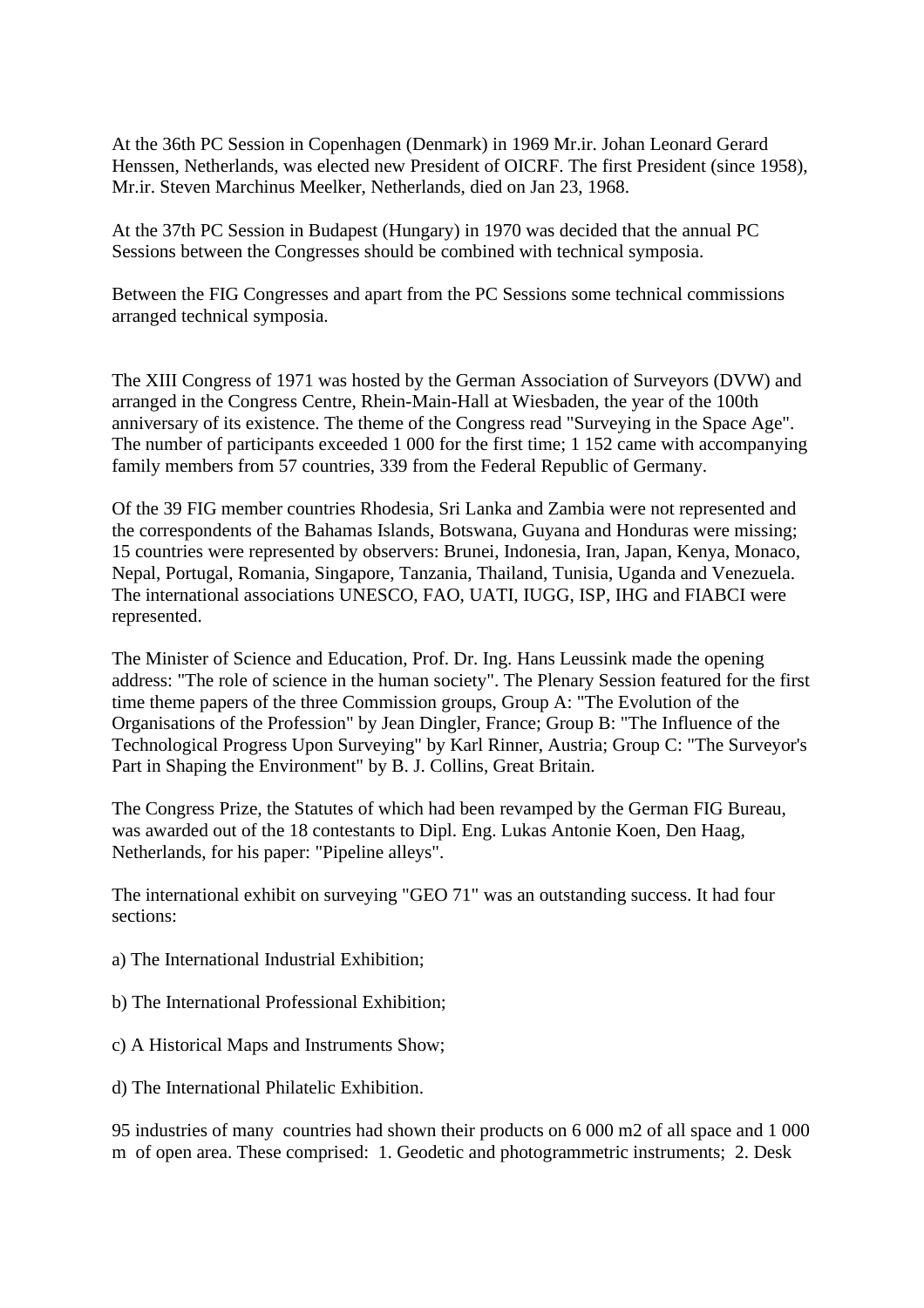At the 36th PC Session in Copenhagen (Denmark) in 1969 Mr.ir. Johan Leonard Gerard Henssen, Netherlands, was elected new President of OICRF. The first President (since 1958), Mr.ir. Steven Marchinus Meelker, Netherlands, died on Jan 23, 1968.

At the 37th PC Session in Budapest (Hungary) in 1970 was decided that the annual PC Sessions between the Congresses should be combined with technical symposia.

Between the FIG Congresses and apart from the PC Sessions some technical commissions arranged technical symposia.

The XIII Congress of 1971 was hosted by the German Association of Surveyors (DVW) and arranged in the Congress Centre, Rhein-Main-Hall at Wiesbaden, the year of the 100th anniversary of its existence. The theme of the Congress read "Surveying in the Space Age". The number of participants exceeded 1 000 for the first time; 1 152 came with accompanying family members from 57 countries, 339 from the Federal Republic of Germany.

Of the 39 FIG member countries Rhodesia, Sri Lanka and Zambia were not represented and the correspondents of the Bahamas Islands, Botswana, Guyana and Honduras were missing; 15 countries were represented by observers: Brunei, Indonesia, Iran, Japan, Kenya, Monaco, Nepal, Portugal, Romania, Singapore, Tanzania, Thailand, Tunisia, Uganda and Venezuela. The international associations UNESCO, FAO, UATI, IUGG, ISP, IHG and FIABCI were represented.

The Minister of Science and Education, Prof. Dr. Ing. Hans Leussink made the opening address: "The role of science in the human society". The Plenary Session featured for the first time theme papers of the three Commission groups, Group A: "The Evolution of the Organisations of the Profession" by Jean Dingler, France; Group B: "The Influence of the Technological Progress Upon Surveying" by Karl Rinner, Austria; Group C: "The Surveyor's Part in Shaping the Environment" by B. J. Collins, Great Britain.

The Congress Prize, the Statutes of which had been revamped by the German FIG Bureau, was awarded out of the 18 contestants to Dipl. Eng. Lukas Antonie Koen, Den Haag, Netherlands, for his paper: "Pipeline alleys".

The international exhibit on surveying "GEO 71" was an outstanding success. It had four sections:

a) The International Industrial Exhibition;

b) The International Professional Exhibition;

c) A Historical Maps and Instruments Show;

d) The International Philatelic Exhibition.

95 industries of many countries had shown their products on 6 000 m2 of all space and 1 000 m of open area. These comprised: 1. Geodetic and photogrammetric instruments; 2. Desk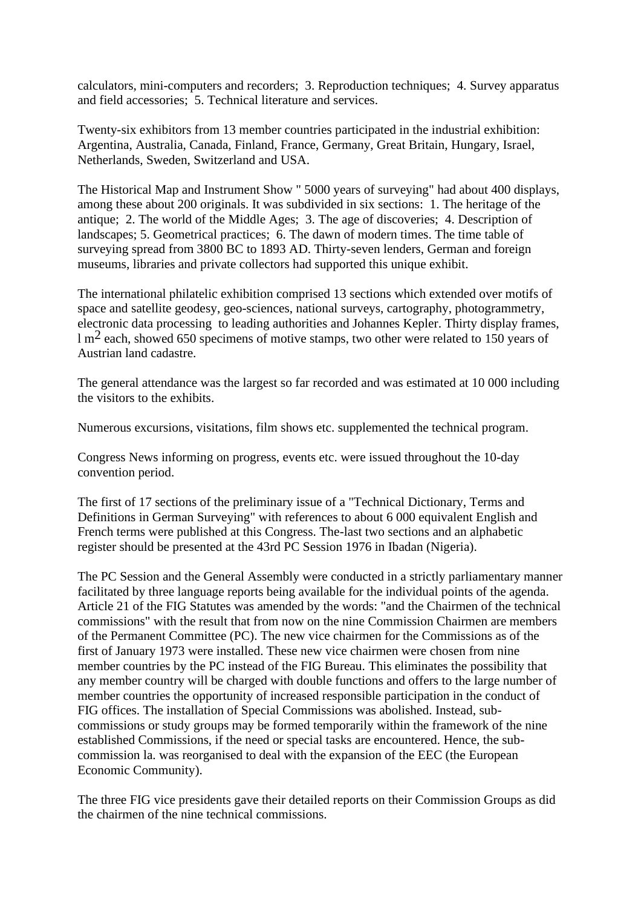calculators, mini-computers and recorders;  3. Reproduction techniques;  4. Survey apparatus and field accessories;  5. Technical literature and services.

Twenty-six exhibitors from 13 member countries participated in the industrial exhibition: Argentina, Australia, Canada, Finland, France, Germany, Great Britain, Hungary, Israel, Netherlands, Sweden, Switzerland and USA.

The Historical Map and Instrument Show " 5000 years of surveying" had about 400 displays, among these about 200 originals. It was subdivided in six sections:  1. The heritage of the antique;  2. The world of the Middle Ages;  3. The age of discoveries;  4. Description of landscapes; 5. Geometrical practices;  6. The dawn of modern times. The time table of surveying spread from 3800 BC to 1893 AD. Thirty-seven lenders, German and foreign museums, libraries and private collectors had supported this unique exhibit.

The international philatelic exhibition comprised 13 sections which extended over motifs of space and satellite geodesy, geo-sciences, national surveys, cartography, photogrammetry, electronic data processing  to leading authorities and Johannes Kepler. Thirty display frames, l $m^2$ each, showed 650 specimens of motive stamps, two other were related to 150 years of Austrian land cadastre.

The general attendance was the largest so far recorded and was estimated at 10 000 including the visitors to the exhibits.

Numerous excursions, visitations, film shows etc. supplemented the technical program.

Congress News informing on progress, events etc. were issued throughout the 10-day convention period.

The first of 17 sections of the preliminary issue of a "Technical Dictionary, Terms and Definitions in German Surveying" with references to about 6 000 equivalent English and French terms were published at this Congress. The-last two sections and an alphabetic register should be presented at the 43rd PC Session 1976 in Ibadan (Nigeria).

The PC Session and the General Assembly were conducted in a strictly parliamentary manner facilitated by three language reports being available for the individual points of the agenda. Article 21 of the FIG Statutes was amended by the words: "and the Chairmen of the technical commissions" with the result that from now on the nine Commission Chairmen are members of the Permanent Committee (PC). The new vice chairmen for the Commissions as of the first of January 1973 were installed. These new vice chairmen were chosen from nine member countries by the PC instead of the FIG Bureau. This eliminates the possibility that any member country will be charged with double functions and offers to the large number of member countries the opportunity of increased responsible participation in the conduct of FIG offices. The installation of Special Commissions was abolished. Instead, sub-commissions or study groups may be formed temporarily within the framework of the nine established Commissions, if the need or special tasks are encountered. Hence, the sub-commission la. was reorganised to deal with the expansion of the EEC (the European Economic Community).

The three FIG vice presidents gave their detailed reports on their Commission Groups as did the chairmen of the nine technical commissions.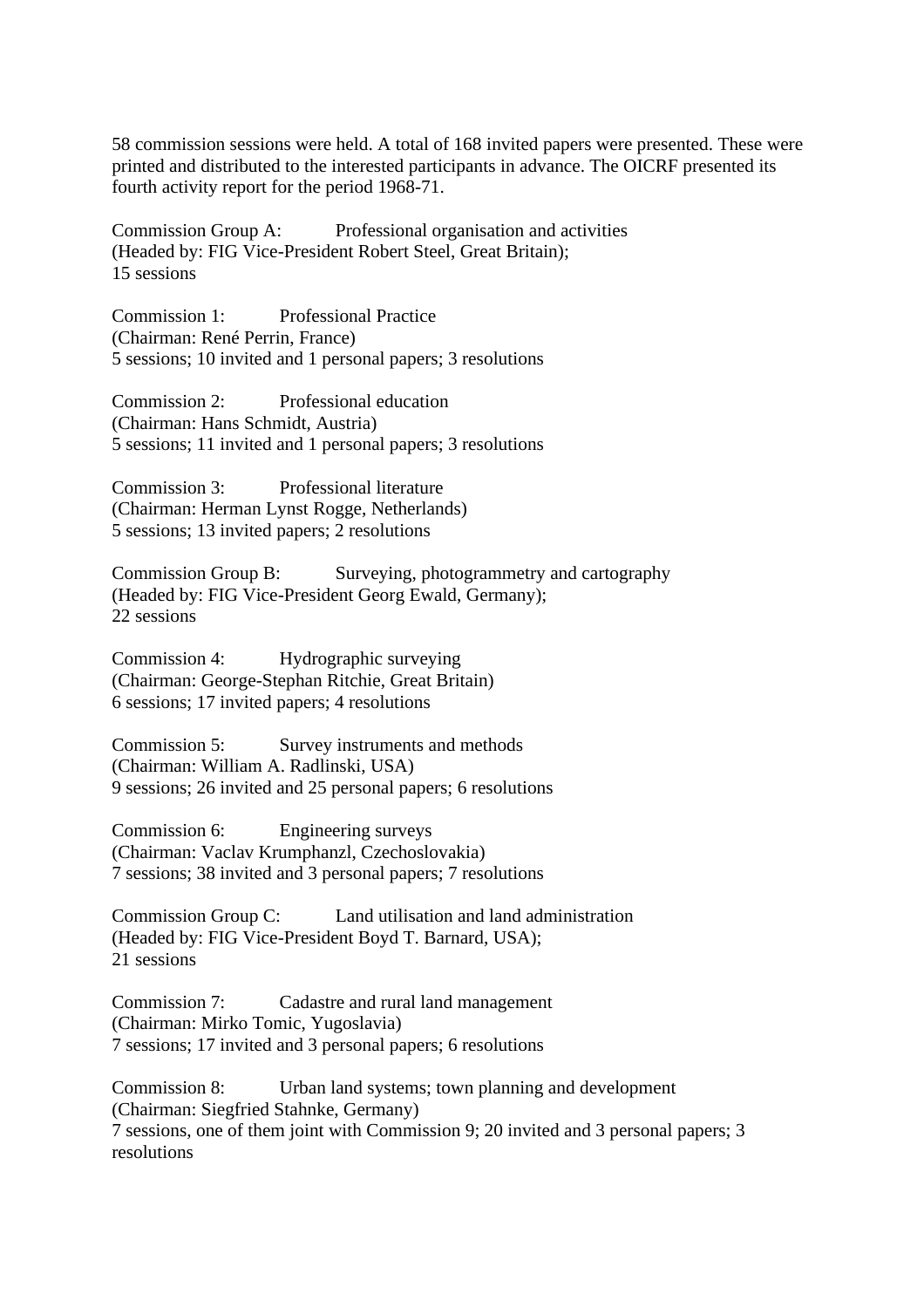58 commission sessions were held. A total of 168 invited papers were presented. These were printed and distributed to the interested participants in advance. The OICRF presented its fourth activity report for the period 1968-71.

Commission Group A: Professional organisation and activities
(Headed by: FIG Vice-President Robert Steel, Great Britain);
15 sessions

Commission 1: Professional Practice
(Chairman: René Perrin, France)
5 sessions; 10 invited and 1 personal papers; 3 resolutions

Commission 2: Professional education
(Chairman: Hans Schmidt, Austria)
5 sessions; 11 invited and 1 personal papers; 3 resolutions

Commission 3: Professional literature
(Chairman: Herman Lynst Rogge, Netherlands)
5 sessions; 13 invited papers; 2 resolutions

Commission Group B: Surveying, photogrammetry and cartography
(Headed by: FIG Vice-President Georg Ewald, Germany);
22 sessions

Commission 4: Hydrographic surveying
(Chairman: George-Stephan Ritchie, Great Britain)
6 sessions; 17 invited papers; 4 resolutions

Commission 5: Survey instruments and methods
(Chairman: William A. Radlinski, USA)
9 sessions; 26 invited and 25 personal papers; 6 resolutions

Commission 6: Engineering surveys
(Chairman: Vaclav Krumphanzl, Czechoslovakia)
7 sessions; 38 invited and 3 personal papers; 7 resolutions

Commission Group C: Land utilisation and land administration
(Headed by: FIG Vice-President Boyd T. Barnard, USA);
21 sessions

Commission 7: Cadastre and rural land management
(Chairman: Mirko Tomic, Yugoslavia)
7 sessions; 17 invited and 3 personal papers; 6 resolutions

Commission 8: Urban land systems; town planning and development
(Chairman: Siegfried Stahnke, Germany)
7 sessions, one of them joint with Commission 9; 20 invited and 3 personal papers; 3 resolutions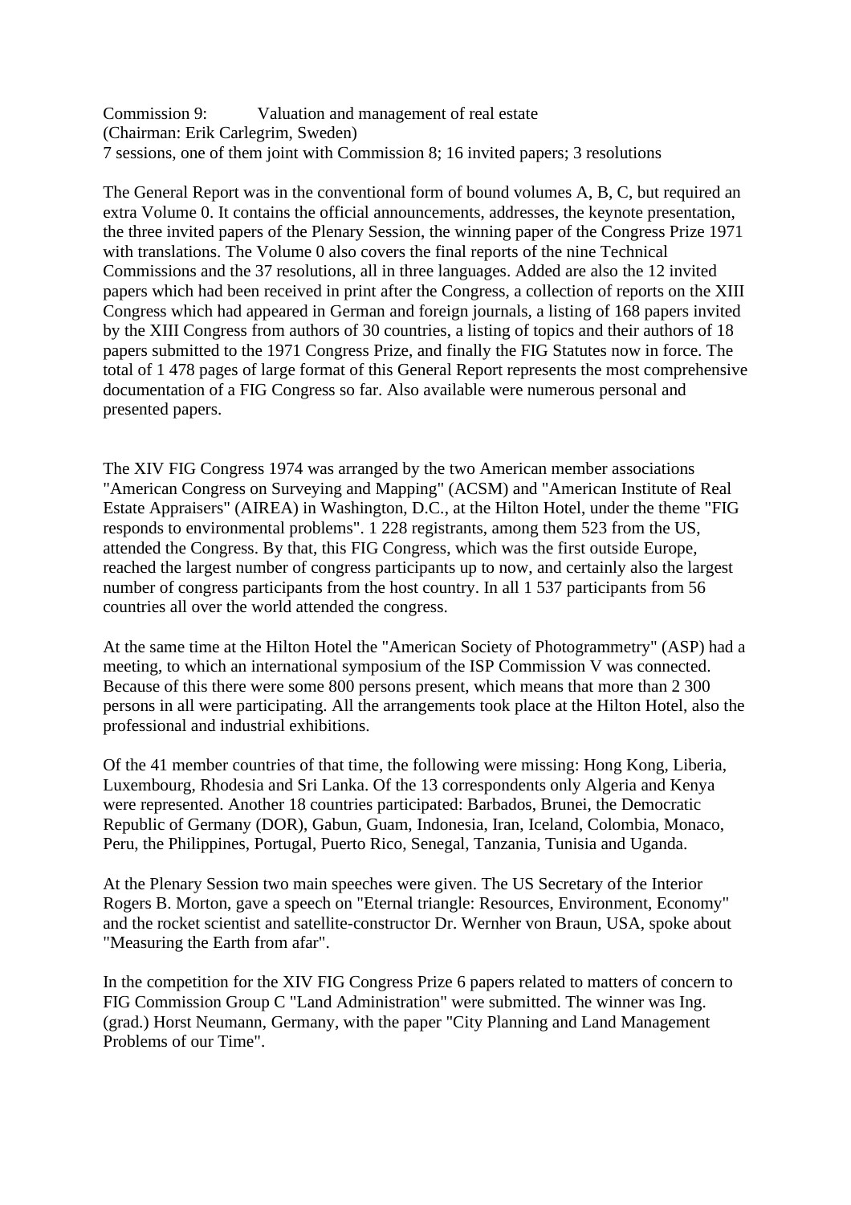Commission 9: Valuation and management of real estate
(Chairman: Erik Carlegrim, Sweden)
7 sessions, one of them joint with Commission 8; 16 invited papers; 3 resolutions

The General Report was in the conventional form of bound volumes A, B, C, but required an extra Volume 0. It contains the official announcements, addresses, the keynote presentation, the three invited papers of the Plenary Session, the winning paper of the Congress Prize 1971 with translations. The Volume 0 also covers the final reports of the nine Technical Commissions and the 37 resolutions, all in three languages. Added are also the 12 invited papers which had been received in print after the Congress, a collection of reports on the XIII Congress which had appeared in German and foreign journals, a listing of 168 papers invited by the XIII Congress from authors of 30 countries, a listing of topics and their authors of 18 papers submitted to the 1971 Congress Prize, and finally the FIG Statutes now in force. The total of 1 478 pages of large format of this General Report represents the most comprehensive documentation of a FIG Congress so far. Also available were numerous personal and presented papers.

The XIV FIG Congress 1974 was arranged by the two American member associations "American Congress on Surveying and Mapping" (ACSM) and "American Institute of Real Estate Appraisers" (AIREA) in Washington, D.C., at the Hilton Hotel, under the theme "FIG responds to environmental problems". 1 228 registrants, among them 523 from the US, attended the Congress. By that, this FIG Congress, which was the first outside Europe, reached the largest number of congress participants up to now, and certainly also the largest number of congress participants from the host country. In all 1 537 participants from 56 countries all over the world attended the congress.

At the same time at the Hilton Hotel the "American Society of Photogrammetry" (ASP) had a meeting, to which an international symposium of the ISP Commission V was connected. Because of this there were some 800 persons present, which means that more than 2 300 persons in all were participating. All the arrangements took place at the Hilton Hotel, also the professional and industrial exhibitions.

Of the 41 member countries of that time, the following were missing: Hong Kong, Liberia, Luxembourg, Rhodesia and Sri Lanka. Of the 13 correspondents only Algeria and Kenya were represented. Another 18 countries participated: Barbados, Brunei, the Democratic Republic of Germany (DOR), Gabun, Guam, Indonesia, Iran, Iceland, Colombia, Monaco, Peru, the Philippines, Portugal, Puerto Rico, Senegal, Tanzania, Tunisia and Uganda.

At the Plenary Session two main speeches were given. The US Secretary of the Interior Rogers B. Morton, gave a speech on "Eternal triangle: Resources, Environment, Economy" and the rocket scientist and satellite-constructor Dr. Wernher von Braun, USA, spoke about "Measuring the Earth from afar".

In the competition for the XIV FIG Congress Prize 6 papers related to matters of concern to FIG Commission Group C "Land Administration" were submitted. The winner was Ing. (grad.) Horst Neumann, Germany, with the paper "City Planning and Land Management Problems of our Time".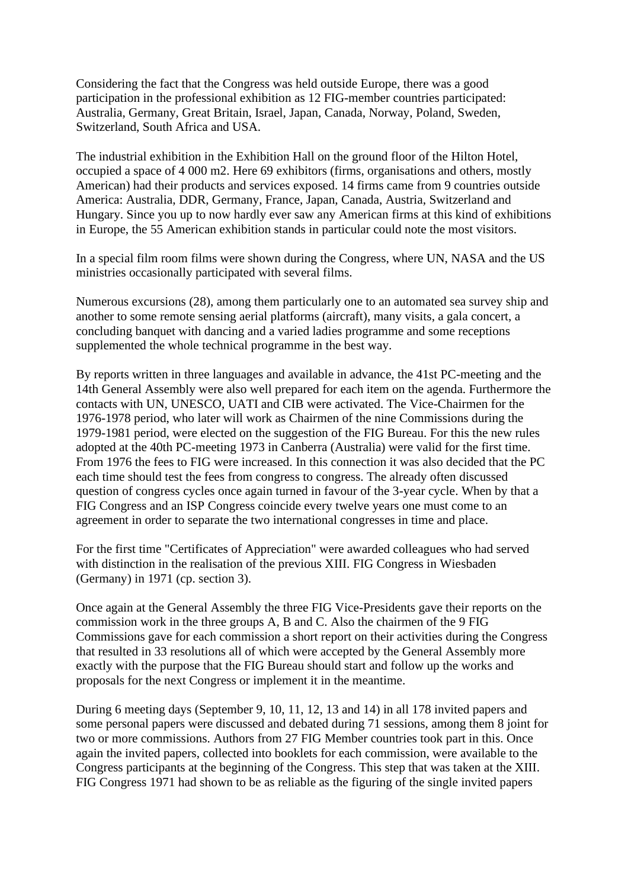Considering the fact that the Congress was held outside Europe, there was a good participation in the professional exhibition as 12 FIG-member countries participated: Australia, Germany, Great Britain, Israel, Japan, Canada, Norway, Poland, Sweden, Switzerland, South Africa and USA.

The industrial exhibition in the Exhibition Hall on the ground floor of the Hilton Hotel, occupied a space of 4 000 m2. Here 69 exhibitors (firms, organisations and others, mostly American) had their products and services exposed. 14 firms came from 9 countries outside America: Australia, DDR, Germany, France, Japan, Canada, Austria, Switzerland and Hungary. Since you up to now hardly ever saw any American firms at this kind of exhibitions in Europe, the 55 American exhibition stands in particular could note the most visitors.

In a special film room films were shown during the Congress, where UN, NASA and the US ministries occasionally participated with several films.

Numerous excursions (28), among them particularly one to an automated sea survey ship and another to some remote sensing aerial platforms (aircraft), many visits, a gala concert, a concluding banquet with dancing and a varied ladies programme and some receptions supplemented the whole technical programme in the best way.

By reports written in three languages and available in advance, the 41st PC-meeting and the 14th General Assembly were also well prepared for each item on the agenda. Furthermore the contacts with UN, UNESCO, UATI and CIB were activated. The Vice-Chairmen for the 1976-1978 period, who later will work as Chairmen of the nine Commissions during the 1979-1981 period, were elected on the suggestion of the FIG Bureau. For this the new rules adopted at the 40th PC-meeting 1973 in Canberra (Australia) were valid for the first time. From 1976 the fees to FIG were increased. In this connection it was also decided that the PC each time should test the fees from congress to congress. The already often discussed question of congress cycles once again turned in favour of the 3-year cycle. When by that a FIG Congress and an ISP Congress coincide every twelve years one must come to an agreement in order to separate the two international congresses in time and place.

For the first time "Certificates of Appreciation" were awarded colleagues who had served with distinction in the realisation of the previous XIII. FIG Congress in Wiesbaden (Germany) in 1971 (cp. section 3).

Once again at the General Assembly the three FIG Vice-Presidents gave their reports on the commission work in the three groups A, B and C. Also the chairmen of the 9 FIG Commissions gave for each commission a short report on their activities during the Congress that resulted in 33 resolutions all of which were accepted by the General Assembly more exactly with the purpose that the FIG Bureau should start and follow up the works and proposals for the next Congress or implement it in the meantime.

During 6 meeting days (September 9, 10, 11, 12, 13 and 14) in all 178 invited papers and some personal papers were discussed and debated during 71 sessions, among them 8 joint for two or more commissions. Authors from 27 FIG Member countries took part in this. Once again the invited papers, collected into booklets for each commission, were available to the Congress participants at the beginning of the Congress. This step that was taken at the XIII. FIG Congress 1971 had shown to be as reliable as the figuring of the single invited papers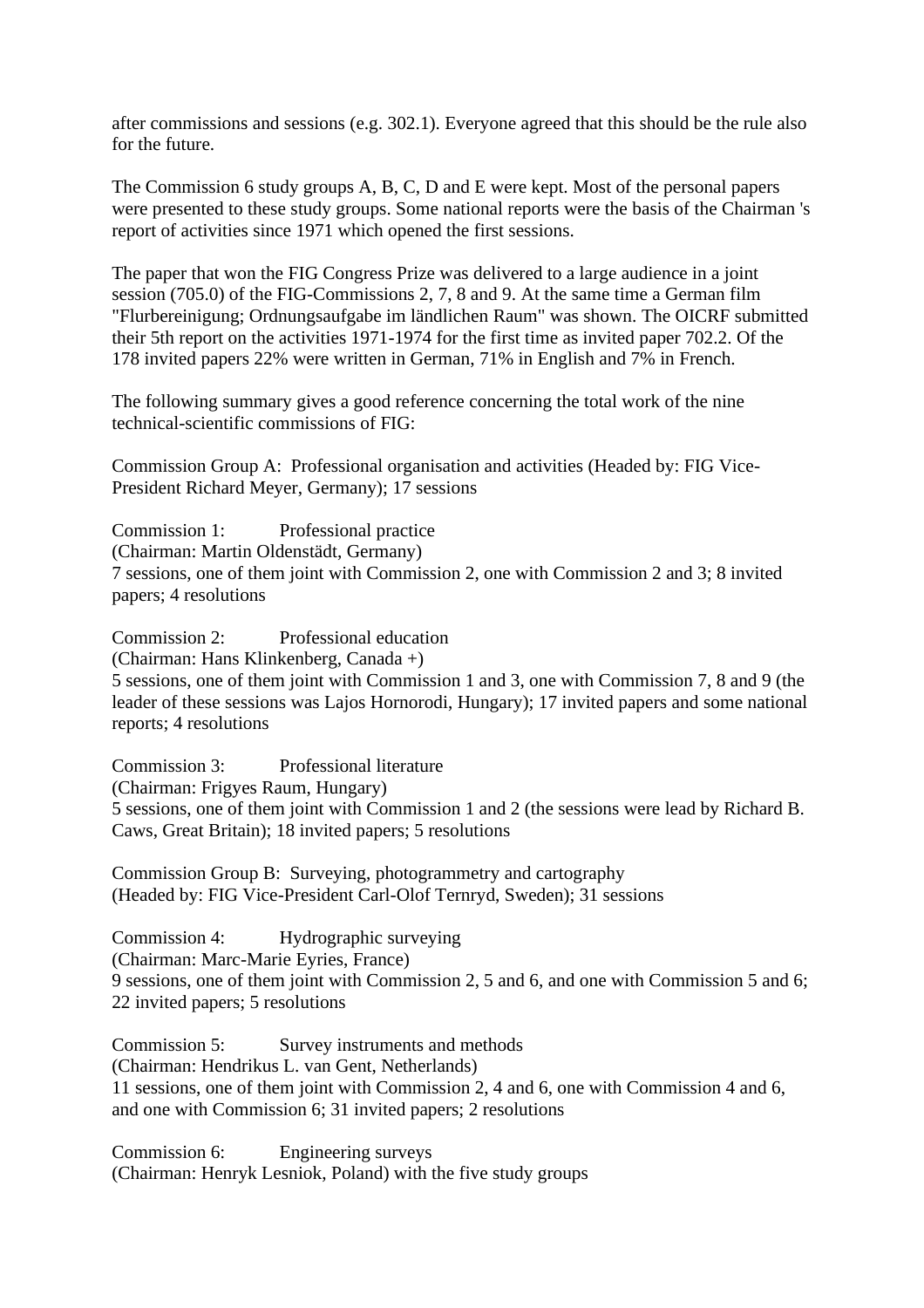after commissions and sessions (e.g. 302.1). Everyone agreed that this should be the rule also for the future.

The Commission 6 study groups A, B, C, D and E were kept. Most of the personal papers were presented to these study groups. Some national reports were the basis of the Chairman 's report of activities since 1971 which opened the first sessions.

The paper that won the FIG Congress Prize was delivered to a large audience in a joint session (705.0) of the FIG-Commissions 2, 7, 8 and 9. At the same time a German film "Flurbereinigung; Ordnungsaufgabe im ländlichen Raum" was shown. The OICRF submitted their 5th report on the activities 1971-1974 for the first time as invited paper 702.2. Of the 178 invited papers 22% were written in German, 71% in English and 7% in French.

The following summary gives a good reference concerning the total work of the nine technical-scientific commissions of FIG:

Commission Group A: Professional organisation and activities (Headed by: FIG Vice-President Richard Meyer, Germany); 17 sessions

Commission 1: Professional practice
(Chairman: Martin Oldenstädt, Germany)
7 sessions, one of them joint with Commission 2, one with Commission 2 and 3; 8 invited papers; 4 resolutions

Commission 2: Professional education
(Chairman: Hans Klinkenberg, Canada +)
5 sessions, one of them joint with Commission 1 and 3, one with Commission 7, 8 and 9 (the leader of these sessions was Lajos Hornorodi, Hungary); 17 invited papers and some national reports; 4 resolutions

Commission 3: Professional literature
(Chairman: Frigyes Raum, Hungary)
5 sessions, one of them joint with Commission 1 and 2 (the sessions were lead by Richard B. Caws, Great Britain); 18 invited papers; 5 resolutions

Commission Group B: Surveying, photogrammetry and cartography
(Headed by: FIG Vice-President Carl-Olof Ternryd, Sweden); 31 sessions

Commission 4: Hydrographic surveying
(Chairman: Marc-Marie Eyries, France)
9 sessions, one of them joint with Commission 2, 5 and 6, and one with Commission 5 and 6; 22 invited papers; 5 resolutions

Commission 5: Survey instruments and methods
(Chairman: Hendrikus L. van Gent, Netherlands)
11 sessions, one of them joint with Commission 2, 4 and 6, one with Commission 4 and 6, and one with Commission 6; 31 invited papers; 2 resolutions

Commission 6: Engineering surveys
(Chairman: Henryk Lesniok, Poland) with the five study groups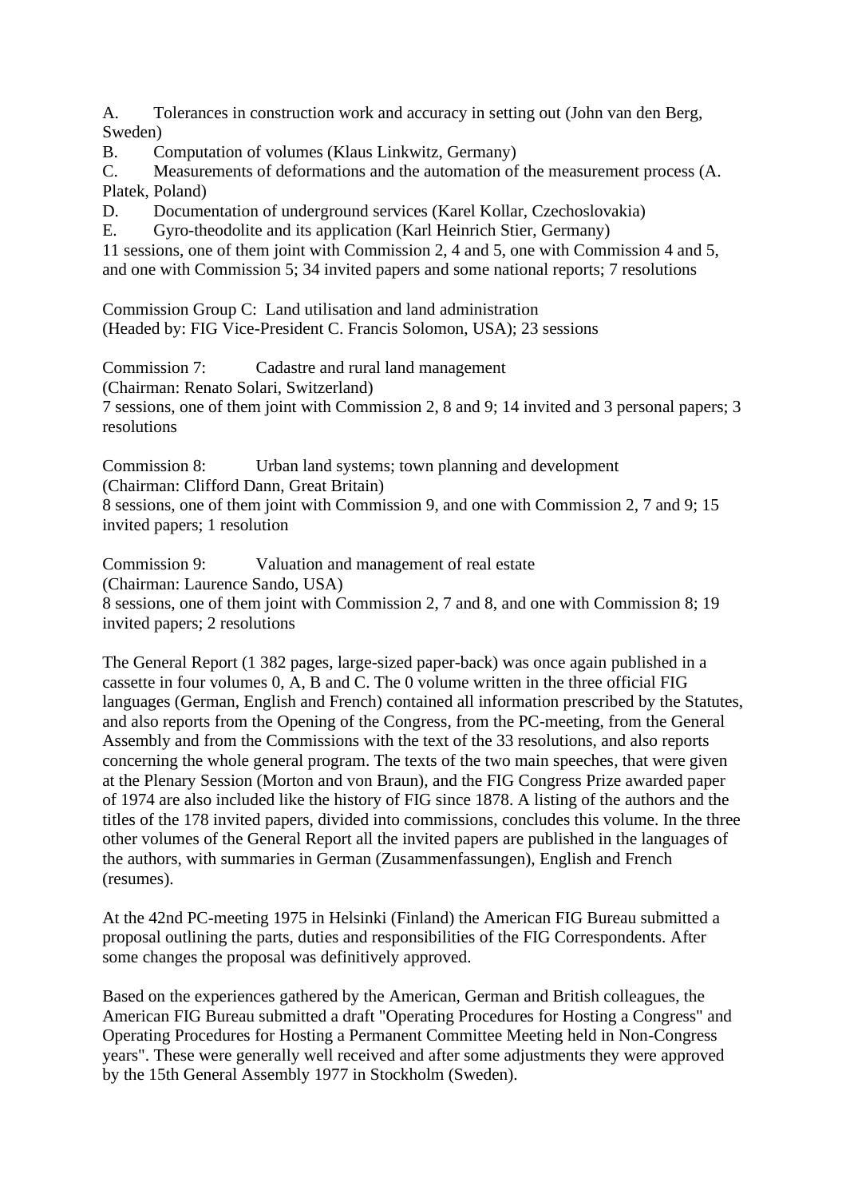A. Tolerances in construction work and accuracy in setting out (John van den Berg, Sweden)
B. Computation of volumes (Klaus Linkwitz, Germany)
C. Measurements of deformations and the automation of the measurement process (A. Platek, Poland)
D. Documentation of underground services (Karel Kollar, Czechoslovakia)
E. Gyro-theodolite and its application (Karl Heinrich Stier, Germany)

11 sessions, one of them joint with Commission 2, 4 and 5, one with Commission 4 and 5, and one with Commission 5; 34 invited papers and some national reports; 7 resolutions

Commission Group C: Land utilisation and land administration
(Headed by: FIG Vice-President C. Francis Solomon, USA); 23 sessions

Commission 7: Cadastre and rural land management
(Chairman: Renato Solari, Switzerland)
7 sessions, one of them joint with Commission 2, 8 and 9; 14 invited and 3 personal papers; 3 resolutions

Commission 8: Urban land systems; town planning and development
(Chairman: Clifford Dann, Great Britain)
8 sessions, one of them joint with Commission 9, and one with Commission 2, 7 and 9; 15 invited papers; 1 resolution

Commission 9: Valuation and management of real estate
(Chairman: Laurence Sando, USA)
8 sessions, one of them joint with Commission 2, 7 and 8, and one with Commission 8; 19 invited papers; 2 resolutions

The General Report (1 382 pages, large-sized paper-back) was once again published in a cassette in four volumes 0, A, B and C. The 0 volume written in the three official FIG languages (German, English and French) contained all information prescribed by the Statutes, and also reports from the Opening of the Congress, from the PC-meeting, from the General Assembly and from the Commissions with the text of the 33 resolutions, and also reports concerning the whole general program. The texts of the two main speeches, that were given at the Plenary Session (Morton and von Braun), and the FIG Congress Prize awarded paper of 1974 are also included like the history of FIG since 1878. A listing of the authors and the titles of the 178 invited papers, divided into commissions, concludes this volume. In the three other volumes of the General Report all the invited papers are published in the languages of the authors, with summaries in German (Zusammenfassungen), English and French (resumes).

At the 42nd PC-meeting 1975 in Helsinki (Finland) the American FIG Bureau submitted a proposal outlining the parts, duties and responsibilities of the FIG Correspondents. After some changes the proposal was definitively approved.

Based on the experiences gathered by the American, German and British colleagues, the American FIG Bureau submitted a draft "Operating Procedures for Hosting a Congress" and Operating Procedures for Hosting a Permanent Committee Meeting held in Non-Congress years". These were generally well received and after some adjustments they were approved by the 15th General Assembly 1977 in Stockholm (Sweden).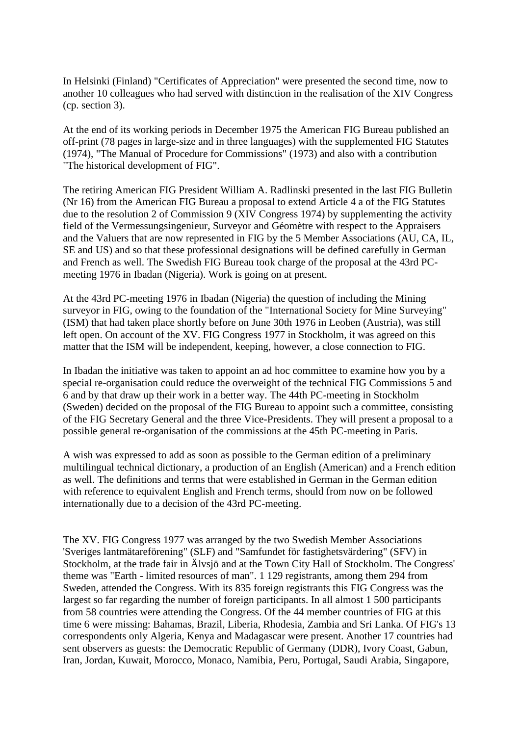In Helsinki (Finland) "Certificates of Appreciation" were presented the second time, now to another 10 colleagues who had served with distinction in the realisation of the XIV Congress (cp. section 3).

At the end of its working periods in December 1975 the American FIG Bureau published an off-print (78 pages in large-size and in three languages) with the supplemented FIG Statutes (1974), "The Manual of Procedure for Commissions" (1973) and also with a contribution "The historical development of FIG".

The retiring American FIG President William A. Radlinski presented in the last FIG Bulletin (Nr 16) from the American FIG Bureau a proposal to extend Article 4 a of the FIG Statutes due to the resolution 2 of Commission 9 (XIV Congress 1974) by supplementing the activity field of the Vermessungsingenieur, Surveyor and Géomètre with respect to the Appraisers and the Valuers that are now represented in FIG by the 5 Member Associations (AU, CA, IL, SE and US) and so that these professional designations will be defined carefully in German and French as well. The Swedish FIG Bureau took charge of the proposal at the 43rd PC-meeting 1976 in Ibadan (Nigeria). Work is going on at present.

At the 43rd PC-meeting 1976 in Ibadan (Nigeria) the question of including the Mining surveyor in FIG, owing to the foundation of the "International Society for Mine Surveying" (ISM) that had taken place shortly before on June 30th 1976 in Leoben (Austria), was still left open. On account of the XV. FIG Congress 1977 in Stockholm, it was agreed on this matter that the ISM will be independent, keeping, however, a close connection to FIG.

In Ibadan the initiative was taken to appoint an ad hoc committee to examine how you by a special re-organisation could reduce the overweight of the technical FIG Commissions 5 and 6 and by that draw up their work in a better way. The 44th PC-meeting in Stockholm (Sweden) decided on the proposal of the FIG Bureau to appoint such a committee, consisting of the FIG Secretary General and the three Vice-Presidents. They will present a proposal to a possible general re-organisation of the commissions at the 45th PC-meeting in Paris.

A wish was expressed to add as soon as possible to the German edition of a preliminary multilingual technical dictionary, a production of an English (American) and a French edition as well. The definitions and terms that were established in German in the German edition with reference to equivalent English and French terms, should from now on be followed internationally due to a decision of the 43rd PC-meeting.

The XV. FIG Congress 1977 was arranged by the two Swedish Member Associations 'Sveriges lantmätareförening" (SLF) and "Samfundet för fastighetsvärdering" (SFV) in Stockholm, at the trade fair in Älvsjö and at the Town City Hall of Stockholm. The Congress' theme was "Earth - limited resources of man". 1 129 registrants, among them 294 from Sweden, attended the Congress. With its 835 foreign registrants this FIG Congress was the largest so far regarding the number of foreign participants. In all almost 1 500 participants from 58 countries were attending the Congress. Of the 44 member countries of FIG at this time 6 were missing: Bahamas, Brazil, Liberia, Rhodesia, Zambia and Sri Lanka. Of FIG's 13 correspondents only Algeria, Kenya and Madagascar were present. Another 17 countries had sent observers as guests: the Democratic Republic of Germany (DDR), Ivory Coast, Gabun, Iran, Jordan, Kuwait, Morocco, Monaco, Namibia, Peru, Portugal, Saudi Arabia, Singapore,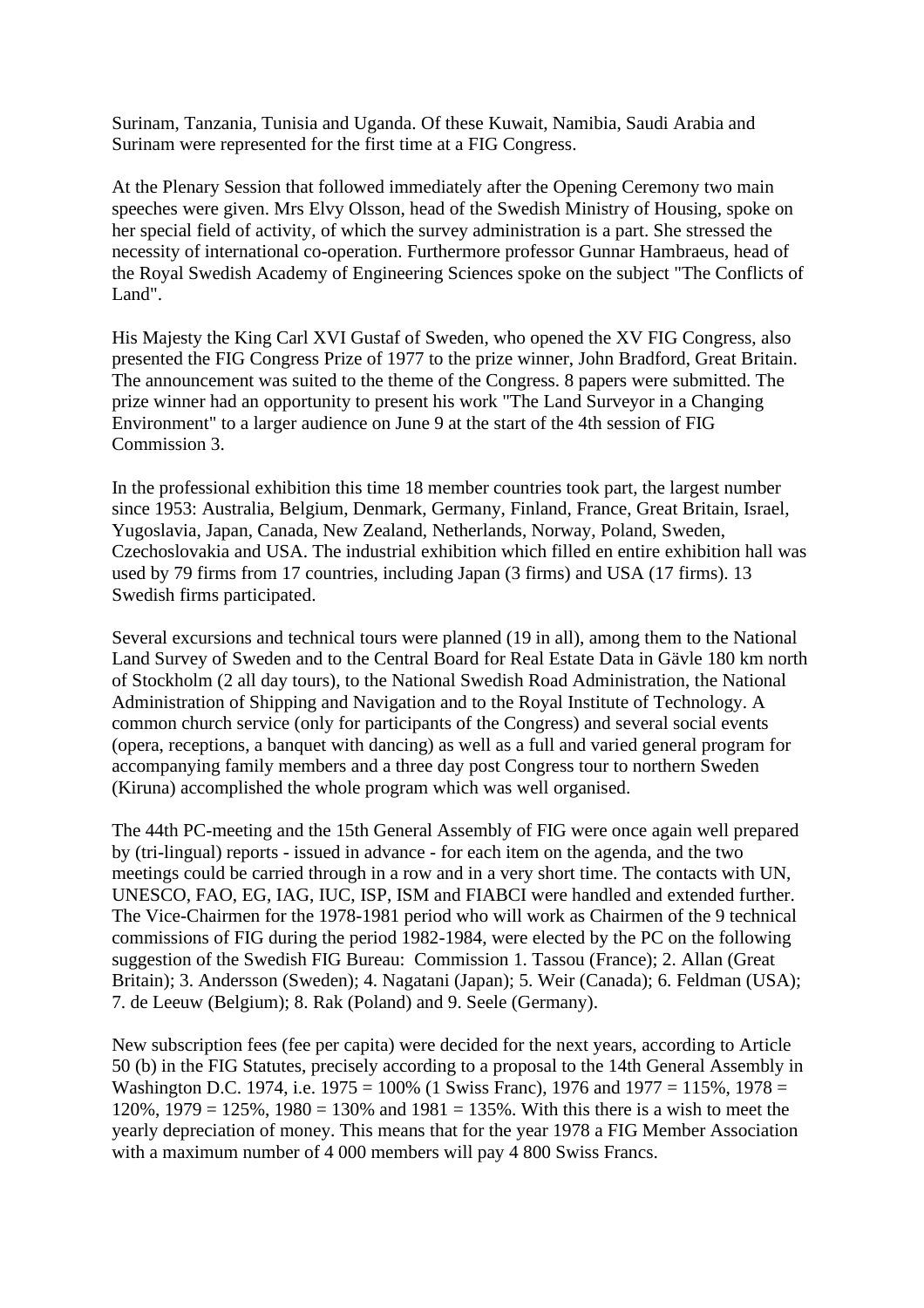Surinam, Tanzania, Tunisia and Uganda. Of these Kuwait, Namibia, Saudi Arabia and Surinam were represented for the first time at a FIG Congress.

At the Plenary Session that followed immediately after the Opening Ceremony two main speeches were given. Mrs Elvy Olsson, head of the Swedish Ministry of Housing, spoke on her special field of activity, of which the survey administration is a part. She stressed the necessity of international co-operation. Furthermore professor Gunnar Hambraeus, head of the Royal Swedish Academy of Engineering Sciences spoke on the subject "The Conflicts of Land".

His Majesty the King Carl XVI Gustaf of Sweden, who opened the XV FIG Congress, also presented the FIG Congress Prize of 1977 to the prize winner, John Bradford, Great Britain. The announcement was suited to the theme of the Congress. 8 papers were submitted. The prize winner had an opportunity to present his work "The Land Surveyor in a Changing Environment" to a larger audience on June 9 at the start of the 4th session of FIG Commission 3.

In the professional exhibition this time 18 member countries took part, the largest number since 1953: Australia, Belgium, Denmark, Germany, Finland, France, Great Britain, Israel, Yugoslavia, Japan, Canada, New Zealand, Netherlands, Norway, Poland, Sweden, Czechoslovakia and USA. The industrial exhibition which filled en entire exhibition hall was used by 79 firms from 17 countries, including Japan (3 firms) and USA (17 firms). 13 Swedish firms participated.

Several excursions and technical tours were planned (19 in all), among them to the National Land Survey of Sweden and to the Central Board for Real Estate Data in Gävle 180 km north of Stockholm (2 all day tours), to the National Swedish Road Administration, the National Administration of Shipping and Navigation and to the Royal Institute of Technology. A common church service (only for participants of the Congress) and several social events (opera, receptions, a banquet with dancing) as well as a full and varied general program for accompanying family members and a three day post Congress tour to northern Sweden (Kiruna) accomplished the whole program which was well organised.

The 44th PC-meeting and the 15th General Assembly of FIG were once again well prepared by (tri-lingual) reports - issued in advance - for each item on the agenda, and the two meetings could be carried through in a row and in a very short time. The contacts with UN, UNESCO, FAO, EG, IAG, IUC, ISP, ISM and FIABCI were handled and extended further. The Vice-Chairmen for the 1978-1981 period who will work as Chairmen of the 9 technical commissions of FIG during the period 1982-1984, were elected by the PC on the following suggestion of the Swedish FIG Bureau: Commission 1. Tassou (France); 2. Allan (Great Britain); 3. Andersson (Sweden); 4. Nagatani (Japan); 5. Weir (Canada); 6. Feldman (USA); 7. de Leeuw (Belgium); 8. Rak (Poland) and 9. Seele (Germany).

New subscription fees (fee per capita) were decided for the next years, according to Article 50 (b) in the FIG Statutes, precisely according to a proposal to the 14th General Assembly in Washington D.C. 1974, i.e. 1975 = 100% (1 Swiss Franc), 1976 and 1977 = 115%, 1978 = 120%, 1979 = 125%, 1980 = 130% and 1981 = 135%. With this there is a wish to meet the yearly depreciation of money. This means that for the year 1978 a FIG Member Association with a maximum number of 4 000 members will pay 4 800 Swiss Francs.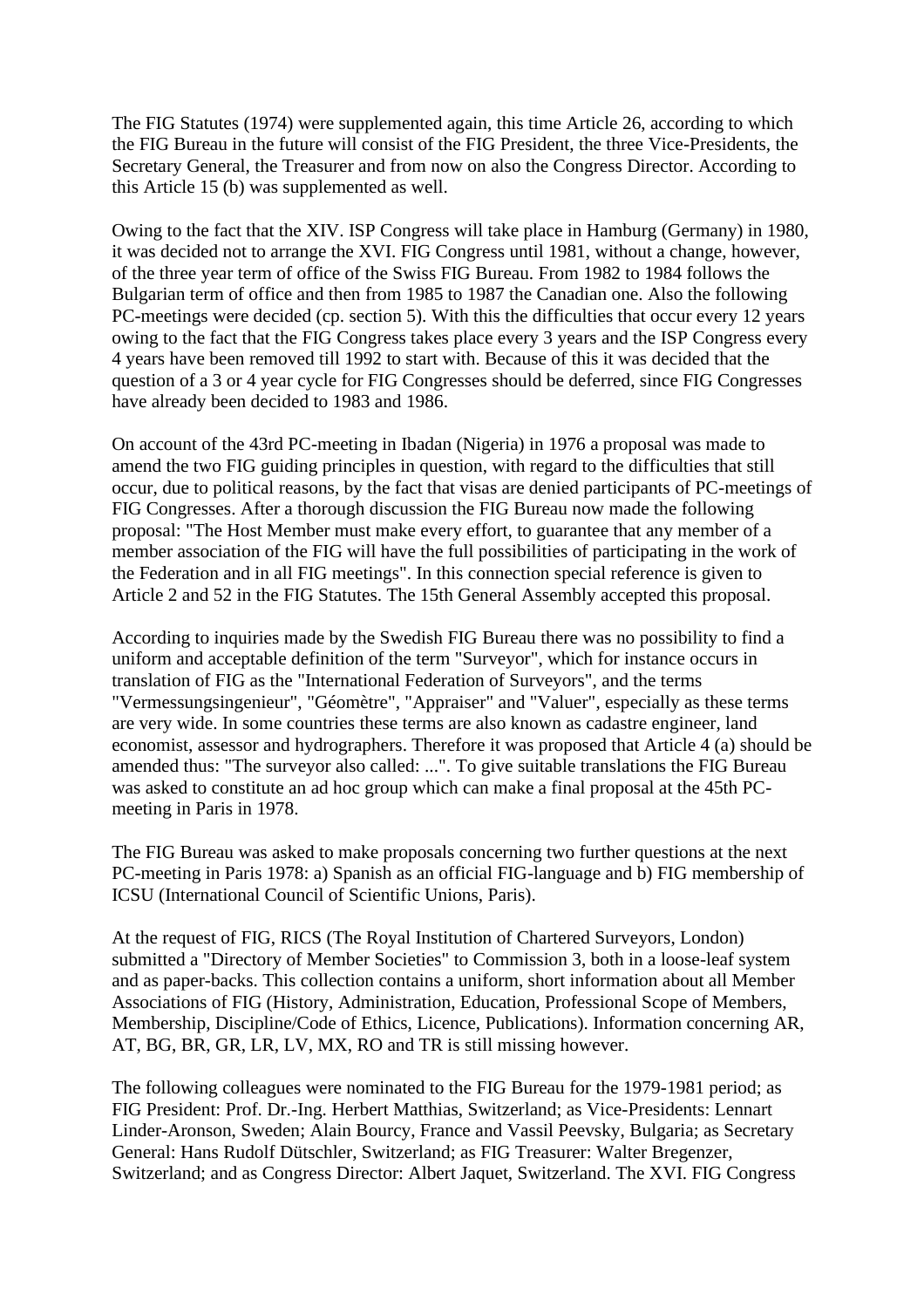The FIG Statutes (1974) were supplemented again, this time Article 26, according to which the FIG Bureau in the future will consist of the FIG President, the three Vice-Presidents, the Secretary General, the Treasurer and from now on also the Congress Director. According to this Article 15 (b) was supplemented as well.

Owing to the fact that the XIV. ISP Congress will take place in Hamburg (Germany) in 1980, it was decided not to arrange the XVI. FIG Congress until 1981, without a change, however, of the three year term of office of the Swiss FIG Bureau. From 1982 to 1984 follows the Bulgarian term of office and then from 1985 to 1987 the Canadian one. Also the following PC-meetings were decided (cp. section 5). With this the difficulties that occur every 12 years owing to the fact that the FIG Congress takes place every 3 years and the ISP Congress every 4 years have been removed till 1992 to start with. Because of this it was decided that the question of a 3 or 4 year cycle for FIG Congresses should be deferred, since FIG Congresses have already been decided to 1983 and 1986.

On account of the 43rd PC-meeting in Ibadan (Nigeria) in 1976 a proposal was made to amend the two FIG guiding principles in question, with regard to the difficulties that still occur, due to political reasons, by the fact that visas are denied participants of PC-meetings of FIG Congresses. After a thorough discussion the FIG Bureau now made the following proposal: "The Host Member must make every effort, to guarantee that any member of a member association of the FIG will have the full possibilities of participating in the work of the Federation and in all FIG meetings". In this connection special reference is given to Article 2 and 52 in the FIG Statutes. The 15th General Assembly accepted this proposal.

According to inquiries made by the Swedish FIG Bureau there was no possibility to find a uniform and acceptable definition of the term "Surveyor", which for instance occurs in translation of FIG as the "International Federation of Surveyors", and the terms "Vermessungsingenieur", "Géomètre", "Appraiser" and "Valuer", especially as these terms are very wide. In some countries these terms are also known as cadastre engineer, land economist, assessor and hydrographers. Therefore it was proposed that Article 4 (a) should be amended thus: "The surveyor also called: ...". To give suitable translations the FIG Bureau was asked to constitute an ad hoc group which can make a final proposal at the 45th PC-meeting in Paris in 1978.

The FIG Bureau was asked to make proposals concerning two further questions at the next PC-meeting in Paris 1978: a) Spanish as an official FIG-language and b) FIG membership of ICSU (International Council of Scientific Unions, Paris).

At the request of FIG, RICS (The Royal Institution of Chartered Surveyors, London) submitted a "Directory of Member Societies" to Commission 3, both in a loose-leaf system and as paper-backs. This collection contains a uniform, short information about all Member Associations of FIG (History, Administration, Education, Professional Scope of Members, Membership, Discipline/Code of Ethics, Licence, Publications). Information concerning AR, AT, BG, BR, GR, LR, LV, MX, RO and TR is still missing however.

The following colleagues were nominated to the FIG Bureau for the 1979-1981 period; as FIG President: Prof. Dr.-Ing. Herbert Matthias, Switzerland; as Vice-Presidents: Lennart Linder-Aronson, Sweden; Alain Bourcy, France and Vassil Peevsky, Bulgaria; as Secretary General: Hans Rudolf Dütschler, Switzerland; as FIG Treasurer: Walter Bregenzer, Switzerland; and as Congress Director: Albert Jaquet, Switzerland. The XVI. FIG Congress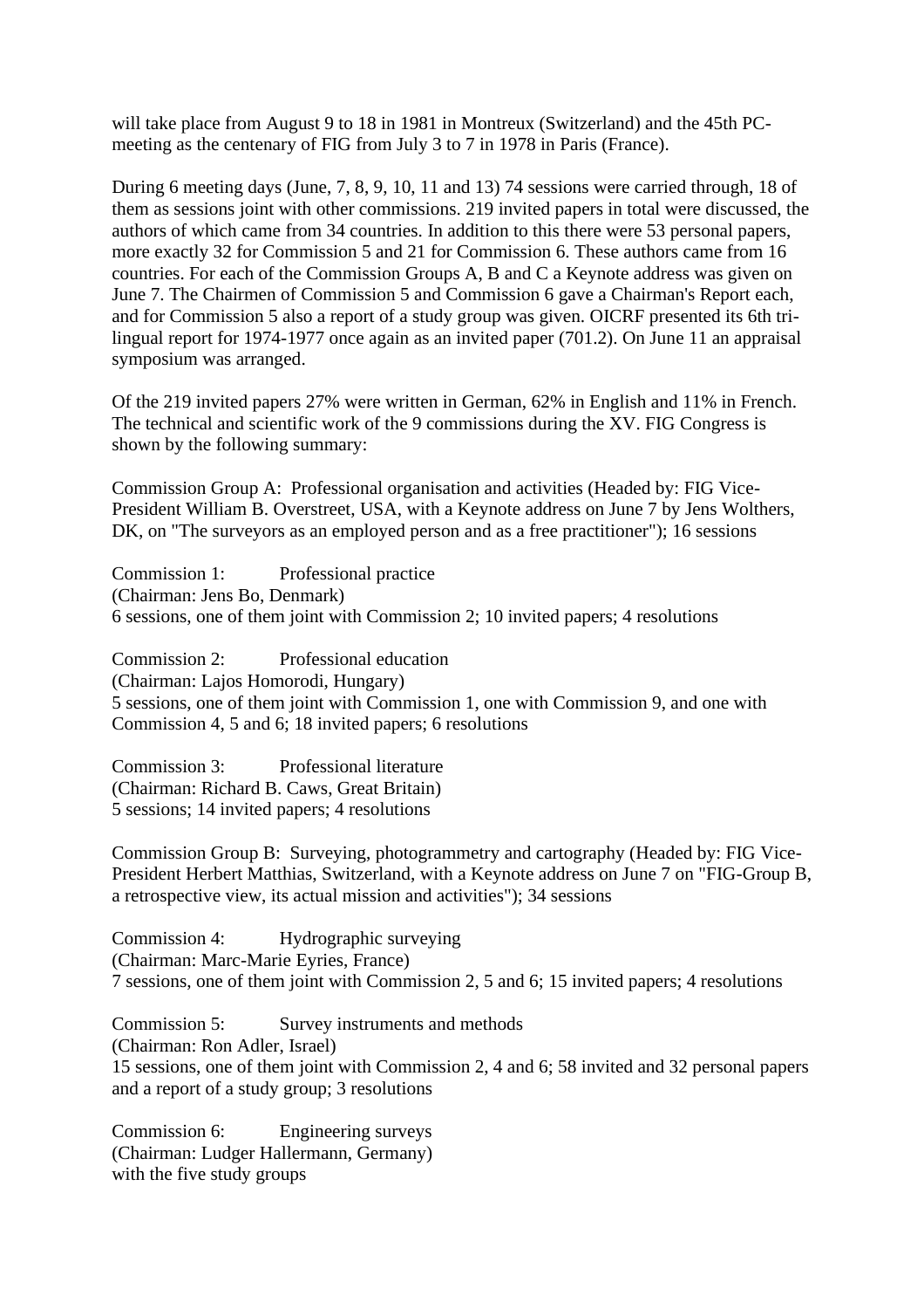will take place from August 9 to 18 in 1981 in Montreux (Switzerland) and the 45th PC-meeting as the centenary of FIG from July 3 to 7 in 1978 in Paris (France).

During 6 meeting days (June, 7, 8, 9, 10, 11 and 13) 74 sessions were carried through, 18 of them as sessions joint with other commissions. 219 invited papers in total were discussed, the authors of which came from 34 countries. In addition to this there were 53 personal papers, more exactly 32 for Commission 5 and 21 for Commission 6. These authors came from 16 countries. For each of the Commission Groups A, B and C a Keynote address was given on June 7. The Chairmen of Commission 5 and Commission 6 gave a Chairman's Report each, and for Commission 5 also a report of a study group was given. OICRF presented its 6th tri-lingual report for 1974-1977 once again as an invited paper (701.2). On June 11 an appraisal symposium was arranged.

Of the 219 invited papers 27% were written in German, 62% in English and 11% in French. The technical and scientific work of the 9 commissions during the XV. FIG Congress is shown by the following summary:

Commission Group A: Professional organisation and activities (Headed by: FIG Vice-President William B. Overstreet, USA, with a Keynote address on June 7 by Jens Wolthers, DK, on "The surveyors as an employed person and as a free practitioner"); 16 sessions

Commission 1: Professional practice
(Chairman: Jens Bo, Denmark)
6 sessions, one of them joint with Commission 2; 10 invited papers; 4 resolutions

Commission 2: Professional education
(Chairman: Lajos Homorodi, Hungary)
5 sessions, one of them joint with Commission 1, one with Commission 9, and one with Commission 4, 5 and 6; 18 invited papers; 6 resolutions

Commission 3: Professional literature
(Chairman: Richard B. Caws, Great Britain)
5 sessions; 14 invited papers; 4 resolutions

Commission Group B: Surveying, photogrammetry and cartography (Headed by: FIG Vice-President Herbert Matthias, Switzerland, with a Keynote address on June 7 on "FIG-Group B, a retrospective view, its actual mission and activities"); 34 sessions

Commission 4: Hydrographic surveying
(Chairman: Marc-Marie Eyries, France)
7 sessions, one of them joint with Commission 2, 5 and 6; 15 invited papers; 4 resolutions

Commission 5: Survey instruments and methods
(Chairman: Ron Adler, Israel)
15 sessions, one of them joint with Commission 2, 4 and 6; 58 invited and 32 personal papers and a report of a study group; 3 resolutions

Commission 6: Engineering surveys
(Chairman: Ludger Hallermann, Germany)
with the five study groups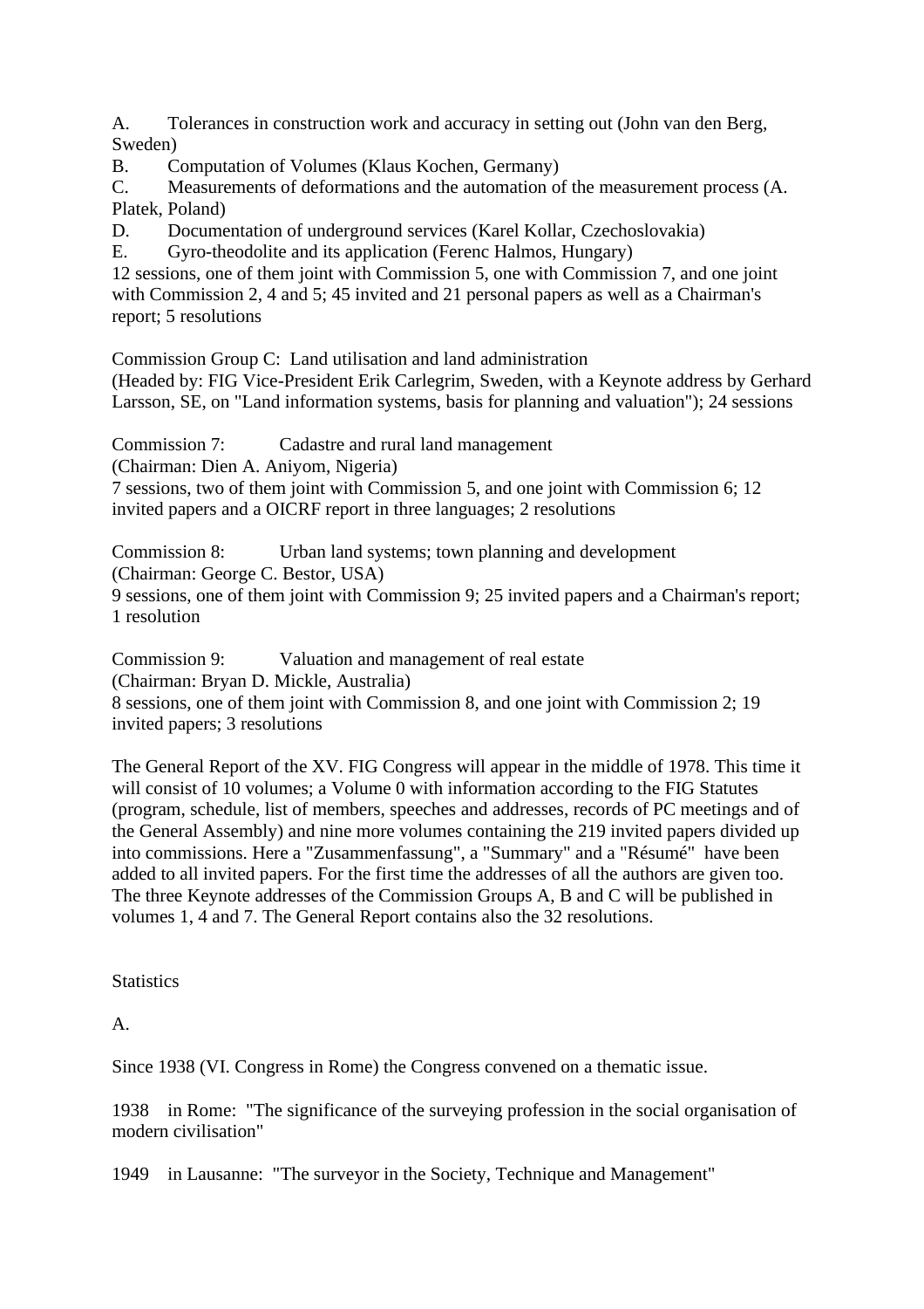A. Tolerances in construction work and accuracy in setting out (John van den Berg, Sweden)
B. Computation of Volumes (Klaus Kochen, Germany)
C. Measurements of deformations and the automation of the measurement process (A. Platek, Poland)
D. Documentation of underground services (Karel Kollar, Czechoslovakia)
E. Gyro-theodolite and its application (Ferenc Halmos, Hungary)

12 sessions, one of them joint with Commission 5, one with Commission 7, and one joint with Commission 2, 4 and 5; 45 invited and 21 personal papers as well as a Chairman's report; 5 resolutions

Commission Group C: Land utilisation and land administration
(Headed by: FIG Vice-President Erik Carlegrim, Sweden, with a Keynote address by Gerhard Larsson, SE, on "Land information systems, basis for planning and valuation"); 24 sessions

Commission 7: Cadastre and rural land management
(Chairman: Dien A. Aniyom, Nigeria)
7 sessions, two of them joint with Commission 5, and one joint with Commission 6; 12 invited papers and a OICRF report in three languages; 2 resolutions

Commission 8: Urban land systems; town planning and development
(Chairman: George C. Bestor, USA)
9 sessions, one of them joint with Commission 9; 25 invited papers and a Chairman's report; 1 resolution

Commission 9: Valuation and management of real estate
(Chairman: Bryan D. Mickle, Australia)
8 sessions, one of them joint with Commission 8, and one joint with Commission 2; 19 invited papers; 3 resolutions

The General Report of the XV. FIG Congress will appear in the middle of 1978. This time it will consist of 10 volumes; a Volume 0 with information according to the FIG Statutes (program, schedule, list of members, speeches and addresses, records of PC meetings and of the General Assembly) and nine more volumes containing the 219 invited papers divided up into commissions. Here a "Zusammenfassung", a "Summary" and a "Résumé" have been added to all invited papers. For the first time the addresses of all the authors are given too. The three Keynote addresses of the Commission Groups A, B and C will be published in volumes 1, 4 and 7. The General Report contains also the 32 resolutions.

Statistics

A.

Since 1938 (VI. Congress in Rome) the Congress convened on a thematic issue.

1938 in Rome: "The significance of the surveying profession in the social organisation of modern civilisation"

1949 in Lausanne: "The surveyor in the Society, Technique and Management"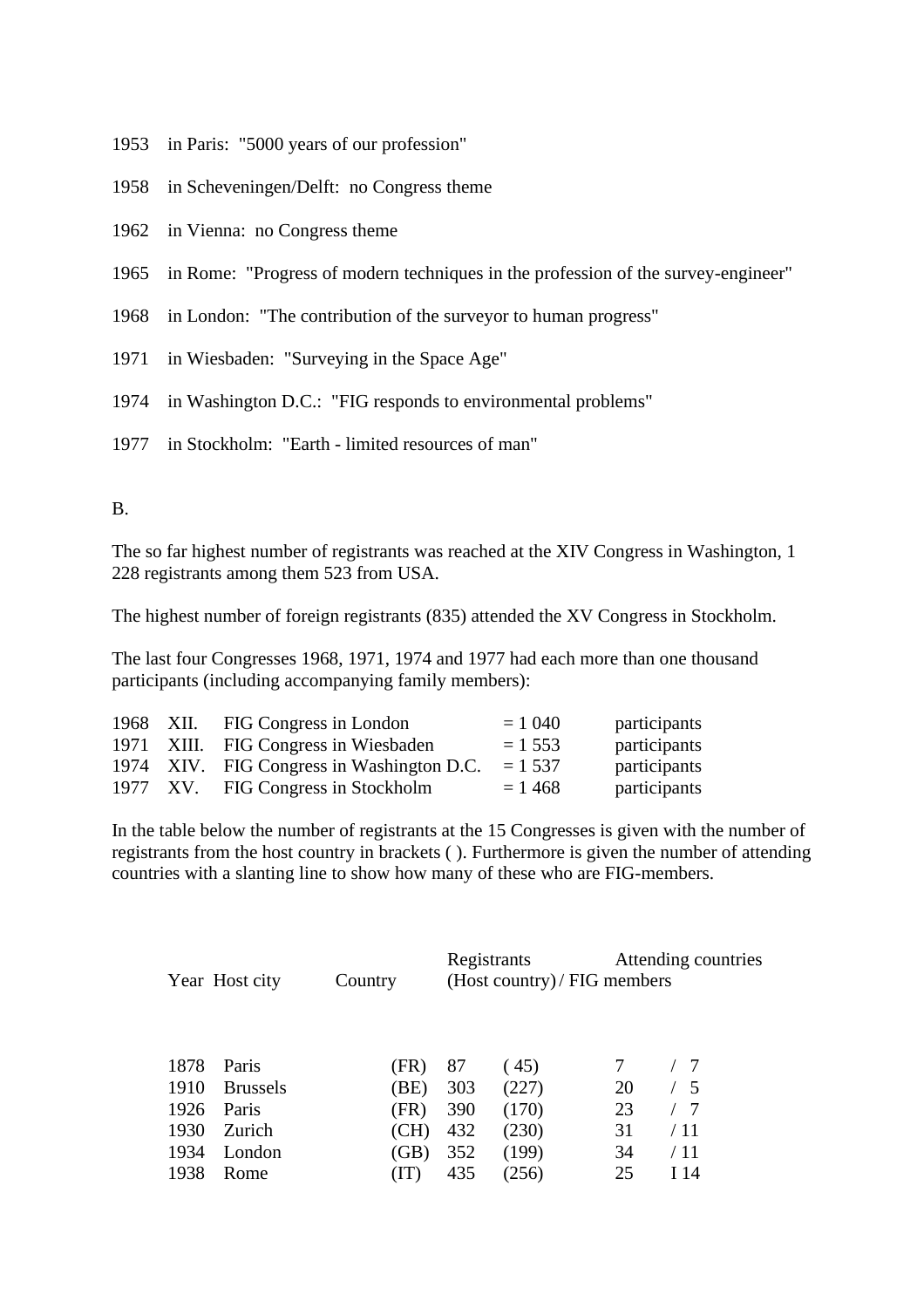1953 in Paris: "5000 years of our profession"

1958 in Scheveningen/Delft: no Congress theme

1962 in Vienna: no Congress theme

1965 in Rome: "Progress of modern techniques in the profession of the survey-engineer"

1968 in London: "The contribution of the surveyor to human progress"

1971 in Wiesbaden: "Surveying in the Space Age"

1974 in Washington D.C.: "FIG responds to environmental problems"

1977 in Stockholm: "Earth - limited resources of man"

B.

The so far highest number of registrants was reached at the XIV Congress in Washington, 1 228 registrants among them 523 from USA.

The highest number of foreign registrants (835) attended the XV Congress in Stockholm.

The last four Congresses 1968, 1971, 1974 and 1977 had each more than one thousand participants (including accompanying family members):

| | | | | |
|---|---|---|---|---|
| 1968 | XII. | FIG Congress in London | = 1 040 | participants |
| 1971 | XIII. | FIG Congress in Wiesbaden | = 1 553 | participants |
| 1974 | XIV. | FIG Congress in Washington D.C. | = 1 537 | participants |
| 1977 | XV. | FIG Congress in Stockholm | = 1 468 | participants |

In the table below the number of registrants at the 15 Congresses is given with the number of registrants from the host country in brackets ( ). Furthermore is given the number of attending countries with a slanting line to show how many of these who are FIG-members.

| Year | Host city | Country | Registrants | (Host country) | Attending countries | / FIG members |
|---|---|---|---|---|---|---|
| 1878 | Paris | (FR) | 87 | ( 45) | 7 | / 7 |
| 1910 | Brussels | (BE) | 303 | (227) | 20 | / 5 |
| 1926 | Paris | (FR) | 390 | (170) | 23 | / 7 |
| 1930 | Zurich | (CH) | 432 | (230) | 31 | / 11 |
| 1934 | London | (GB) | 352 | (199) | 34 | / 11 |
| 1938 | Rome | (IT) | 435 | (256) | 25 | I 14 |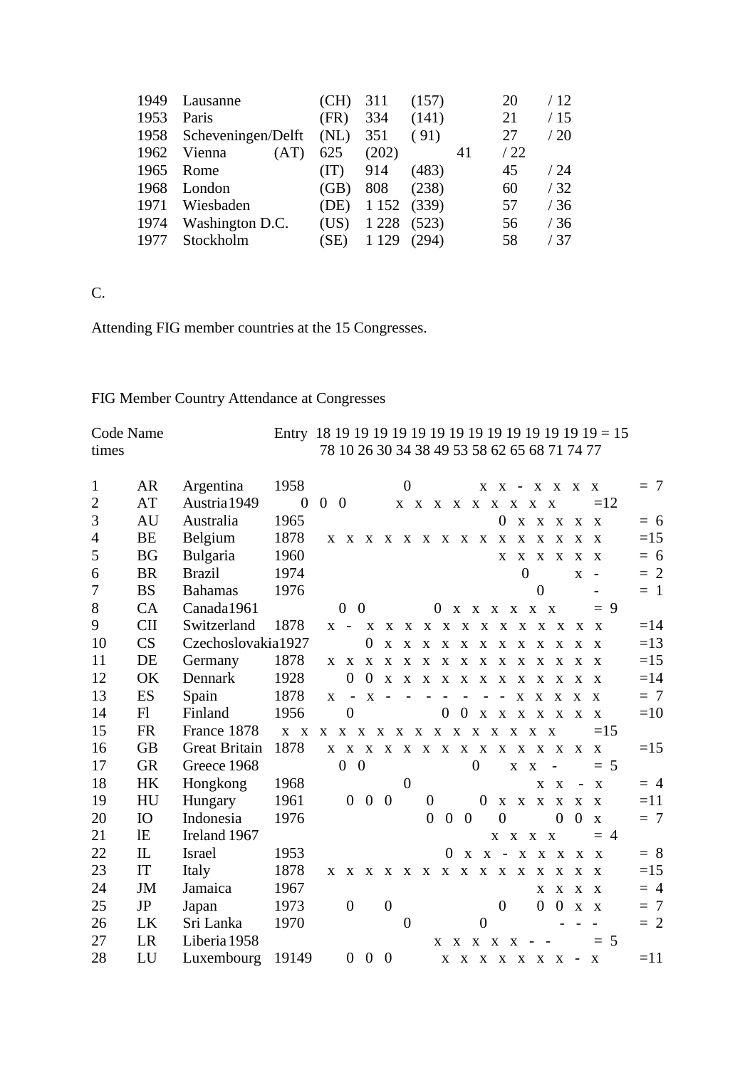| | | | | | | |
|---|---|---|---|---|---|---|
| 1949 | Lausanne | (CH) | 311 | (157) | 20 | / 12 |
| 1953 | Paris | (FR) | 334 | (141) | 21 | / 15 |
| 1958 | Scheveningen/Delft | (NL) | 351 | ( 91) | 27 | / 20 |
| 1962 | Vienna | (AT) | 625 | (202) | 41 | / 22 |
| 1965 | Rome | (IT) | 914 | (483) | 45 | / 24 |
| 1968 | London | (GB) | 808 | (238) | 60 | / 32 |
| 1971 | Wiesbaden | (DE) | 1 152 | (339) | 57 | / 36 |
| 1974 | Washington D.C. | (US) | 1 228 | (523) | 56 | / 37 |
| 1977 | Stockholm | (SE) | 1 129 | (294) | 58 | / 37 |

C.

Attending FIG member countries at the 15 Congresses.

FIG Member Country Attendance at Congresses

| | Code | Name | Entry | 1878 | 1910 | 1926 | 1930 | 1934 | 1938 | 1949 | 1953 | 1958 | 1962 | 1965 | 1968 | 1971 | 1974 | 1977 | = 15 times |
|---|---|---|---|---|---|---|---|---|---|---|---|---|---|---|---|---|---|---|---|
| 1 | AR | Argentina | 1958 | | | | | 0 | | | | x | x | - | x | x | x | x | = 7 |
| 2 | AT | Austria | 1949 | | 0 | 0 | 0 | | | x | x | x | x | x | x | x | x | x | =12 |
| 3 | AU | Australia | 1965 | | | | | | | | | | 0 | x | x | x | x | x | = 6 |
| 4 | BE | Belgium | 1878 | x | x | x | x | x | x | x | x | x | x | x | x | x | x | x | =15 |
| 5 | BG | Bulgaria | 1960 | | | | | | | | | | x | x | x | x | x | x | = 6 |
| 6 | BR | Brazil | 1974 | | | | | | | | | | | 0 | | | x | - | = 2 |
| 7 | BS | Bahamas | 1976 | | | | | | | | | | | | 0 | | | - | = 1 |
| 8 | CA | Canada | 1961 | | | | 0 | 0 | | | | 0 | x | x | x | x | x | x | = 9 |
| 9 | CII | Switzerland | 1878 | x | - | x | x | x | x | x | x | x | x | x | x | x | x | x | =14 |
| 10 | CS | Czechoslovakia | 1927 | | | 0 | x | x | x | x | x | x | x | x | x | x | x | x | =13 |
| 11 | DE | Germany | 1878 | x | x | x | x | x | x | x | x | x | x | x | x | x | x | x | =15 |
| 12 | OK | Dennark | 1928 | | 0 | 0 | x | x | x | x | x | x | x | x | x | x | x | x | =14 |
| 13 | ES | Spain | 1878 | x | - | x | - | - | - | - | - | - | - | x | x | x | x | x | = 7 |
| 14 | Fl | Finland | 1956 | | 0 | | | | | 0 | 0 | x | x | x | x | x | x | x | =10 |
| 15 | FR | France | 1878 | x | x | x | x | x | x | x | x | x | x | x | x | x | x | x | =15 |
| 16 | GB | Great Britain | 1878 | x | x | x | x | x | x | x | x | x | x | x | x | x | x | x | =15 |
| 17 | GR | Greece | 1968 | | | | 0 | 0 | | | | | | 0 | | x | x | - | = 5 |
| 18 | HK | Hongkong | 1968 | | | | | 0 | | | | | | | x | x | - | x | = 4 |
| 19 | HU | Hungary | 1961 | | 0 | 0 | 0 | | 0 | | | 0 | x | x | x | x | x | x | =11 |
| 20 | IO | Indonesia | 1976 | | | | | | 0 | 0 | 0 | | 0 | | | 0 | 0 | x | = 7 |
| 21 | lE | Ireland | 1967 | | | | | | | | | | | | x | x | x | x | = 4 |
| 22 | IL | Israel | 1953 | | | | | | | 0 | x | x | - | x | x | x | x | x | = 8 |
| 23 | IT | Italy | 1878 | x | x | x | x | x | x | x | x | x | x | x | x | x | x | x | =15 |
| 24 | JM | Jamaica | 1967 | | | | | | | | | | | | x | x | x | x | = 4 |
| 25 | JP | Japan | 1973 | | 0 | | 0 | | | | | | 0 | | 0 | 0 | x | x | = 7 |
| 26 | LK | Sri Lanka | 1970 | | | | | 0 | | | | 0 | | | | - | - | - | = 2 |
| 27 | LR | Liberia | 1958 | | | | | | | | | x | x | x | x | x | - | - | = 5 |
| 28 | LU | Luxembourg | 19149 | | 0 | 0 | 0 | | | x | x | x | x | x | x | x | - | x | =11 |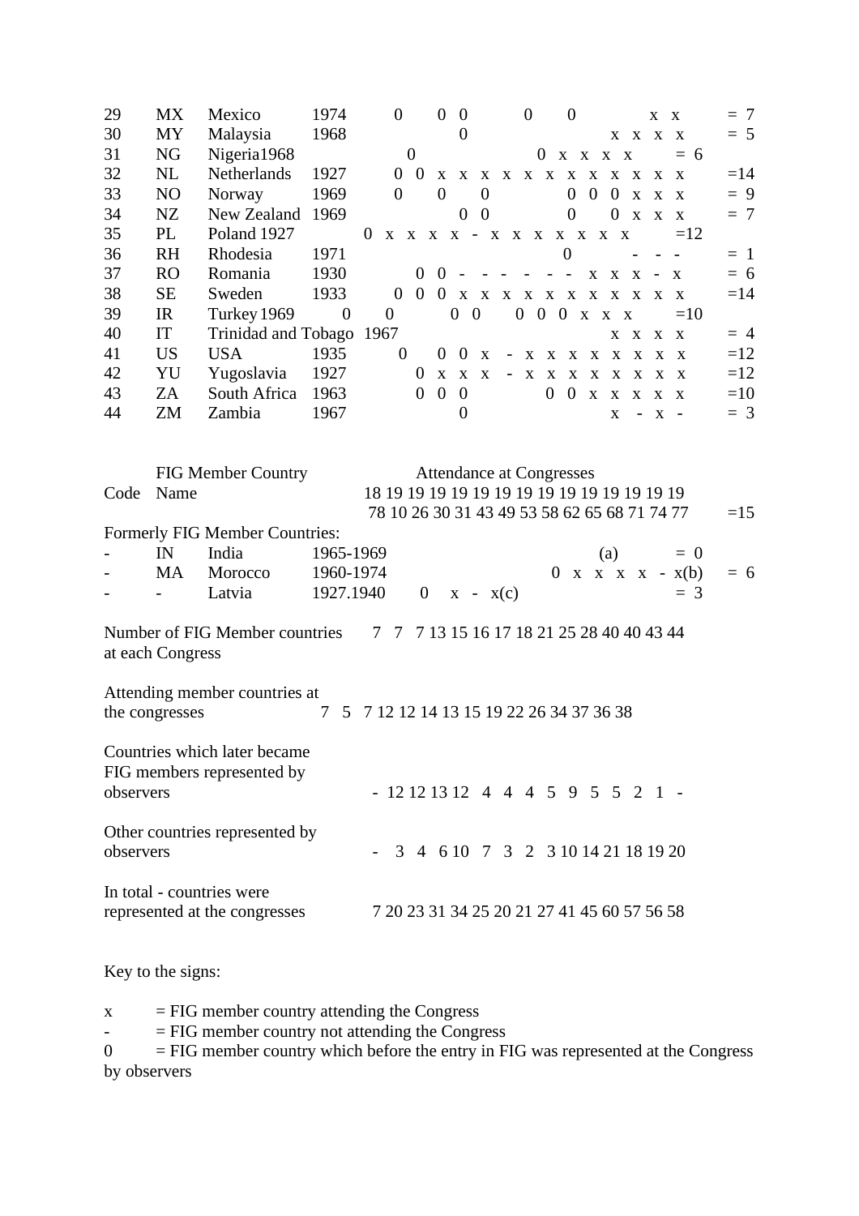| Code | | FIG Member Country Name | | 1878 | 1910 | 1926 | 1930 | 1931 | 1943 | 1949 | 1953 | 1958 | 1962 | 1965 | 1968 | 1971 | 1974 | 1977 | =15 |
|---|---|---|---|---|---|---|---|---|---|---|---|---|---|---|---|---|---|---|---|
| 29 | MX | Mexico | 1974 | | 0 | | 0 | 0 | | | 0 | | 0 | | | | x | x | = 7 |
| 30 | MY | Malaysia | 1968 | | | | | 0 | | | | | | | x | x | x | x | = 5 |
| 31 | NG | Nigeria | 1968 | | | | | 0 | | | | | | 0 | x | x | x | x | = 6 |
| 32 | NL | Netherlands | 1927 | | 0 | 0 | x | x | x | x | x | x | x | x | x | x | x | x | =14 |
| 33 | NO | Norway | 1969 | | 0 | | 0 | | 0 | | | | 0 | 0 | 0 | x | x | x | = 9 |
| 34 | NZ | New Zealand | 1969 | | | | | 0 | 0 | | | | 0 | | 0 | x | x | x | = 7 |
| 35 | PL | Poland | 1927 | | | 0 | x | x | x | x | - | x | x | x | x | x | x | x | =12 |
| 36 | RH | Rhodesia | 1971 | | | | | | | | | | 0 | | | - | - | - | = 1 |
| 37 | RO | Romania | 1930 | | | 0 | 0 | - | - | - | - | - | - | x | x | x | - | x | = 6 |
| 38 | SE | Sweden | 1933 | | 0 | 0 | 0 | x | x | x | x | x | x | x | x | x | x | x | =14 |
| 39 | IR | Turkey | 1969 | | 0 | | 0 | | | 0 | 0 | | 0 | 0 | 0 | x | x | x | =10 |
| 40 | IT | Trinidad and Tobago | 1967 | | | | | | | | | | | | x | x | x | x | = 4 |
| 41 | US | USA | 1935 | | 0 | | 0 | 0 | x | - | x | x | x | x | x | x | x | x | =12 |
| 42 | YU | Yugoslavia | 1927 | | | 0 | x | x | x | - | x | x | x | x | x | x | x | x | =12 |
| 43 | ZA | South Africa | 1963 | | | 0 | 0 | 0 | | | | 0 | 0 | x | x | x | x | x | =10 |
| 44 | ZM | Zambia | 1967 | | | | | 0 | | | | | | | x | - | x | - | = 3 |
| **Formerly FIG Member Countries:** | | | | | | | | | | | | | | | | | | | |
| - | IN | India | 1965-1969 | | | | | | | | | | | | (a) | | | | = 0 |
| - | MA | Morocco | 1960-1974 | | | | | | | | | 0 | x | x | x | x | - | x(b) | = 6 |
| - | - | Latvia | 1927.1940 | | | 0 | x | - | x(c) | | | | | | | | | | = 3 |
| Number of FIG Member countries at each Congress | | | | 7 | 7 | 7 | 13 | 15 | 16 | 17 | 18 | 21 | 25 | 28 | 40 | 40 | 43 | 44 | |
| Attending member countries at the congresses | | | | 7 | 5 | 7 | 12 | 12 | 14 | 13 | 15 | 19 | 22 | 26 | 34 | 37 | 36 | 38 | |
| Countries which later became FIG members represented by observers | | | | - | 12 | 12 | 13 | 12 | 4 | 4 | 4 | 5 | 9 | 5 | 5 | 2 | 1 | - | |
| Other countries represented by observers | | | | - | 3 | 4 | 6 | 10 | 7 | 3 | 2 | 3 | 10 | 14 | 21 | 18 | 19 | 20 | |
| In total - countries were represented at the congresses | | | | 7 | 20 | 23 | 31 | 34 | 25 | 20 | 21 | 27 | 41 | 45 | 60 | 57 | 56 | 58 | |

Key to the signs:

x = FIG member country attending the Congress

\- = FIG member country not attending the Congress

0 = FIG member country which before the entry in FIG was represented at the Congress by observers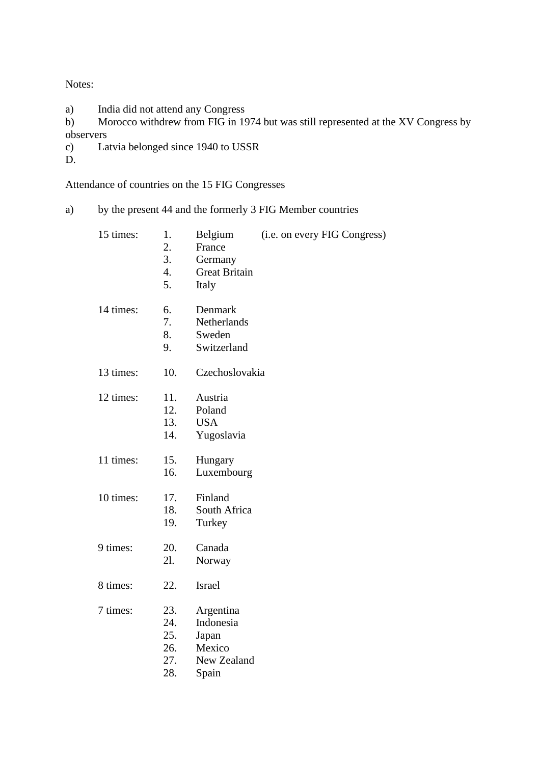Notes:

a) India did not attend any Congress
b) Morocco withdrew from FIG in 1974 but was still represented at the XV Congress by observers
c) Latvia belonged since 1940 to USSR
D.

Attendance of countries on the 15 FIG Congresses

a) by the present 44 and the formerly 3 FIG Member countries

| | | | |
|---|---|---|---|
| 15 times: | 1. | Belgium | (i.e. on every FIG Congress) |
| | 2. | France | |
| | 3. | Germany | |
| | 4. | Great Britain | |
| | 5. | Italy | |
| 14 times: | 6. | Denmark | |
| | 7. | Netherlands | |
| | 8. | Sweden | |
| | 9. | Switzerland | |
| 13 times: | 10. | Czechoslovakia | |
| 12 times: | 11. | Austria | |
| | 12. | Poland | |
| | 13. | USA | |
| | 14. | Yugoslavia | |
| 11 times: | 15. | Hungary | |
| | 16. | Luxembourg | |
| 10 times: | 17. | Finland | |
| | 18. | South Africa | |
| | 19. | Turkey | |
| 9 times: | 20. | Canada | |
| | 2l. | Norway | |
| 8 times: | 22. | Israel | |
| 7 times: | 23. | Argentina | |
| | 24. | Indonesia | |
| | 25. | Japan | |
| | 26. | Mexico | |
| | 27. | New Zealand | |
| | 28. | Spain | |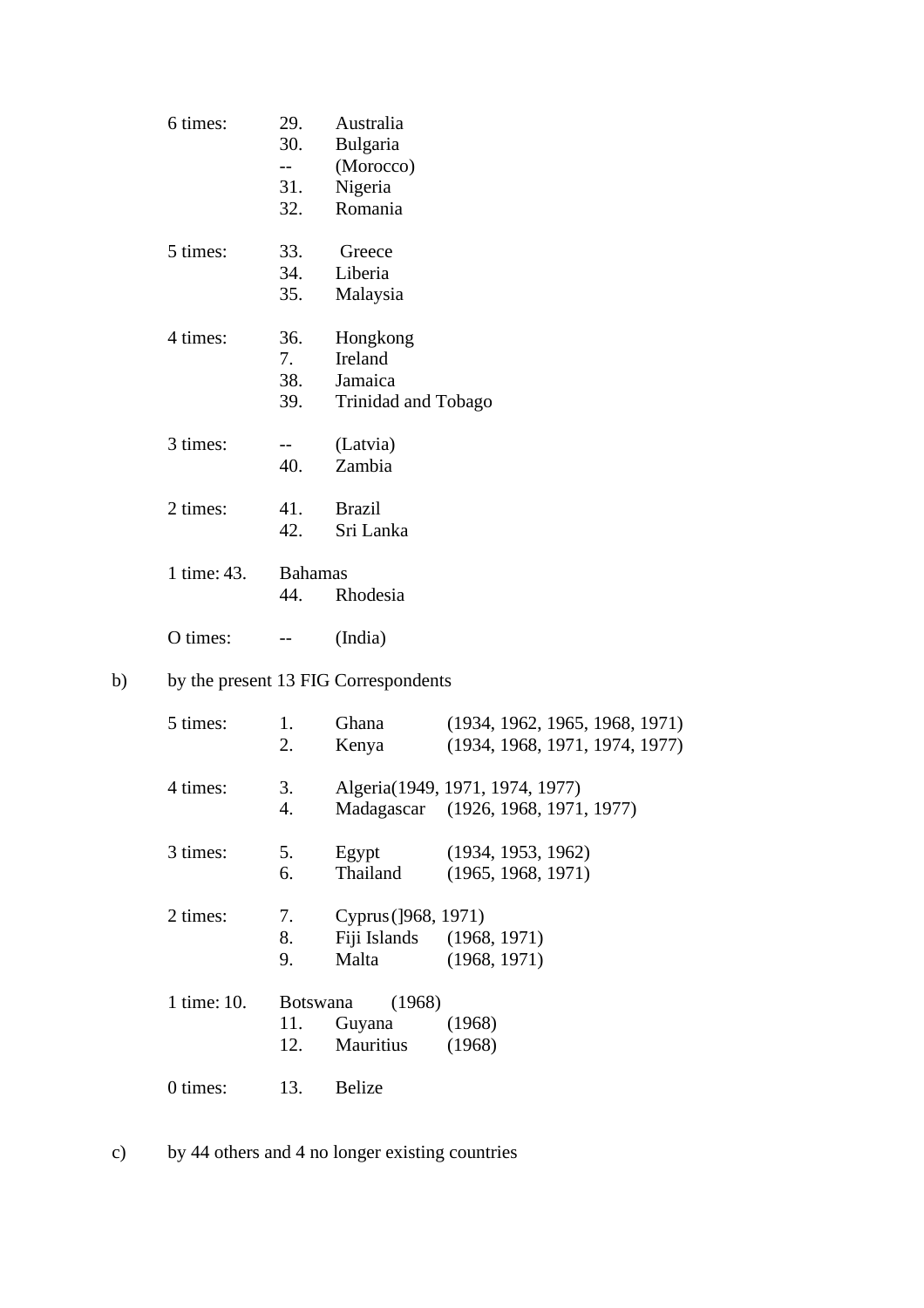| | | |
|---|---|---|
| 6 times: | 29. | Australia |
| | 30. | Bulgaria |
| | -- | (Morocco) |
| | 31. | Nigeria |
| | 32. | Romania |
| 5 times: | 33. | Greece |
| | 34. | Liberia |
| | 35. | Malaysia |
| 4 times: | 36. | Hongkong |
| | 7. | Ireland |
| | 38. | Jamaica |
| | 39. | Trinidad and Tobago |
| 3 times: | -- | (Latvia) |
| | 40. | Zambia |
| 2 times: | 41. | Brazil |
| | 42. | Sri Lanka |
| 1 time: | 43. | Bahamas |
| | 44. | Rhodesia |
| O times: | -- | (India) |

b) by the present 13 FIG Correspondents

| | | | |
|---|---|---|---|
| 5 times: | 1. | Ghana | (1934, 1962, 1965, 1968, 1971) |
| | 2. | Kenya | (1934, 1968, 1971, 1974, 1977) |
| 4 times: | 3. | Algeria | (1949, 1971, 1974, 1977) |
| | 4. | Madagascar | (1926, 1968, 1971, 1977) |
| 3 times: | 5. | Egypt | (1934, 1953, 1962) |
| | 6. | Thailand | (1965, 1968, 1971) |
| 2 times: | 7. | Cyprus | (]968, 1971) |
| | 8. | Fiji Islands | (1968, 1971) |
| | 9. | Malta | (1968, 1971) |
| 1 time: | 10. | Botswana | (1968) |
| | 11. | Guyana | (1968) |
| | 12. | Mauritius | (1968) |
| 0 times: | 13. | Belize | |

c) by 44 others and 4 no longer existing countries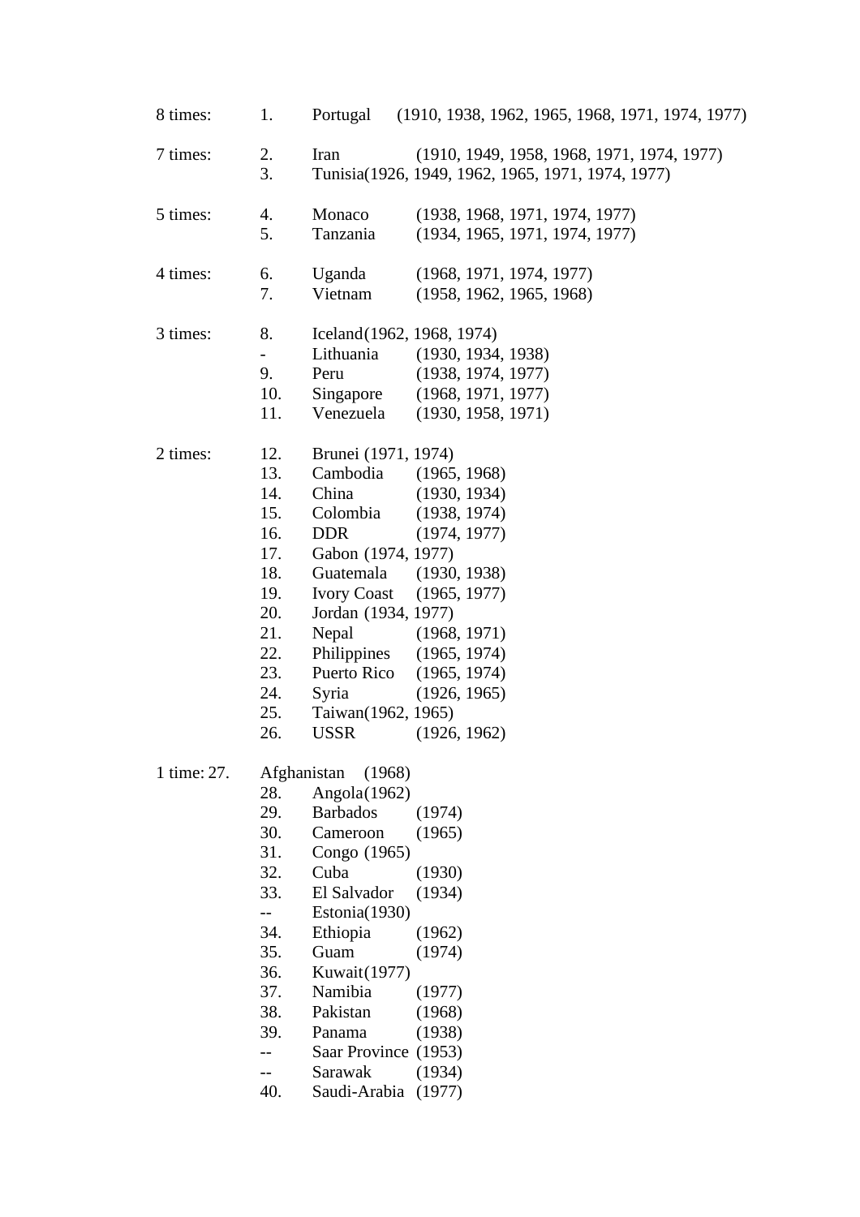| | | | |
|---|---|---|---|
| 8 times: | 1. | Portugal | (1910, 1938, 1962, 1965, 1968, 1971, 1974, 1977) |
| 7 times: | 2. | Iran | (1910, 1949, 1958, 1968, 1971, 1974, 1977) |
| | 3. | Tunisia | (1926, 1949, 1962, 1965, 1971, 1974, 1977) |
| 5 times: | 4. | Monaco | (1938, 1968, 1971, 1974, 1977) |
| | 5. | Tanzania | (1934, 1965, 1971, 1974, 1977) |
| 4 times: | 6. | Uganda | (1968, 1971, 1974, 1977) |
| | 7. | Vietnam | (1958, 1962, 1965, 1968) |
| 3 times: | 8. | Iceland | (1962, 1968, 1974) |
| | - | Lithuania | (1930, 1934, 1938) |
| | 9. | Peru | (1938, 1974, 1977) |
| | 10. | Singapore | (1968, 1971, 1977) |
| | 11. | Venezuela | (1930, 1958, 1971) |
| 2 times: | 12. | Brunei | (1971, 1974) |
| | 13. | Cambodia | (1965, 1968) |
| | 14. | China | (1930, 1934) |
| | 15. | Colombia | (1938, 1974) |
| | 16. | DDR | (1974, 1977) |
| | 17. | Gabon | (1974, 1977) |
| | 18. | Guatemala | (1930, 1938) |
| | 19. | Ivory Coast | (1965, 1977) |
| | 20. | Jordan | (1934, 1977) |
| | 21. | Nepal | (1968, 1971) |
| | 22. | Philippines | (1965, 1974) |
| | 23. | Puerto Rico | (1965, 1974) |
| | 24. | Syria | (1926, 1965) |
| | 25. | Taiwan | (1962, 1965) |
| | 26. | USSR | (1926, 1962) |
| 1 time: | 27. | Afghanistan | (1968) |
| | 28. | Angola | (1962) |
| | 29. | Barbados | (1974) |
| | 30. | Cameroon | (1965) |
| | 31. | Congo | (1965) |
| | 32. | Cuba | (1930) |
| | 33. | El Salvador | (1934) |
| | -- | Estonia | (1930) |
| | 34. | Ethiopia | (1962) |
| | 35. | Guam | (1974) |
| | 36. | Kuwait | (1977) |
| | 37. | Namibia | (1977) |
| | 38. | Pakistan | (1968) |
| | 39. | Panama | (1938) |
| | -- | Saar Province | (1953) |
| | -- | Sarawak | (1934) |
| | 40. | Saudi-Arabia | (1977) |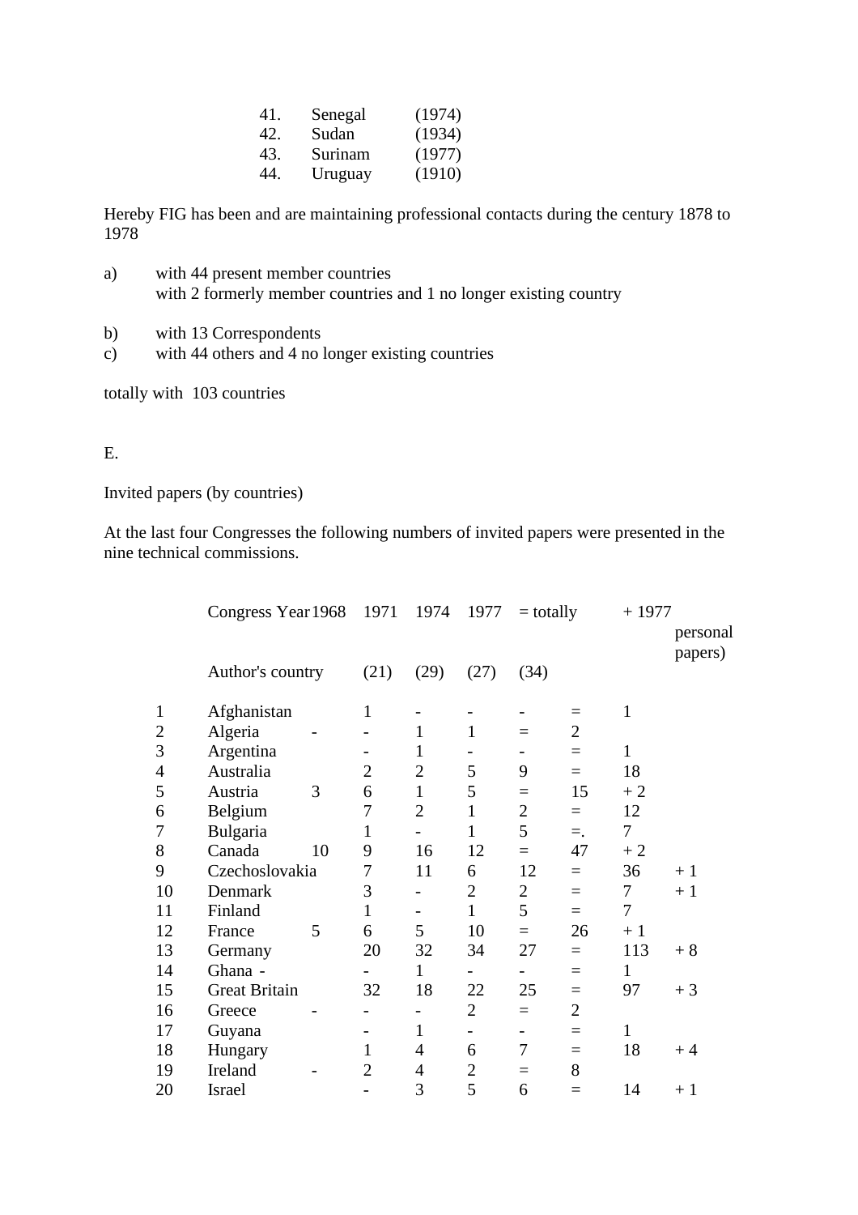| | | |
|---|---|---|
| 41. | Senegal | (1974) |
| 42. | Sudan | (1934) |
| 43. | Surinam | (1977) |
| 44. | Uruguay | (1910) |

Hereby FIG has been and are maintaining professional contacts during the century 1878 to 1978

a) with 44 present member countries
   with 2 formerly member countries and 1 no longer existing country

b) with 13 Correspondents

c) with 44 others and 4 no longer existing countries

totally with 103 countries

E.

Invited papers (by countries)

At the last four Congresses the following numbers of invited papers were presented in the nine technical commissions.

| | Congress Year / Author's country | 1968 (21) | 1971 (29) | 1974 (27) | 1977 (34) | = totally | + 1977 personal papers) |
|---|---|---|---|---|---|---|---|
| 1 | Afghanistan | 1 | - | - | - | 1 | |
| 2 | Algeria | - | - | 1 | 1 | 2 | |
| 3 | Argentina | - | 1 | - | - | 1 | |
| 4 | Australia | 2 | 2 | 5 | 9 | 18 | |
| 5 | Austria | 3 | 6 | 1 | 5 | 15 | + 2 |
| 6 | Belgium | 7 | 2 | 1 | 2 | 12 | |
| 7 | Bulgaria | 1 | - | 1 | 5 | 7 | |
| 8 | Canada | 10 | 9 | 16 | 12 | 47 | + 2 |
| 9 | Czechoslovakia | 7 | 11 | 6 | 12 | 36 | + 1 |
| 10 | Denmark | 3 | - | 2 | 2 | 7 | + 1 |
| 11 | Finland | 1 | - | 1 | 5 | 7 | |
| 12 | France | 5 | 6 | 5 | 10 | 26 | + 1 |
| 13 | Germany | 20 | 32 | 34 | 27 | 113 | + 8 |
| 14 | Ghana - | - | 1 | - | - | 1 | |
| 15 | Great Britain | 32 | 18 | 22 | 25 | 97 | + 3 |
| 16 | Greece | - | - | - | 2 | 2 | |
| 17 | Guyana | - | 1 | - | - | 1 | |
| 18 | Hungary | 1 | 4 | 6 | 7 | 18 | + 4 |
| 19 | Ireland | - | 2 | 4 | 2 | 8 | |
| 20 | Israel | - | 3 | 5 | 6 | 14 | + 1 |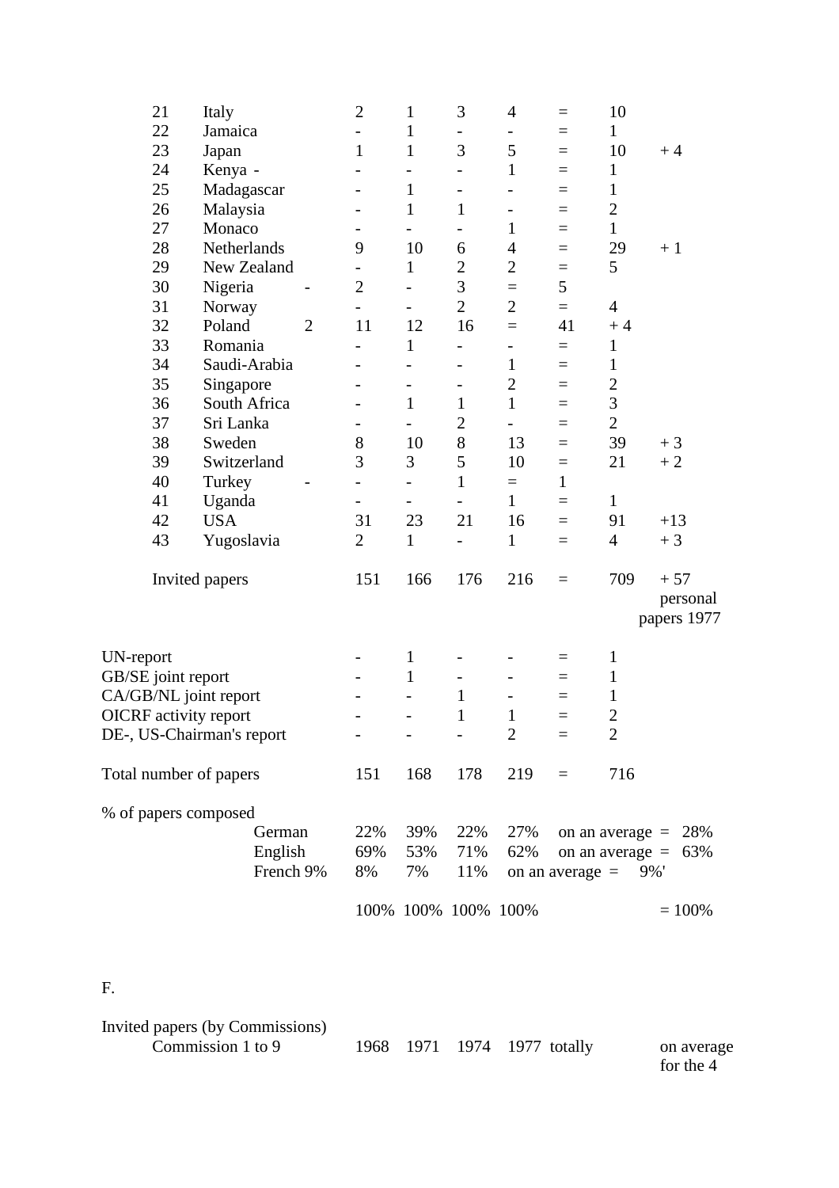| | | | | | | | | | |
|---|---|---|---|---|---|---|---|---|---|
| 21 | Italy | | 2 | 1 | 3 | 4 | = | 10 | |
| 22 | Jamaica | | - | 1 | - | - | = | 1 | |
| 23 | Japan | | 1 | 1 | 3 | 5 | = | 10 | + 4 |
| 24 | Kenya - | | - | - | - | 1 | = | 1 | |
| 25 | Madagascar | | - | 1 | - | - | = | 1 | |
| 26 | Malaysia | | - | 1 | 1 | - | = | 2 | |
| 27 | Monaco | | - | - | - | 1 | = | 1 | |
| 28 | Netherlands | | 9 | 10 | 6 | 4 | = | 29 | + 1 |
| 29 | New Zealand | | - | 1 | 2 | 2 | = | 5 | |
| 30 | Nigeria | - | 2 | - | 3 | = | 5 | | |
| 31 | Norway | | - | - | 2 | 2 | = | 4 | |
| 32 | Poland | 2 | 11 | 12 | 16 | = | 41 | + 4 | |
| 33 | Romania | | - | 1 | - | - | = | 1 | |
| 34 | Saudi-Arabia | | - | - | - | 1 | = | 1 | |
| 35 | Singapore | | - | - | - | 2 | = | 2 | |
| 36 | South Africa | | - | 1 | 1 | 1 | = | 3 | |
| 37 | Sri Lanka | | - | - | 2 | - | = | 2 | |
| 38 | Sweden | | 8 | 10 | 8 | 13 | = | 39 | + 3 |
| 39 | Switzerland | | 3 | 3 | 5 | 10 | = | 21 | + 2 |
| 40 | Turkey | - | - | - | 1 | = | 1 | | |
| 41 | Uganda | | - | - | - | 1 | = | 1 | |
| 42 | USA | | 31 | 23 | 21 | 16 | = | 91 | +13 |
| 43 | Yugoslavia | | 2 | 1 | - | 1 | = | 4 | + 3 |
| | Invited papers | | 151 | 166 | 176 | 216 | = | 709 | + 57 personal papers 1977 |

| | | | | | | | |
|---|---|---|---|---|---|---|---|
| UN-report | - | 1 | - | - | = | 1 | |
| GB/SE joint report | - | 1 | - | - | = | 1 | |
| CA/GB/NL joint report | - | - | 1 | - | = | 1 | |
| OICRF activity report | - | - | 1 | 1 | = | 2 | |
| DE-, US-Chairman's report | - | - | - | 2 | = | 2 | |
| Total number of papers | 151 | 168 | 178 | 219 | = | 716 | |

% of papers composed

| | | | | | | |
|---|---|---|---|---|---|---|
| German | 22% | 39% | 22% | 27% | on an average = | 28% |
| English | 69% | 53% | 71% | 62% | on an average = | 63% |
| French 9% | 8% | 7% | 11% | on an average = | 9%' | |
| | 100% | 100% | 100% | 100% | | = 100% |

F.

Invited papers (by Commissions)

| | | | | | | |
|---|---|---|---|---|---|---|
| Commission 1 to 9 | 1968 | 1971 | 1974 | 1977 | totally | on average for the 4 |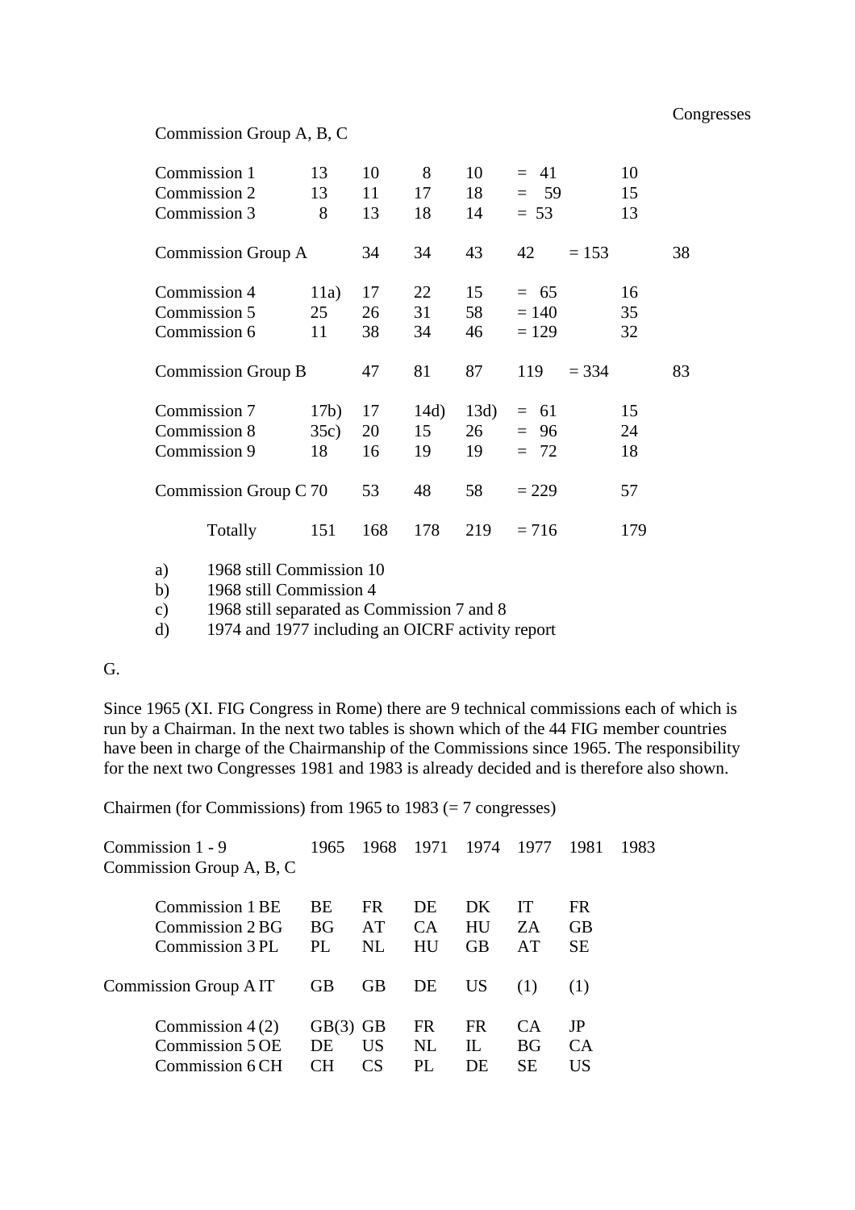| Commission Group A, B, C | | | | | | | Congresses |
|---|---|---|---|---|---|---|---|
| Commission 1 | 13 | 10 | 8 | 10 | = 41 | 10 | |
| Commission 2 | 13 | 11 | 17 | 18 | = 59 | 15 | |
| Commission 3 | 8 | 13 | 18 | 14 | = 53 | 13 | |
| Commission Group A | | 34 | 34 | 43 | 42 | = 153 | 38 |
| Commission 4 | 11a) | 17 | 22 | 15 | = 65 | 16 | |
| Commission 5 | 25 | 26 | 31 | 58 | = 140 | 35 | |
| Commission 6 | 11 | 38 | 34 | 46 | = 129 | 32 | |
| Commission Group B | | 47 | 81 | 87 | 119 | = 334 | 83 |
| Commission 7 | 17b) | 17 | 14d) | 13d) | = 61 | 15 | |
| Commission 8 | 35c) | 20 | 15 | 26 | = 96 | 24 | |
| Commission 9 | 18 | 16 | 19 | 19 | = 72 | 18 | |
| Commission Group C | 70 | 53 | 48 | 58 | = 229 | 57 | |
| Totally | 151 | 168 | 178 | 219 | = 716 | 179 | |

a) 1968 still Commission 10
b) 1968 still Commission 4
c) 1968 still separated as Commission 7 and 8
d) 1974 and 1977 including an OICRF activity report

G.

Since 1965 (XI. FIG Congress in Rome) there are 9 technical commissions each of which is run by a Chairman. In the next two tables is shown which of the 44 FIG member countries have been in charge of the Chairmanship of the Commissions since 1965. The responsibility for the next two Congresses 1981 and 1983 is already decided and is therefore also shown.

Chairmen (for Commissions) from 1965 to 1983 (= 7 congresses)

| Commission 1 - 9 Commission Group A, B, C | | 1965 | 1968 | 1971 | 1974 | 1977 | 1981 | 1983 |
|---|---|---|---|---|---|---|---|---|
| Commission 1 | BE | BE | FR | DE | DK | IT | FR | |
| Commission 2 | BG | BG | AT | CA | HU | ZA | GB | |
| Commission 3 | PL | PL | NL | HU | GB | AT | SE | |
| Commission Group A | IT | GB | GB | DE | US | (1) | (1) | |
| Commission 4 | (2) | GB(3) | GB | FR | FR | CA | JP | |
| Commission 5 | OE | DE | US | NL | IL | BG | CA | |
| Commission 6 | CH | CH | CS | PL | DE | SE | US | |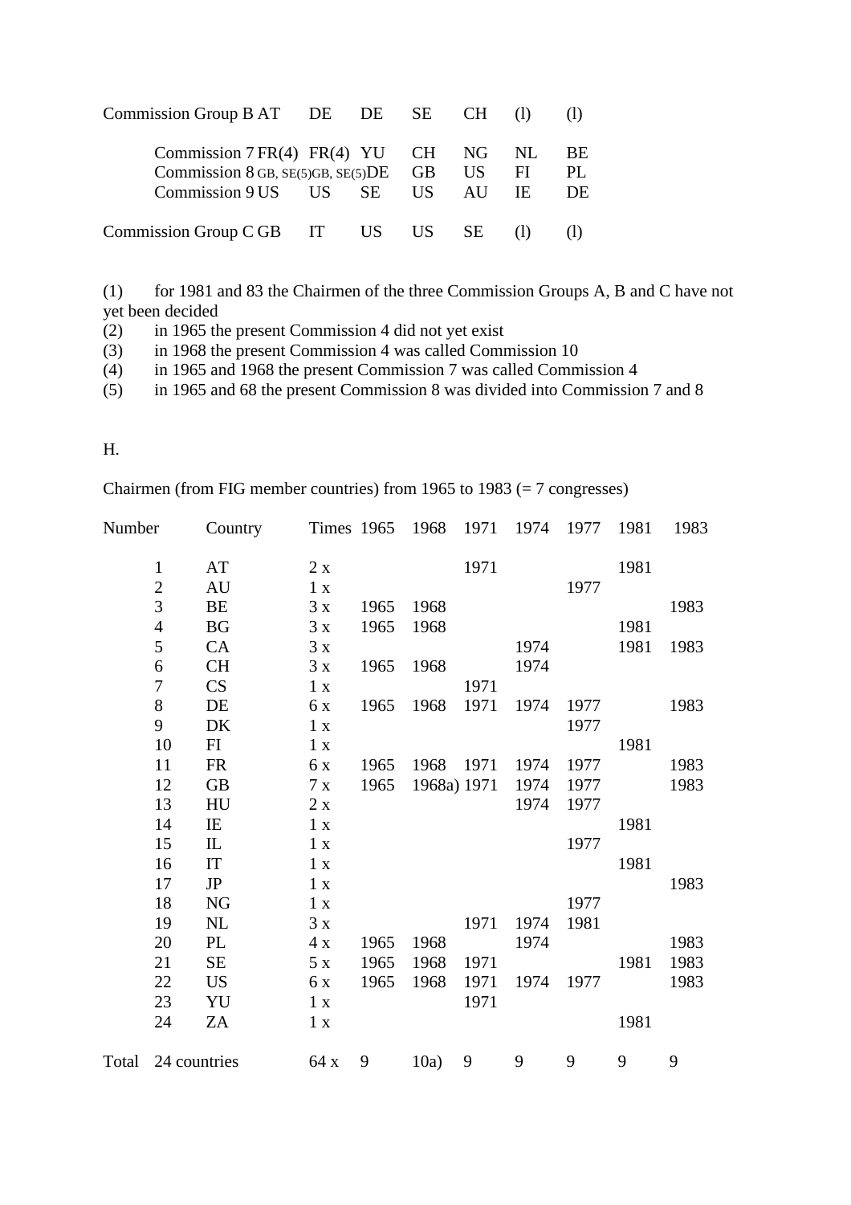| | | | | | | | |
|---|---|---|---|---|---|---|---|
| Commission Group B | AT | DE | DE | SE | CH | (l) | (l) |
| Commission 7 | FR(4) | FR(4) | YU | CH | NG | NL | BE |
| Commission 8 | GB, SE(5) | GB, SE(5) | DE | GB | US | FI | PL |
| Commission 9 | US | US | SE | US | AU | IE | DE |
| Commission Group C | GB | IT | US | US | SE | (l) | (l) |

(1) for 1981 and 83 the Chairmen of the three Commission Groups A, B and C have not yet been decided
(2) in 1965 the present Commission 4 did not yet exist
(3) in 1968 the present Commission 4 was called Commission 10
(4) in 1965 and 1968 the present Commission 7 was called Commission 4
(5) in 1965 and 68 the present Commission 8 was divided into Commission 7 and 8

H.

Chairmen (from FIG member countries) from 1965 to 1983 (= 7 congresses)

| Number | Country | Times | 1965 | 1968 | 1971 | 1974 | 1977 | 1981 | 1983 |
|---|---|---|---|---|---|---|---|---|---|
| 1 | AT | 2 x | | | 1971 | | | 1981 | |
| 2 | AU | 1 x | | | | | 1977 | | |
| 3 | BE | 3 x | 1965 | 1968 | | | | | 1983 |
| 4 | BG | 3 x | 1965 | 1968 | | | | 1981 | |
| 5 | CA | 3 x | | | | 1974 | | 1981 | 1983 |
| 6 | CH | 3 x | 1965 | 1968 | | 1974 | | | |
| 7 | CS | 1 x | | | 1971 | | | | |
| 8 | DE | 6 x | 1965 | 1968 | 1971 | 1974 | 1977 | | 1983 |
| 9 | DK | 1 x | | | | | 1977 | | |
| 10 | FI | 1 x | | | | | | 1981 | |
| 11 | FR | 6 x | 1965 | 1968 | 1971 | 1974 | 1977 | | 1983 |
| 12 | GB | 7 x | 1965 | 1968a) | 1971 | 1974 | 1977 | | 1983 |
| 13 | HU | 2 x | | | | 1974 | 1977 | | |
| 14 | IE | 1 x | | | | | | 1981 | |
| 15 | IL | 1 x | | | | | 1977 | | |
| 16 | IT | 1 x | | | | | | 1981 | |
| 17 | JP | 1 x | | | | | | | 1983 |
| 18 | NG | 1 x | | | | | 1977 | | |
| 19 | NL | 3 x | | | 1971 | 1974 | 1981 | | |
| 20 | PL | 4 x | 1965 | 1968 | | 1974 | | | 1983 |
| 21 | SE | 5 x | 1965 | 1968 | 1971 | | | 1981 | 1983 |
| 22 | US | 6 x | 1965 | 1968 | 1971 | 1974 | 1977 | | 1983 |
| 23 | YU | 1 x | | | 1971 | | | | |
| 24 | ZA | 1 x | | | | | | 1981 | |
| Total | 24 countries | 64 x | 9 | 10a) | 9 | 9 | 9 | 9 | 9 |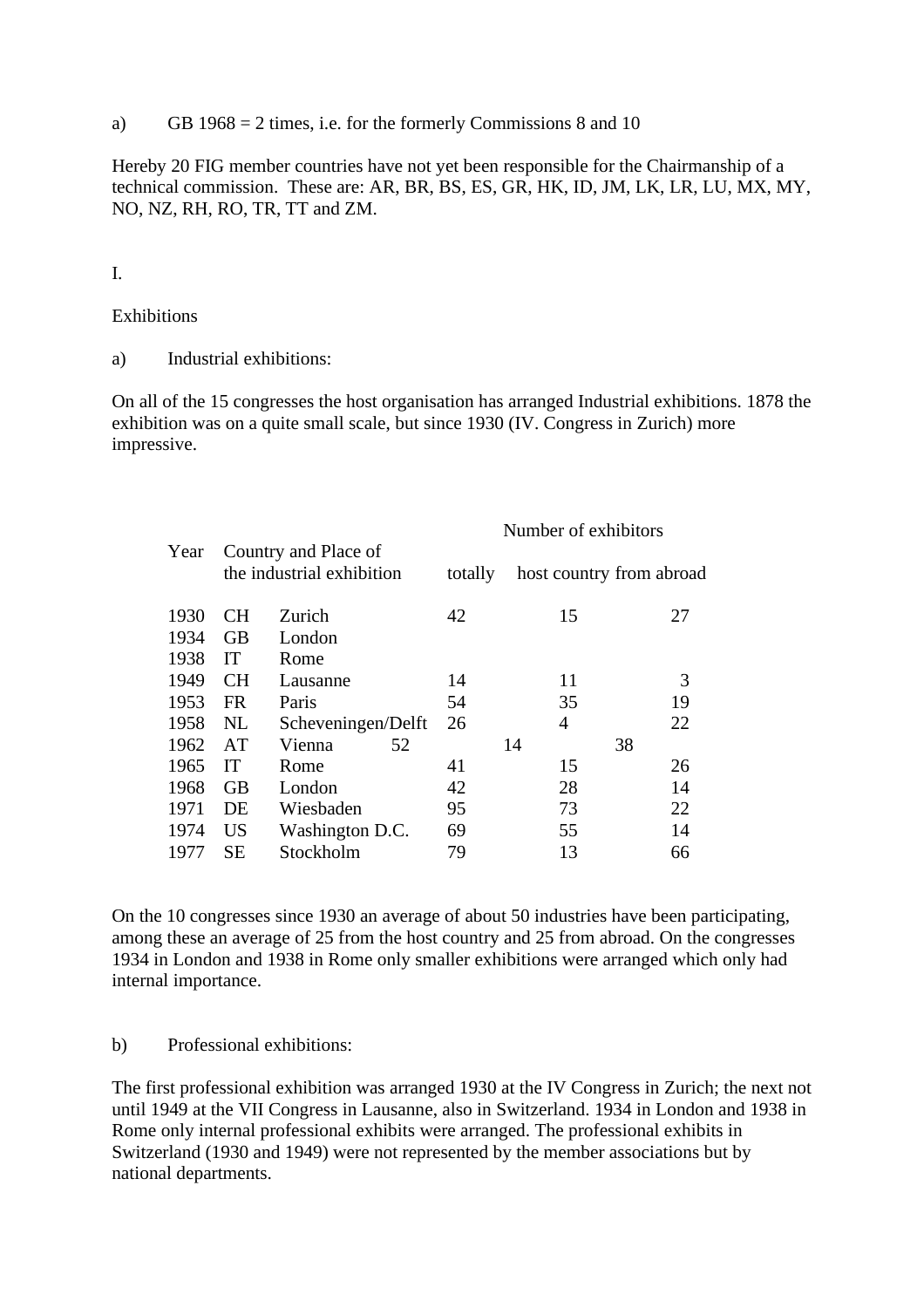a) GB 1968 = 2 times, i.e. for the formerly Commissions 8 and 10

Hereby 20 FIG member countries have not yet been responsible for the Chairmanship of a technical commission. These are: AR, BR, BS, ES, GR, HK, ID, JM, LK, LR, LU, MX, MY, NO, NZ, RH, RO, TR, TT and ZM.

I.

Exhibitions

a) Industrial exhibitions:

On all of the 15 congresses the host organisation has arranged Industrial exhibitions. 1878 the exhibition was on a quite small scale, but since 1930 (IV. Congress in Zurich) more impressive.

| Year | Country and Place of the industrial exhibition | | Number of exhibitors | | |
|---|---|---|---|---|---|
| | | | totally | host country | from abroad |
| 1930 | CH | Zurich | 42 | 15 | 27 |
| 1934 | GB | London | | | |
| 1938 | IT | Rome | | | |
| 1949 | CH | Lausanne | 14 | 11 | 3 |
| 1953 | FR | Paris | 54 | 35 | 19 |
| 1958 | NL | Scheveningen/Delft | 26 | 4 | 22 |
| 1962 | AT | Vienna | 52 | 14 | 38 |
| 1965 | IT | Rome | 41 | 15 | 26 |
| 1968 | GB | London | 42 | 28 | 14 |
| 1971 | DE | Wiesbaden | 95 | 73 | 22 |
| 1974 | US | Washington D.C. | 69 | 55 | 14 |
| 1977 | SE | Stockholm | 79 | 13 | 66 |

On the 10 congresses since 1930 an average of about 50 industries have been participating, among these an average of 25 from the host country and 25 from abroad. On the congresses 1934 in London and 1938 in Rome only smaller exhibitions were arranged which only had internal importance.

b) Professional exhibitions:

The first professional exhibition was arranged 1930 at the IV Congress in Zurich; the next not until 1949 at the VII Congress in Lausanne, also in Switzerland. 1934 in London and 1938 in Rome only internal professional exhibits were arranged. The professional exhibits in Switzerland (1930 and 1949) were not represented by the member associations but by national departments.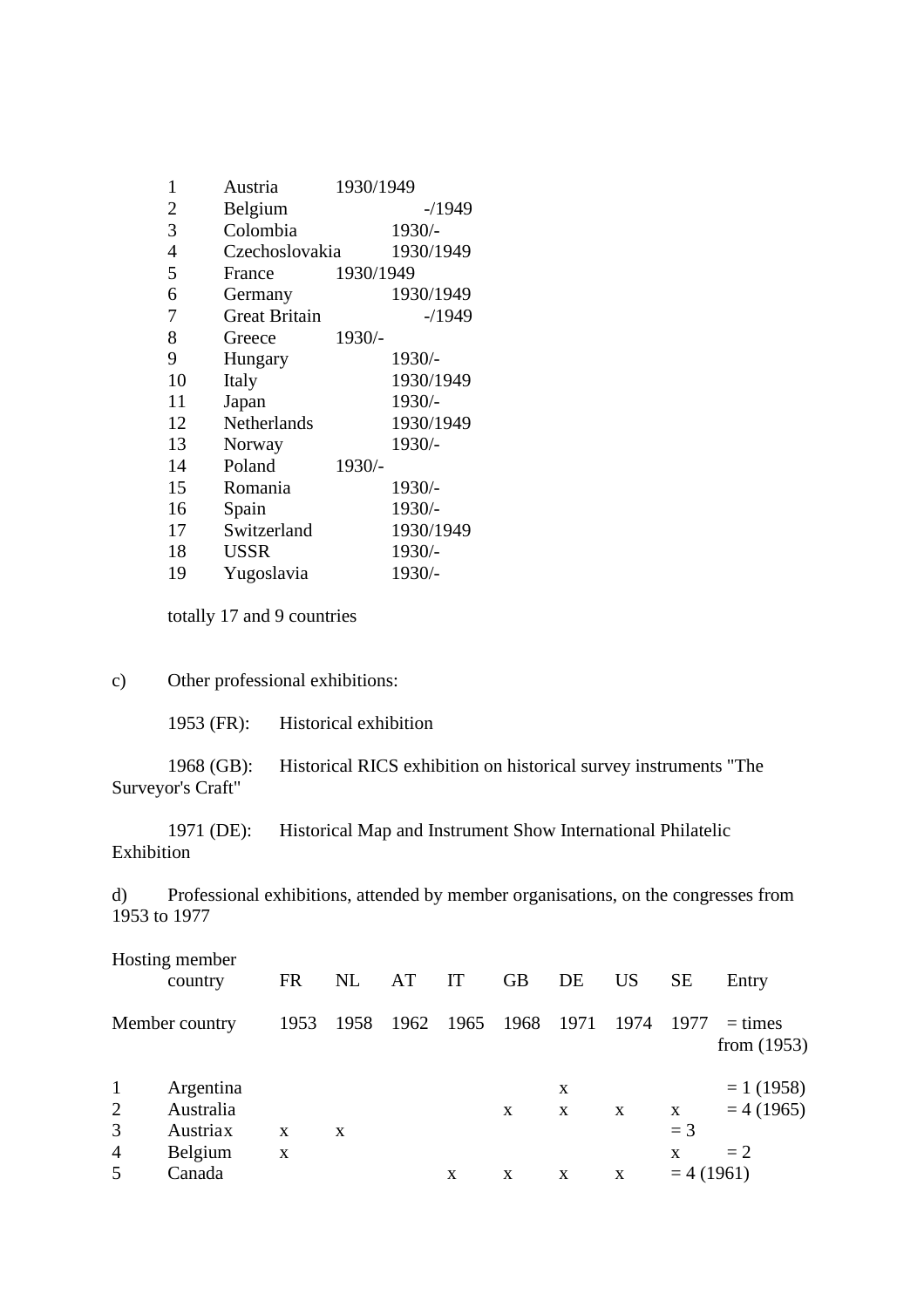| | | |
|---|---|---|
| 1 | Austria | 1930/1949 |
| 2 | Belgium | -/1949 |
| 3 | Colombia | 1930/- |
| 4 | Czechoslovakia | 1930/1949 |
| 5 | France | 1930/1949 |
| 6 | Germany | 1930/1949 |
| 7 | Great Britain | -/1949 |
| 8 | Greece | 1930/- |
| 9 | Hungary | 1930/- |
| 10 | Italy | 1930/1949 |
| 11 | Japan | 1930/- |
| 12 | Netherlands | 1930/1949 |
| 13 | Norway | 1930/- |
| 14 | Poland | 1930/- |
| 15 | Romania | 1930/- |
| 16 | Spain | 1930/- |
| 17 | Switzerland | 1930/1949 |
| 18 | USSR | 1930/- |
| 19 | Yugoslavia | 1930/- |

totally 17 and 9 countries

c) Other professional exhibitions:

1953 (FR): Historical exhibition

1968 (GB): Historical RICS exhibition on historical survey instruments "The Surveyor's Craft"

1971 (DE): Historical Map and Instrument Show International Philatelic Exhibition

d) Professional exhibitions, attended by member organisations, on the congresses from 1953 to 1977

| | Hosting member country | FR | NL | AT | IT | GB | DE | US | SE | Entry |
|---|---|---|---|---|---|---|---|---|---|---|
| | Member country | 1953 | 1958 | 1962 | 1965 | 1968 | 1971 | 1974 | 1977 | = times from (1953) |
| 1 | Argentina | | | | | | x | | | = 1 (1958) |
| 2 | Australia | | | | | x | x | x | x | = 4 (1965) |
| 3 | Austria | x | x | x | | | | | | = 3 |
| 4 | Belgium | x | | | | | | | x | = 2 |
| 5 | Canada | | | | x | x | x | x | | = 4 (1961) |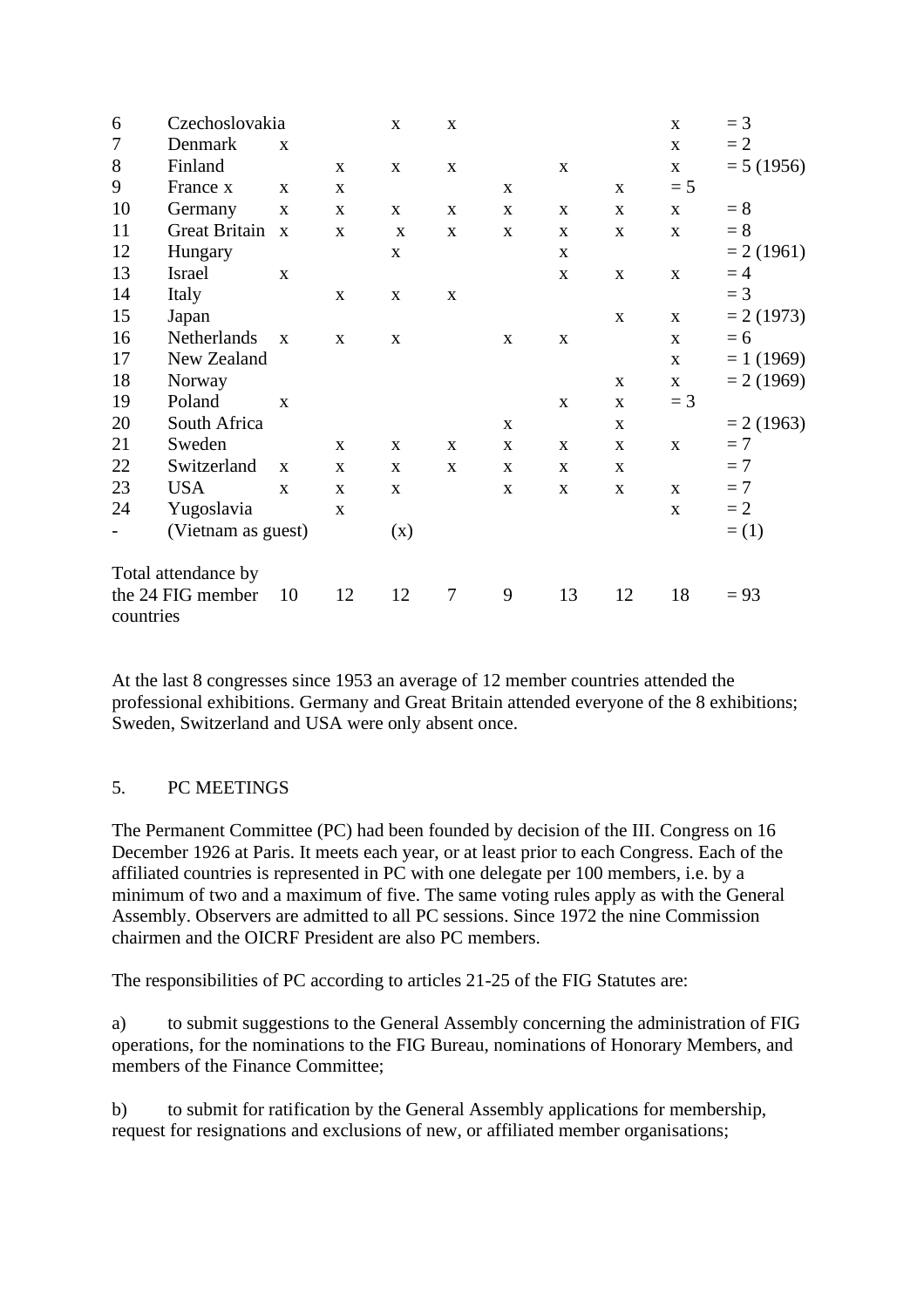| | | | | | | | | | | |
|---|---|---|---|---|---|---|---|---|---|---|
| 6 | Czechoslovakia | | | x | x | | | | x | = 3 |
| 7 | Denmark | x | | | | | | | x | = 2 |
| 8 | Finland | | x | x | x | | x | | x | = 5 (1956) |
| 9 | France x | x | x | | | x | | x | = 5 | |
| 10 | Germany | x | x | x | x | x | x | x | x | = 8 |
| 11 | Great Britain | x | x | x | x | x | x | x | x | = 8 |
| 12 | Hungary | | | x | | | x | | | = 2 (1961) |
| 13 | Israel | x | | | | | x | x | x | = 4 |
| 14 | Italy | | x | x | x | | | | | = 3 |
| 15 | Japan | | | | | | | x | x | = 2 (1973) |
| 16 | Netherlands | x | x | x | | x | x | | x | = 6 |
| 17 | New Zealand | | | | | | | | x | = 1 (1969) |
| 18 | Norway | | | | | | | x | x | = 2 (1969) |
| 19 | Poland | x | | | | | x | x | = 3 | |
| 20 | South Africa | | | | | x | | x | | = 2 (1963) |
| 21 | Sweden | | x | x | x | x | x | x | x | = 7 |
| 22 | Switzerland | x | x | x | x | x | x | x | | = 7 |
| 23 | USA | x | x | x | | x | x | x | x | = 7 |
| 24 | Yugoslavia | | x | | | | | | x | = 2 |
| - | (Vietnam as guest) | | | (x) | | | | | | = (1) |
| | Total attendance by the 24 FIG member countries | 10 | 12 | 12 | 7 | 9 | 13 | 12 | 18 | = 93 |

At the last 8 congresses since 1953 an average of 12 member countries attended the professional exhibitions. Germany and Great Britain attended everyone of the 8 exhibitions; Sweden, Switzerland and USA were only absent once.

## 5. PC MEETINGS

The Permanent Committee (PC) had been founded by decision of the III. Congress on 16 December 1926 at Paris. It meets each year, or at least prior to each Congress. Each of the affiliated countries is represented in PC with one delegate per 100 members, i.e. by a minimum of two and a maximum of five. The same voting rules apply as with the General Assembly. Observers are admitted to all PC sessions. Since 1972 the nine Commission chairmen and the OICRF President are also PC members.

The responsibilities of PC according to articles 21-25 of the FIG Statutes are:

a) to submit suggestions to the General Assembly concerning the administration of FIG operations, for the nominations to the FIG Bureau, nominations of Honorary Members, and members of the Finance Committee;

b) to submit for ratification by the General Assembly applications for membership, request for resignations and exclusions of new, or affiliated member organisations;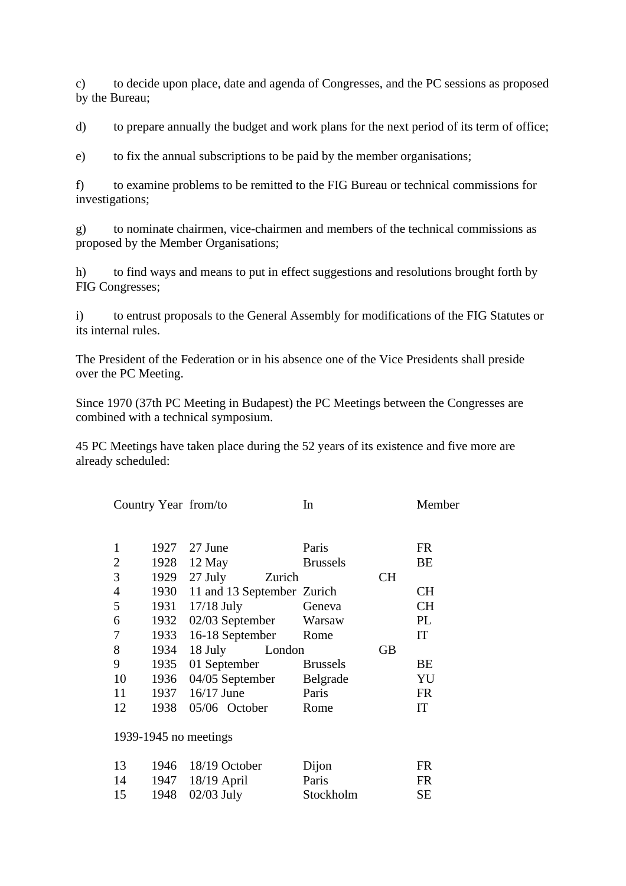c) to decide upon place, date and agenda of Congresses, and the PC sessions as proposed by the Bureau;

d) to prepare annually the budget and work plans for the next period of its term of office;

e) to fix the annual subscriptions to be paid by the member organisations;

f) to examine problems to be remitted to the FIG Bureau or technical commissions for investigations;

g) to nominate chairmen, vice-chairmen and members of the technical commissions as proposed by the Member Organisations;

h) to find ways and means to put in effect suggestions and resolutions brought forth by FIG Congresses;

i) to entrust proposals to the General Assembly for modifications of the FIG Statutes or its internal rules.

The President of the Federation or in his absence one of the Vice Presidents shall preside over the PC Meeting.

Since 1970 (37th PC Meeting in Budapest) the PC Meetings between the Congresses are combined with a technical symposium.

45 PC Meetings have taken place during the 52 years of its existence and five more are already scheduled:

| Country | Year | from/to | In | Member |
|---|---|---|---|---|
| 1 | 1927 | 27 June | Paris | FR |
| 2 | 1928 | 12 May | Brussels | BE |
| 3 | 1929 | 27 July | Zurich | CH |
| 4 | 1930 | 11 and 13 September | Zurich | CH |
| 5 | 1931 | 17/18 July | Geneva | CH |
| 6 | 1932 | 02/03 September | Warsaw | PL |
| 7 | 1933 | 16-18 September | Rome | IT |
| 8 | 1934 | 18 July | London | GB |
| 9 | 1935 | 01 September | Brussels | BE |
| 10 | 1936 | 04/05 September | Belgrade | YU |
| 11 | 1937 | 16/17 June | Paris | FR |
| 12 | 1938 | 05/06 October | Rome | IT |
| 1939-1945 no meetings | | | | |
| 13 | 1946 | 18/19 October | Dijon | FR |
| 14 | 1947 | 18/19 April | Paris | FR |
| 15 | 1948 | 02/03 July | Stockholm | SE |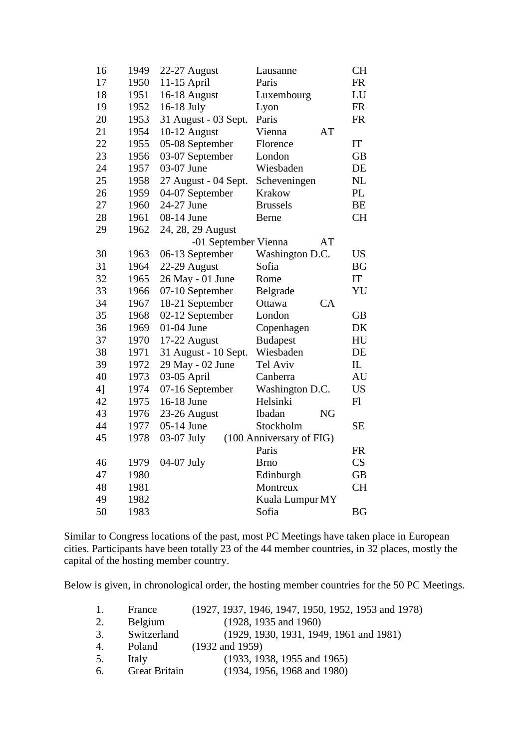| | | | | |
|---|---|---|---|---|
| 16 | 1949 | 22-27 August | Lausanne | CH |
| 17 | 1950 | 11-15 April | Paris | FR |
| 18 | 1951 | 16-18 August | Luxembourg | LU |
| 19 | 1952 | 16-18 July | Lyon | FR |
| 20 | 1953 | 31 August - 03 Sept. | Paris | FR |
| 21 | 1954 | 10-12 August | Vienna | AT |
| 22 | 1955 | 05-08 September | Florence | IT |
| 23 | 1956 | 03-07 September | London | GB |
| 24 | 1957 | 03-07 June | Wiesbaden | DE |
| 25 | 1958 | 27 August - 04 Sept. | Scheveningen | NL |
| 26 | 1959 | 04-07 September | Krakow | PL |
| 27 | 1960 | 24-27 June | Brussels | BE |
| 28 | 1961 | 08-14 June | Berne | CH |
| 29 | 1962 | 24, 28, 29 August -01 September | Vienna | AT |
| 30 | 1963 | 06-13 September | Washington D.C. | US |
| 31 | 1964 | 22-29 August | Sofia | BG |
| 32 | 1965 | 26 May - 01 June | Rome | IT |
| 33 | 1966 | 07-10 September | Belgrade | YU |
| 34 | 1967 | 18-21 September | Ottawa | CA |
| 35 | 1968 | 02-12 September | London | GB |
| 36 | 1969 | 01-04 June | Copenhagen | DK |
| 37 | 1970 | 17-22 August | Budapest | HU |
| 38 | 1971 | 31 August - 10 Sept. | Wiesbaden | DE |
| 39 | 1972 | 29 May - 02 June | Tel Aviv | IL |
| 40 | 1973 | 03-05 April | Canberra | AU |
| 4] | 1974 | 07-16 September | Washington D.C. | US |
| 42 | 1975 | 16-18 June | Helsinki | Fl |
| 43 | 1976 | 23-26 August | Ibadan | NG |
| 44 | 1977 | 05-14 June | Stockholm | SE |
| 45 | 1978 | 03-07 July (100 Anniversary of FIG) | Paris | FR |
| 46 | 1979 | 04-07 July | Brno | CS |
| 47 | 1980 | | Edinburgh | GB |
| 48 | 1981 | | Montreux | CH |
| 49 | 1982 | | Kuala Lumpur | MY |
| 50 | 1983 | | Sofia | BG |

Similar to Congress locations of the past, most PC Meetings have taken place in European cities. Participants have been totally 23 of the 44 member countries, in 32 places, mostly the capital of the hosting member country.

Below is given, in chronological order, the hosting member countries for the 50 PC Meetings.

1. France (1927, 1937, 1946, 1947, 1950, 1952, 1953 and 1978)
2. Belgium (1928, 1935 and 1960)
3. Switzerland (1929, 1930, 1931, 1949, 1961 and 1981)
4. Poland (1932 and 1959)
5. Italy (1933, 1938, 1955 and 1965)
6. Great Britain (1934, 1956, 1968 and 1980)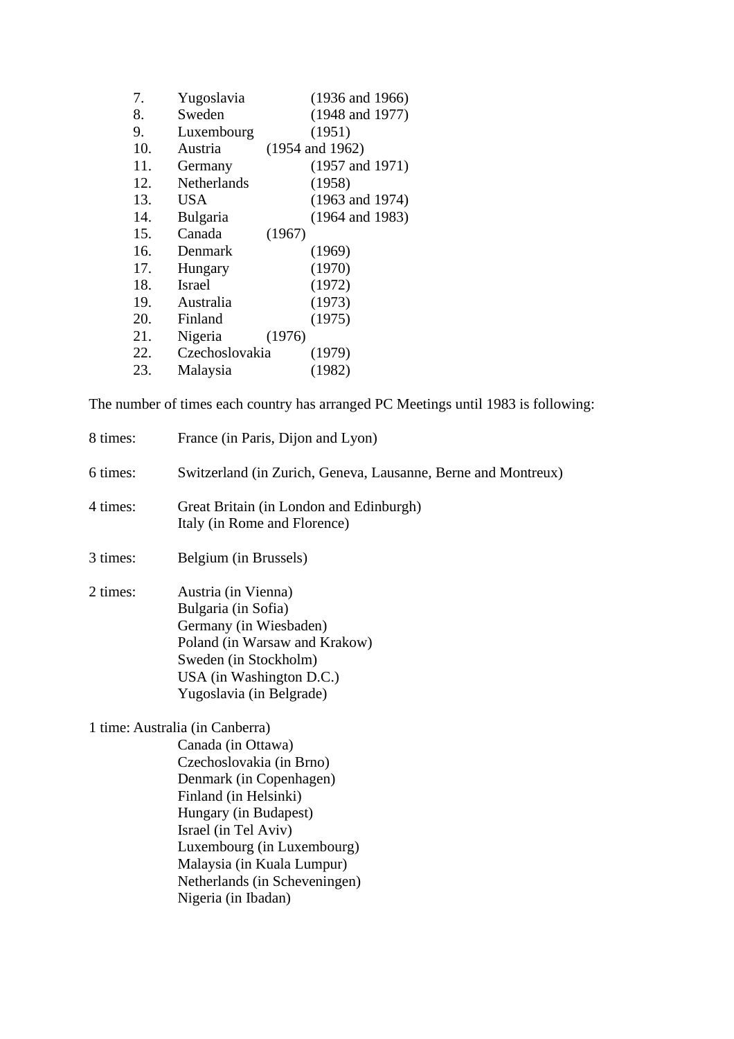7. Yugoslavia (1936 and 1966)
8. Sweden (1948 and 1977)
9. Luxembourg (1951)
10. Austria (1954 and 1962)
11. Germany (1957 and 1971)
12. Netherlands (1958)
13. USA (1963 and 1974)
14. Bulgaria (1964 and 1983)
15. Canada (1967)
16. Denmark (1969)
17. Hungary (1970)
18. Israel (1972)
19. Australia (1973)
20. Finland (1975)
21. Nigeria (1976)
22. Czechoslovakia (1979)
23. Malaysia (1982)

The number of times each country has arranged PC Meetings until 1983 is following:

8 times: France (in Paris, Dijon and Lyon)

6 times: Switzerland (in Zurich, Geneva, Lausanne, Berne and Montreux)

4 times: Great Britain (in London and Edinburgh)
Italy (in Rome and Florence)

3 times: Belgium (in Brussels)

2 times: Austria (in Vienna)
Bulgaria (in Sofia)
Germany (in Wiesbaden)
Poland (in Warsaw and Krakow)
Sweden (in Stockholm)
USA (in Washington D.C.)
Yugoslavia (in Belgrade)

1 time: Australia (in Canberra)
Canada (in Ottawa)
Czechoslovakia (in Brno)
Denmark (in Copenhagen)
Finland (in Helsinki)
Hungary (in Budapest)
Israel (in Tel Aviv)
Luxembourg (in Luxembourg)
Malaysia (in Kuala Lumpur)
Netherlands (in Scheveningen)
Nigeria (in Ibadan)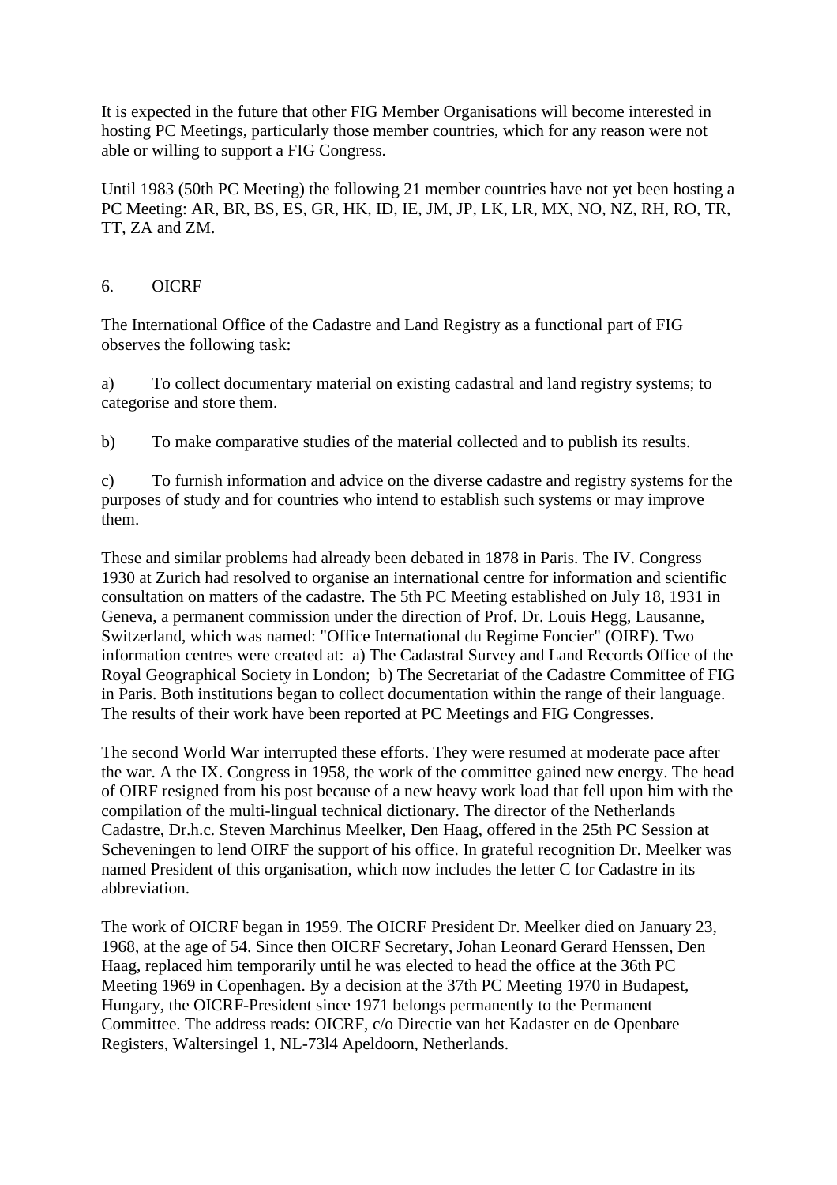It is expected in the future that other FIG Member Organisations will become interested in hosting PC Meetings, particularly those member countries, which for any reason were not able or willing to support a FIG Congress.

Until 1983 (50th PC Meeting) the following 21 member countries have not yet been hosting a PC Meeting: AR, BR, BS, ES, GR, HK, ID, IE, JM, JP, LK, LR, MX, NO, NZ, RH, RO, TR, TT, ZA and ZM.

## 6. OICRF

The International Office of the Cadastre and Land Registry as a functional part of FIG observes the following task:

a) To collect documentary material on existing cadastral and land registry systems; to categorise and store them.

b) To make comparative studies of the material collected and to publish its results.

c) To furnish information and advice on the diverse cadastre and registry systems for the purposes of study and for countries who intend to establish such systems or may improve them.

These and similar problems had already been debated in 1878 in Paris. The IV. Congress 1930 at Zurich had resolved to organise an international centre for information and scientific consultation on matters of the cadastre. The 5th PC Meeting established on July 18, 1931 in Geneva, a permanent commission under the direction of Prof. Dr. Louis Hegg, Lausanne, Switzerland, which was named: "Office International du Regime Foncier" (OIRF). Two information centres were created at: a) The Cadastral Survey and Land Records Office of the Royal Geographical Society in London; b) The Secretariat of the Cadastre Committee of FIG in Paris. Both institutions began to collect documentation within the range of their language. The results of their work have been reported at PC Meetings and FIG Congresses.

The second World War interrupted these efforts. They were resumed at moderate pace after the war. A the IX. Congress in 1958, the work of the committee gained new energy. The head of OIRF resigned from his post because of a new heavy work load that fell upon him with the compilation of the multi-lingual technical dictionary. The director of the Netherlands Cadastre, Dr.h.c. Steven Marchinus Meelker, Den Haag, offered in the 25th PC Session at Scheveningen to lend OIRF the support of his office. In grateful recognition Dr. Meelker was named President of this organisation, which now includes the letter C for Cadastre in its abbreviation.

The work of OICRF began in 1959. The OICRF President Dr. Meelker died on January 23, 1968, at the age of 54. Since then OICRF Secretary, Johan Leonard Gerard Henssen, Den Haag, replaced him temporarily until he was elected to head the office at the 36th PC Meeting 1969 in Copenhagen. By a decision at the 37th PC Meeting 1970 in Budapest, Hungary, the OICRF-President since 1971 belongs permanently to the Permanent Committee. The address reads: OICRF, c/o Directie van het Kadaster en de Openbare Registers, Waltersingel 1, NL-73l4 Apeldoorn, Netherlands.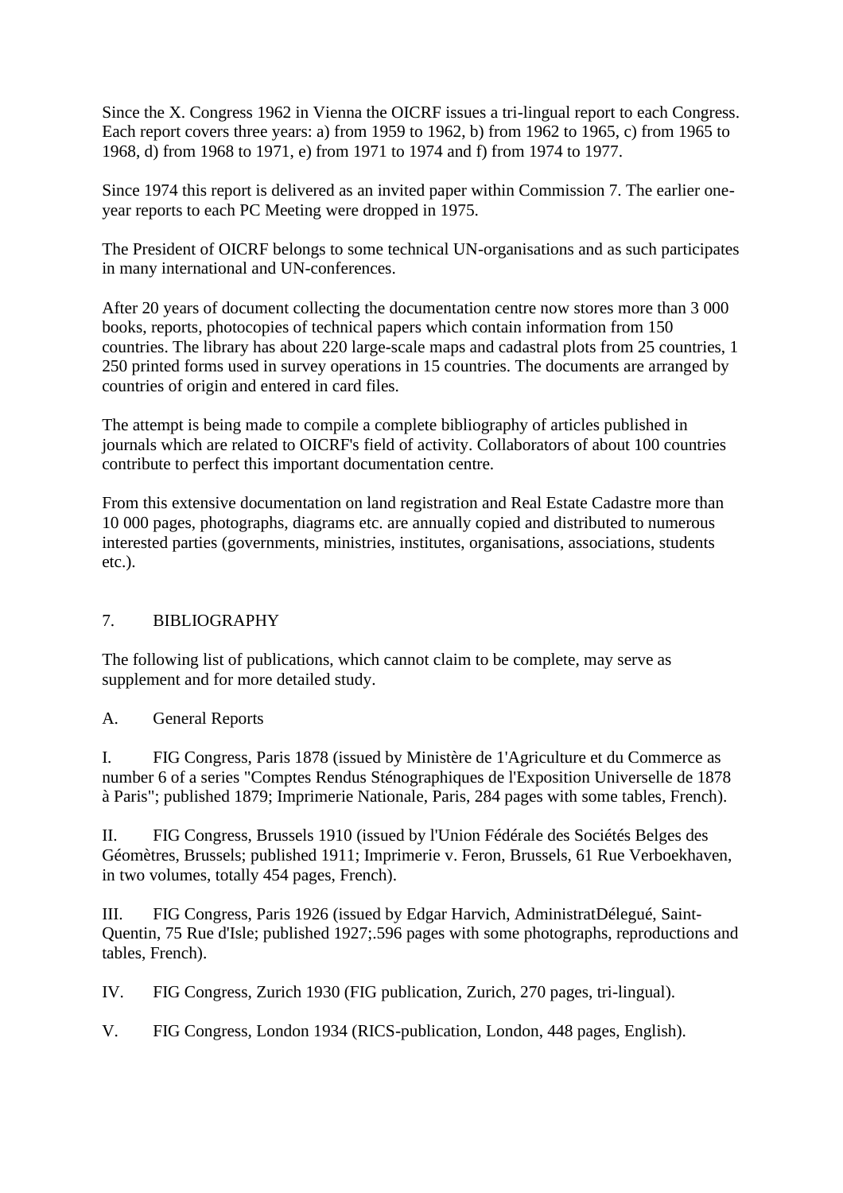Since the X. Congress 1962 in Vienna the OICRF issues a tri-lingual report to each Congress. Each report covers three years: a) from 1959 to 1962, b) from 1962 to 1965, c) from 1965 to 1968, d) from 1968 to 1971, e) from 1971 to 1974 and f) from 1974 to 1977.

Since 1974 this report is delivered as an invited paper within Commission 7. The earlier one-year reports to each PC Meeting were dropped in 1975.

The President of OICRF belongs to some technical UN-organisations and as such participates in many international and UN-conferences.

After 20 years of document collecting the documentation centre now stores more than 3 000 books, reports, photocopies of technical papers which contain information from 150 countries. The library has about 220 large-scale maps and cadastral plots from 25 countries, 1 250 printed forms used in survey operations in 15 countries. The documents are arranged by countries of origin and entered in card files.

The attempt is being made to compile a complete bibliography of articles published in journals which are related to OICRF's field of activity. Collaborators of about 100 countries contribute to perfect this important documentation centre.

From this extensive documentation on land registration and Real Estate Cadastre more than 10 000 pages, photographs, diagrams etc. are annually copied and distributed to numerous interested parties (governments, ministries, institutes, organisations, associations, students etc.).

## 7. BIBLIOGRAPHY

The following list of publications, which cannot claim to be complete, may serve as supplement and for more detailed study.

### A. General Reports

I. FIG Congress, Paris 1878 (issued by Ministère de 1'Agriculture et du Commerce as number 6 of a series "Comptes Rendus Sténographiques de l'Exposition Universelle de 1878 à Paris"; published 1879; Imprimerie Nationale, Paris, 284 pages with some tables, French).

II. FIG Congress, Brussels 1910 (issued by l'Union Fédérale des Sociétés Belges des Géomètres, Brussels; published 1911; Imprimerie v. Feron, Brussels, 61 Rue Verboekhaven, in two volumes, totally 454 pages, French).

III. FIG Congress, Paris 1926 (issued by Edgar Harvich, AdministratDélegué, Saint-Quentin, 75 Rue d'Isle; published 1927;.596 pages with some photographs, reproductions and tables, French).

IV. FIG Congress, Zurich 1930 (FIG publication, Zurich, 270 pages, tri-lingual).

V. FIG Congress, London 1934 (RICS-publication, London, 448 pages, English).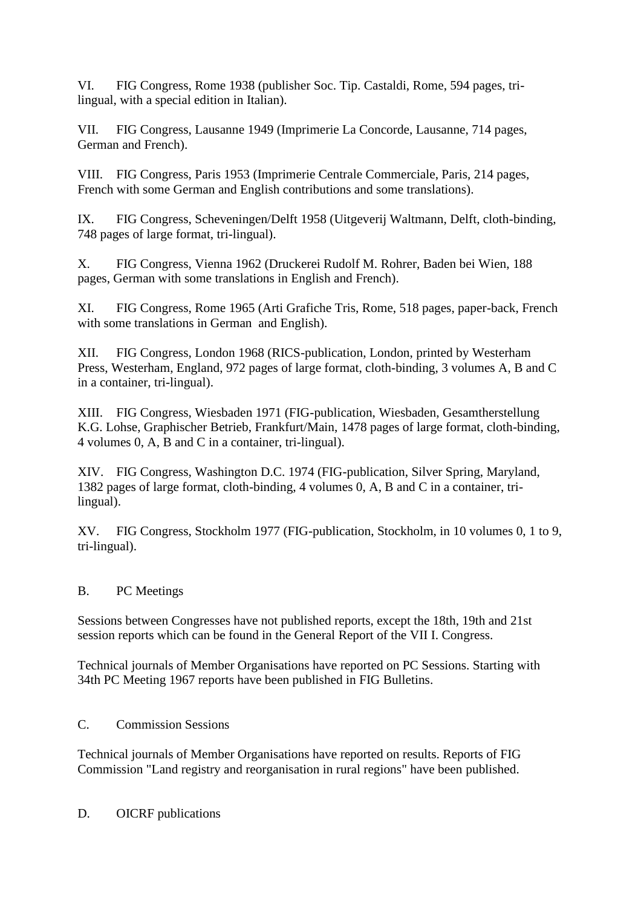VI. FIG Congress, Rome 1938 (publisher Soc. Tip. Castaldi, Rome, 594 pages, tri-lingual, with a special edition in Italian).

VII. FIG Congress, Lausanne 1949 (Imprimerie La Concorde, Lausanne, 714 pages, German and French).

VIII. FIG Congress, Paris 1953 (Imprimerie Centrale Commerciale, Paris, 214 pages, French with some German and English contributions and some translations).

IX. FIG Congress, Scheveningen/Delft 1958 (Uitgeverij Waltmann, Delft, cloth-binding, 748 pages of large format, tri-lingual).

X. FIG Congress, Vienna 1962 (Druckerei Rudolf M. Rohrer, Baden bei Wien, 188 pages, German with some translations in English and French).

XI. FIG Congress, Rome 1965 (Arti Grafiche Tris, Rome, 518 pages, paper-back, French with some translations in German and English).

XII. FIG Congress, London 1968 (RICS-publication, London, printed by Westerham Press, Westerham, England, 972 pages of large format, cloth-binding, 3 volumes A, B and C in a container, tri-lingual).

XIII. FIG Congress, Wiesbaden 1971 (FIG-publication, Wiesbaden, Gesamtherstellung K.G. Lohse, Graphischer Betrieb, Frankfurt/Main, 1478 pages of large format, cloth-binding, 4 volumes 0, A, B and C in a container, tri-lingual).

XIV. FIG Congress, Washington D.C. 1974 (FIG-publication, Silver Spring, Maryland, 1382 pages of large format, cloth-binding, 4 volumes 0, A, B and C in a container, tri-lingual).

XV. FIG Congress, Stockholm 1977 (FIG-publication, Stockholm, in 10 volumes 0, 1 to 9, tri-lingual).

## B. PC Meetings

Sessions between Congresses have not published reports, except the 18th, 19th and 21st session reports which can be found in the General Report of the VII I. Congress.

Technical journals of Member Organisations have reported on PC Sessions. Starting with 34th PC Meeting 1967 reports have been published in FIG Bulletins.

## C. Commission Sessions

Technical journals of Member Organisations have reported on results. Reports of FIG Commission "Land registry and reorganisation in rural regions" have been published.

## D. OICRF publications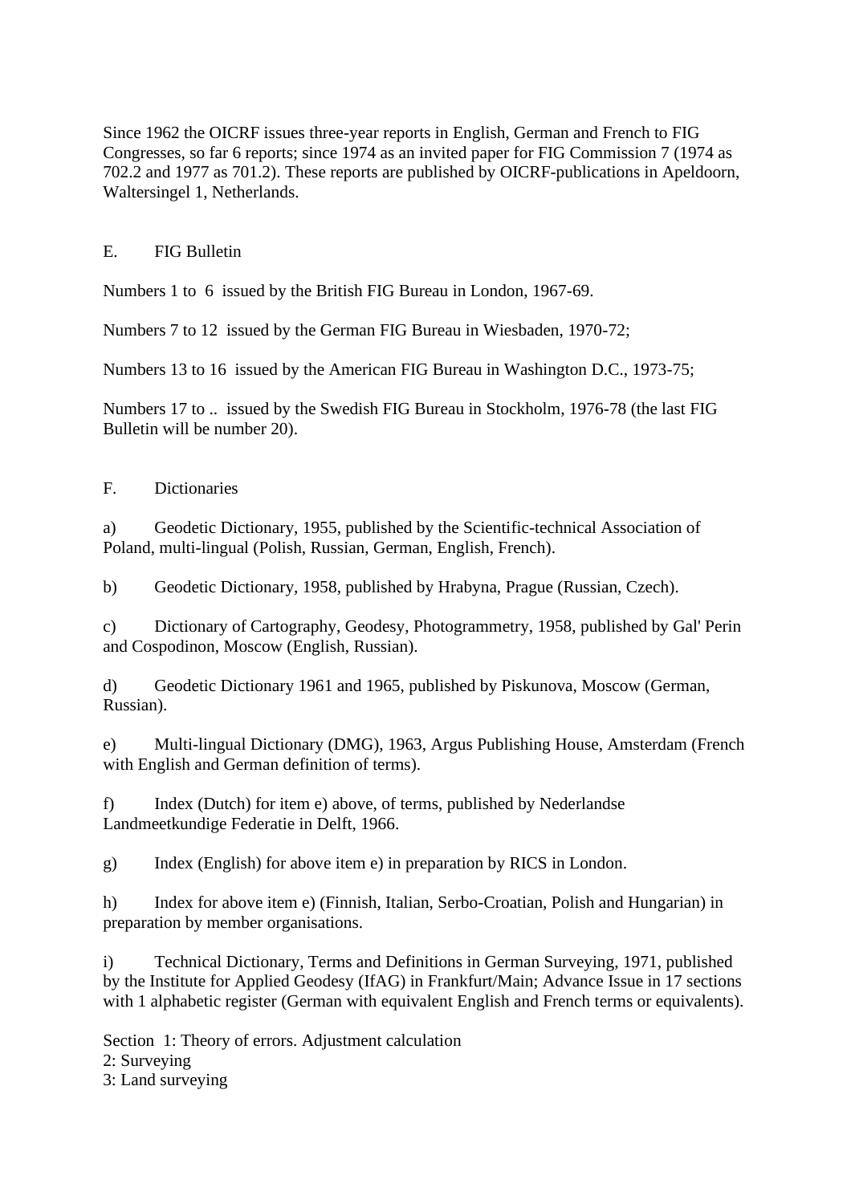Since 1962 the OICRF issues three-year reports in English, German and French to FIG Congresses, so far 6 reports; since 1974 as an invited paper for FIG Commission 7 (1974 as 702.2 and 1977 as 701.2). These reports are published by OICRF-publications in Apeldoorn, Waltersingel 1, Netherlands.

## E. FIG Bulletin

Numbers 1 to 6 issued by the British FIG Bureau in London, 1967-69.

Numbers 7 to 12 issued by the German FIG Bureau in Wiesbaden, 1970-72;

Numbers 13 to 16 issued by the American FIG Bureau in Washington D.C., 1973-75;

Numbers 17 to .. issued by the Swedish FIG Bureau in Stockholm, 1976-78 (the last FIG Bulletin will be number 20).

## F. Dictionaries

a) Geodetic Dictionary, 1955, published by the Scientific-technical Association of Poland, multi-lingual (Polish, Russian, German, English, French).

b) Geodetic Dictionary, 1958, published by Hrabyna, Prague (Russian, Czech).

c) Dictionary of Cartography, Geodesy, Photogrammetry, 1958, published by Gal' Perin and Cospodinon, Moscow (English, Russian).

d) Geodetic Dictionary 1961 and 1965, published by Piskunova, Moscow (German, Russian).

e) Multi-lingual Dictionary (DMG), 1963, Argus Publishing House, Amsterdam (French with English and German definition of terms).

f) Index (Dutch) for item e) above, of terms, published by Nederlandse Landmeetkundige Federatie in Delft, 1966.

g) Index (English) for above item e) in preparation by RICS in London.

h) Index for above item e) (Finnish, Italian, Serbo-Croatian, Polish and Hungarian) in preparation by member organisations.

i) Technical Dictionary, Terms and Definitions in German Surveying, 1971, published by the Institute for Applied Geodesy (IfAG) in Frankfurt/Main; Advance Issue in 17 sections with 1 alphabetic register (German with equivalent English and French terms or equivalents).

Section 1: Theory of errors. Adjustment calculation
2: Surveying
3: Land surveying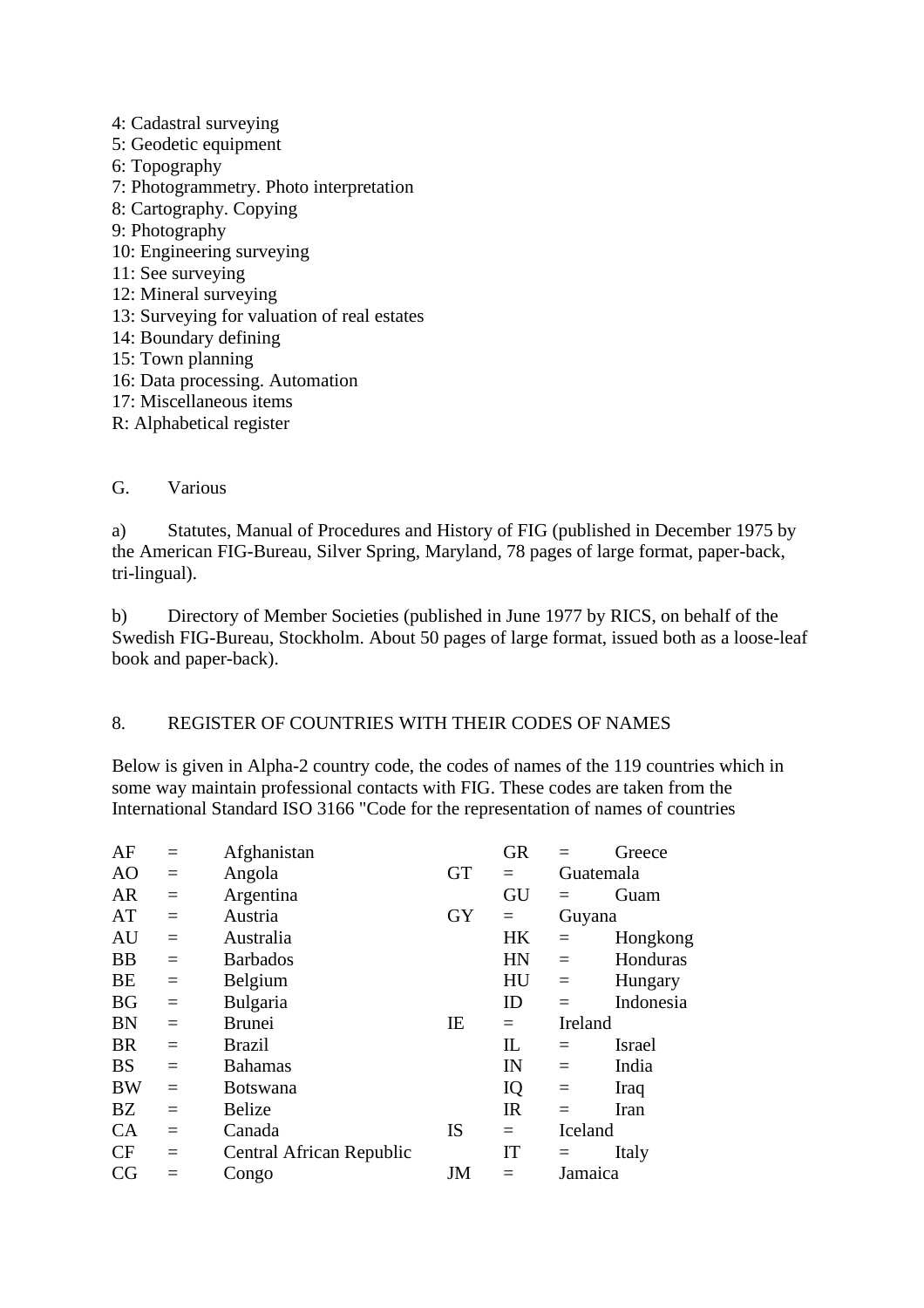4: Cadastral surveying
5: Geodetic equipment
6: Topography
7: Photogrammetry. Photo interpretation
8: Cartography. Copying
9: Photography
10: Engineering surveying
11: See surveying
12: Mineral surveying
13: Surveying for valuation of real estates
14: Boundary defining
15: Town planning
16: Data processing. Automation
17: Miscellaneous items
R: Alphabetical register

G. Various

a) Statutes, Manual of Procedures and History of FIG (published in December 1975 by the American FIG-Bureau, Silver Spring, Maryland, 78 pages of large format, paper-back, tri-lingual).

b) Directory of Member Societies (published in June 1977 by RICS, on behalf of the Swedish FIG-Bureau, Stockholm. About 50 pages of large format, issued both as a loose-leaf book and paper-back).

## 8. REGISTER OF COUNTRIES WITH THEIR CODES OF NAMES

Below is given in Alpha-2 country code, the codes of names of the 119 countries which in some way maintain professional contacts with FIG. These codes are taken from the International Standard ISO 3166 "Code for the representation of names of countries

| | | | | | |
|---|---|---|---|---|---|
| AF | = | Afghanistan | GR | = | Greece |
| AO | = | Angola | GT | = | Guatemala |
| AR | = | Argentina | GU | = | Guam |
| AT | = | Austria | GY | = | Guyana |
| AU | = | Australia | HK | = | Hongkong |
| BB | = | Barbados | HN | = | Honduras |
| BE | = | Belgium | HU | = | Hungary |
| BG | = | Bulgaria | ID | = | Indonesia |
| BN | = | Brunei | IE | = | Ireland |
| BR | = | Brazil | IL | = | Israel |
| BS | = | Bahamas | IN | = | India |
| BW | = | Botswana | IQ | = | Iraq |
| BZ | = | Belize | IR | = | Iran |
| CA | = | Canada | IS | = | Iceland |
| CF | = | Central African Republic | IT | = | Italy |
| CG | = | Congo | JM | = | Jamaica |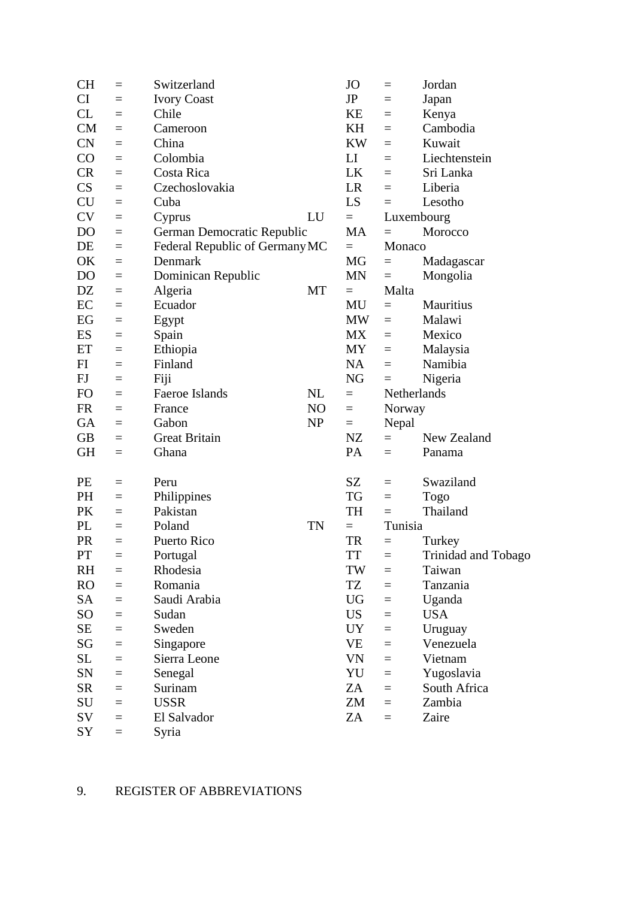CH = Switzerland
CI = Ivory Coast
CL = Chile
CM = Cameroon
CN = China
CO = Colombia
CR = Costa Rica
CS = Czechoslovakia
CU = Cuba
CV = Cyprus
DO = German Democratic Republic
DE = Federal Republic of Germany
OK = Denmark
DO = Dominican Republic
DZ = Algeria
EC = Ecuador
EG = Egypt
ES = Spain
ET = Ethiopia
FI = Finland
FJ = Fiji
FO = Faeroe Islands
FR = France
GA = Gabon
GB = Great Britain
GH = Ghana

JO = Jordan
JP = Japan
KE = Kenya
KH = Cambodia
KW = Kuwait
LI = Liechtenstein
LK = Sri Lanka
LR = Liberia
LS = Lesotho
LU = Luxembourg
MA = Morocco
MC = Monaco
MG = Madagascar
MN = Mongolia
MT = Malta
MU = Mauritius
MW = Malawi
MX = Mexico
MY = Malaysia
NA = Namibia
NG = Nigeria
NL = Netherlands
NO = Norway
NP = Nepal
NZ = New Zealand
PA = Panama

PE = Peru
PH = Philippines
PK = Pakistan
PL = Poland
PR = Puerto Rico
PT = Portugal
RH = Rhodesia
RO = Romania
SA = Saudi Arabia
SO = Sudan
SE = Sweden
SG = Singapore
SL = Sierra Leone
SN = Senegal
SR = Surinam
SU = USSR
SV = El Salvador
SY = Syria

SZ = Swaziland
TG = Togo
TH = Thailand
TN = Tunisia
TR = Turkey
TT = Trinidad and Tobago
TW = Taiwan
TZ = Tanzania
UG = Uganda
US = USA
UY = Uruguay
VE = Venezuela
VN = Vietnam
YU = Yugoslavia
ZA = South Africa
ZM = Zambia
ZA = Zaire

## 9. REGISTER OF ABBREVIATIONS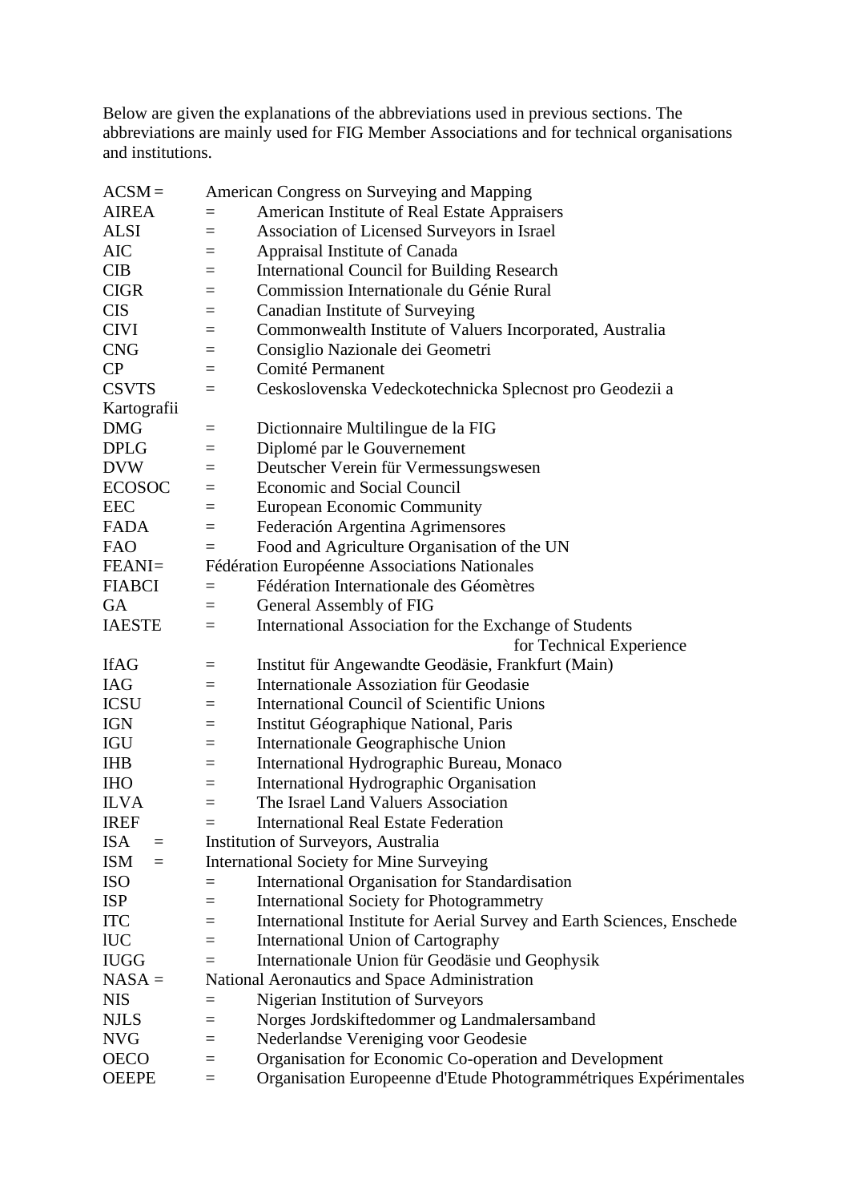Below are given the explanations of the abbreviations used in previous sections. The abbreviations are mainly used for FIG Member Associations and for technical organisations and institutions.

ACSM = American Congress on Surveying and Mapping
AIREA = American Institute of Real Estate Appraisers
ALSI = Association of Licensed Surveyors in Israel
AIC = Appraisal Institute of Canada
CIB = International Council for Building Research
CIGR = Commission Internationale du Génie Rural
CIS = Canadian Institute of Surveying
CIVI = Commonwealth Institute of Valuers Incorporated, Australia
CNG = Consiglio Nazionale dei Geometri
CP = Comité Permanent
CSVTS = Ceskoslovenska Vedeckotechnicka Splecnost pro Geodezii a Kartografii
DMG = Dictionnaire Multilingue de la FIG
DPLG = Diplomé par le Gouvernement
DVW = Deutscher Verein für Vermessungswesen
ECOSOC = Economic and Social Council
EEC = European Economic Community
FADA = Federación Argentina Agrimensores
FAO = Food and Agriculture Organisation of the UN
FEANI = Fédération Européenne Associations Nationales
FIABCI = Fédération Internationale des Géomètres
GA = General Assembly of FIG
IAESTE = International Association for the Exchange of Students for Technical Experience
IfAG = Institut für Angewandte Geodäsie, Frankfurt (Main)
IAG = Internationale Assoziation für Geodasie
ICSU = International Council of Scientific Unions
IGN = Institut Géographique National, Paris
IGU = Internationale Geographische Union
IHB = International Hydrographic Bureau, Monaco
IHO = International Hydrographic Organisation
ILVA = The Israel Land Valuers Association
IREF = International Real Estate Federation
ISA = Institution of Surveyors, Australia
ISM = International Society for Mine Surveying
ISO = International Organisation for Standardisation
ISP = International Society for Photogrammetry
ITC = International Institute for Aerial Survey and Earth Sciences, Enschede
lUC = International Union of Cartography
IUGG = Internationale Union für Geodäsie und Geophysik
NASA = National Aeronautics and Space Administration
NIS = Nigerian Institution of Surveyors
NJLS = Norges Jordskiftedommer og Landmalersamband
NVG = Nederlandse Vereniging voor Geodesie
OECO = Organisation for Economic Co-operation and Development
OEEPE = Organisation Europeenne d'Etude Photogrammétriques Expérimentales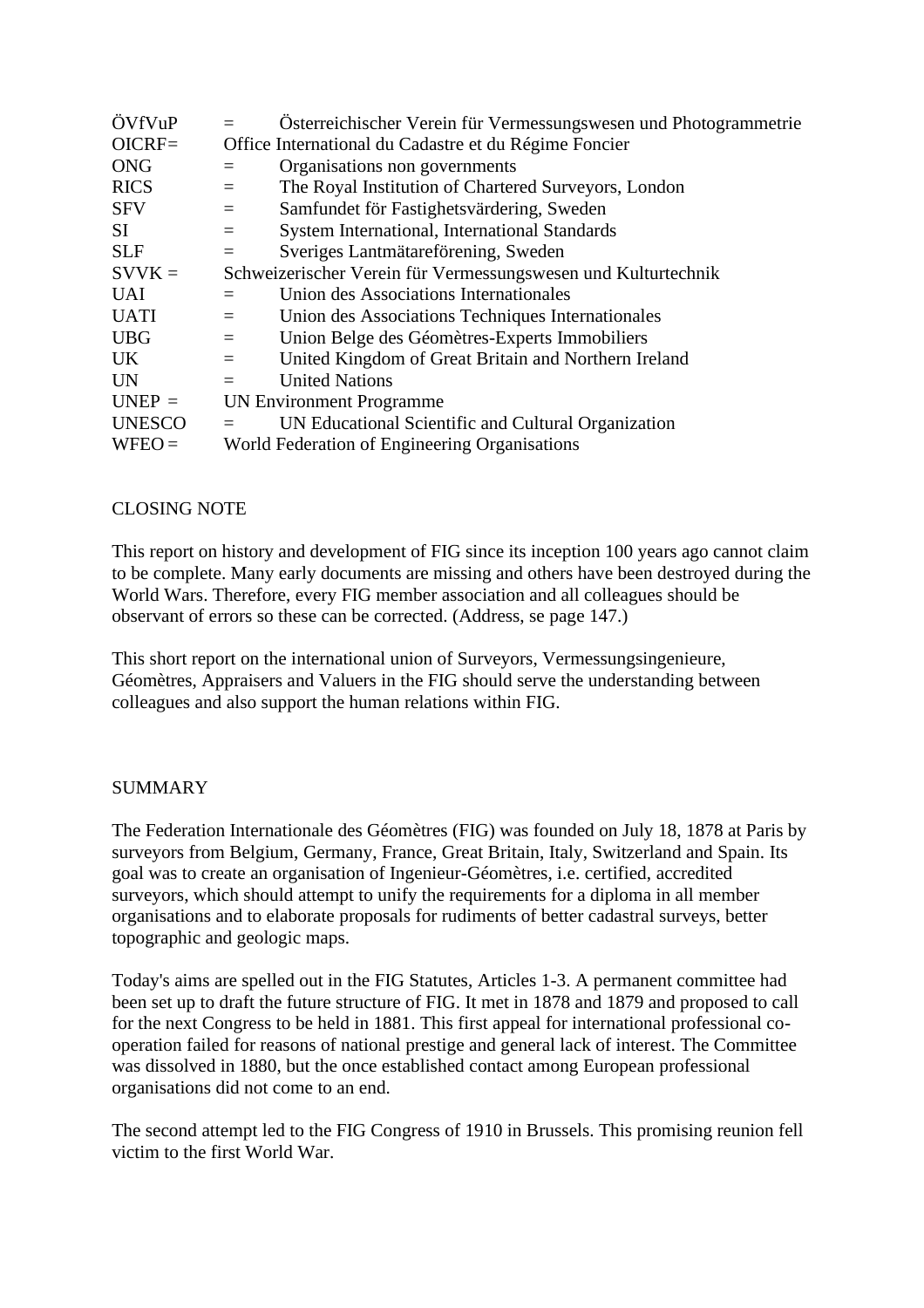ÖVfVuP = Österreichischer Verein für Vermessungswesen und Photogrammetrie
OICRF= Office International du Cadastre et du Régime Foncier
ONG = Organisations non governments
RICS = The Royal Institution of Chartered Surveyors, London
SFV = Samfundet för Fastighetsvärdering, Sweden
SI = System International, International Standards
SLF = Sveriges Lantmätareförening, Sweden
SVVK = Schweizerischer Verein für Vermessungswesen und Kulturtechnik
UAI = Union des Associations Internationales
UATI = Union des Associations Techniques Internationales
UBG = Union Belge des Géomètres-Experts Immobiliers
UK = United Kingdom of Great Britain and Northern Ireland
UN = United Nations
UNEP = UN Environment Programme
UNESCO = UN Educational Scientific and Cultural Organization
WFEO = World Federation of Engineering Organisations

CLOSING NOTE

This report on history and development of FIG since its inception 100 years ago cannot claim to be complete. Many early documents are missing and others have been destroyed during the World Wars. Therefore, every FIG member association and all colleagues should be observant of errors so these can be corrected. (Address, se page 147.)

This short report on the international union of Surveyors, Vermessungsingenieure, Géomètres, Appraisers and Valuers in the FIG should serve the understanding between colleagues and also support the human relations within FIG.

SUMMARY

The Federation Internationale des Géomètres (FIG) was founded on July 18, 1878 at Paris by surveyors from Belgium, Germany, France, Great Britain, Italy, Switzerland and Spain. Its goal was to create an organisation of Ingenieur-Géomètres, i.e. certified, accredited surveyors, which should attempt to unify the requirements for a diploma in all member organisations and to elaborate proposals for rudiments of better cadastral surveys, better topographic and geologic maps.

Today's aims are spelled out in the FIG Statutes, Articles 1-3. A permanent committee had been set up to draft the future structure of FIG. It met in 1878 and 1879 and proposed to call for the next Congress to be held in 1881. This first appeal for international professional co-operation failed for reasons of national prestige and general lack of interest. The Committee was dissolved in 1880, but the once established contact among European professional organisations did not come to an end.

The second attempt led to the FIG Congress of 1910 in Brussels. This promising reunion fell victim to the first World War.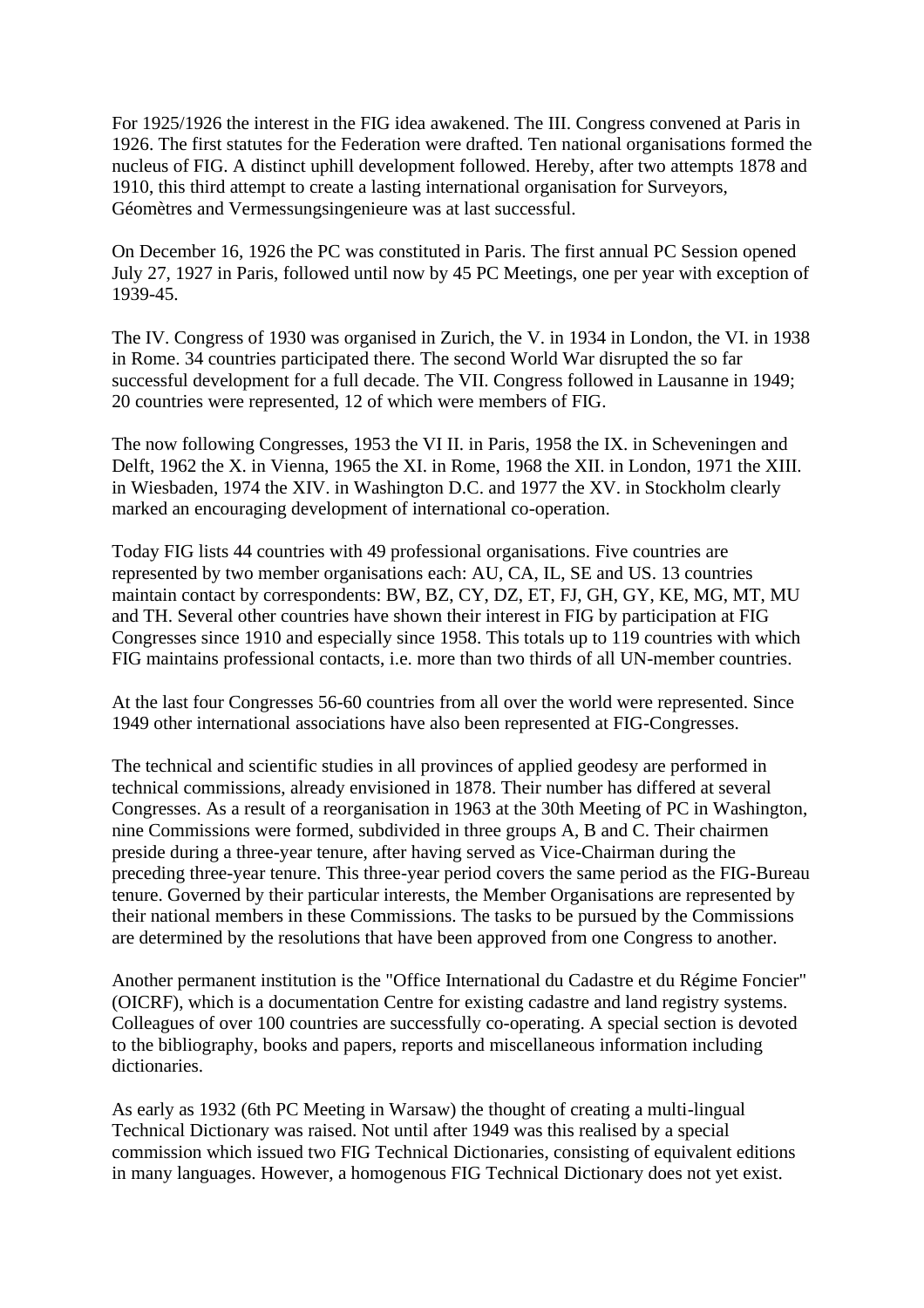For 1925/1926 the interest in the FIG idea awakened. The III. Congress convened at Paris in 1926. The first statutes for the Federation were drafted. Ten national organisations formed the nucleus of FIG. A distinct uphill development followed. Hereby, after two attempts 1878 and 1910, this third attempt to create a lasting international organisation for Surveyors, Géomètres and Vermessungsingenieure was at last successful.

On December 16, 1926 the PC was constituted in Paris. The first annual PC Session opened July 27, 1927 in Paris, followed until now by 45 PC Meetings, one per year with exception of 1939-45.

The IV. Congress of 1930 was organised in Zurich, the V. in 1934 in London, the VI. in 1938 in Rome. 34 countries participated there. The second World War disrupted the so far successful development for a full decade. The VII. Congress followed in Lausanne in 1949; 20 countries were represented, 12 of which were members of FIG.

The now following Congresses, 1953 the VI II. in Paris, 1958 the IX. in Scheveningen and Delft, 1962 the X. in Vienna, 1965 the XI. in Rome, 1968 the XII. in London, 1971 the XIII. in Wiesbaden, 1974 the XIV. in Washington D.C. and 1977 the XV. in Stockholm clearly marked an encouraging development of international co-operation.

Today FIG lists 44 countries with 49 professional organisations. Five countries are represented by two member organisations each: AU, CA, IL, SE and US. 13 countries maintain contact by correspondents: BW, BZ, CY, DZ, ET, FJ, GH, GY, KE, MG, MT, MU and TH. Several other countries have shown their interest in FIG by participation at FIG Congresses since 1910 and especially since 1958. This totals up to 119 countries with which FIG maintains professional contacts, i.e. more than two thirds of all UN-member countries.

At the last four Congresses 56-60 countries from all over the world were represented. Since 1949 other international associations have also been represented at FIG-Congresses.

The technical and scientific studies in all provinces of applied geodesy are performed in technical commissions, already envisioned in 1878. Their number has differed at several Congresses. As a result of a reorganisation in 1963 at the 30th Meeting of PC in Washington, nine Commissions were formed, subdivided in three groups A, B and C. Their chairmen preside during a three-year tenure, after having served as Vice-Chairman during the preceding three-year tenure. This three-year period covers the same period as the FIG-Bureau tenure. Governed by their particular interests, the Member Organisations are represented by their national members in these Commissions. The tasks to be pursued by the Commissions are determined by the resolutions that have been approved from one Congress to another.

Another permanent institution is the "Office International du Cadastre et du Régime Foncier" (OICRF), which is a documentation Centre for existing cadastre and land registry systems. Colleagues of over 100 countries are successfully co-operating. A special section is devoted to the bibliography, books and papers, reports and miscellaneous information including dictionaries.

As early as 1932 (6th PC Meeting in Warsaw) the thought of creating a multi-lingual Technical Dictionary was raised. Not until after 1949 was this realised by a special commission which issued two FIG Technical Dictionaries, consisting of equivalent editions in many languages. However, a homogenous FIG Technical Dictionary does not yet exist.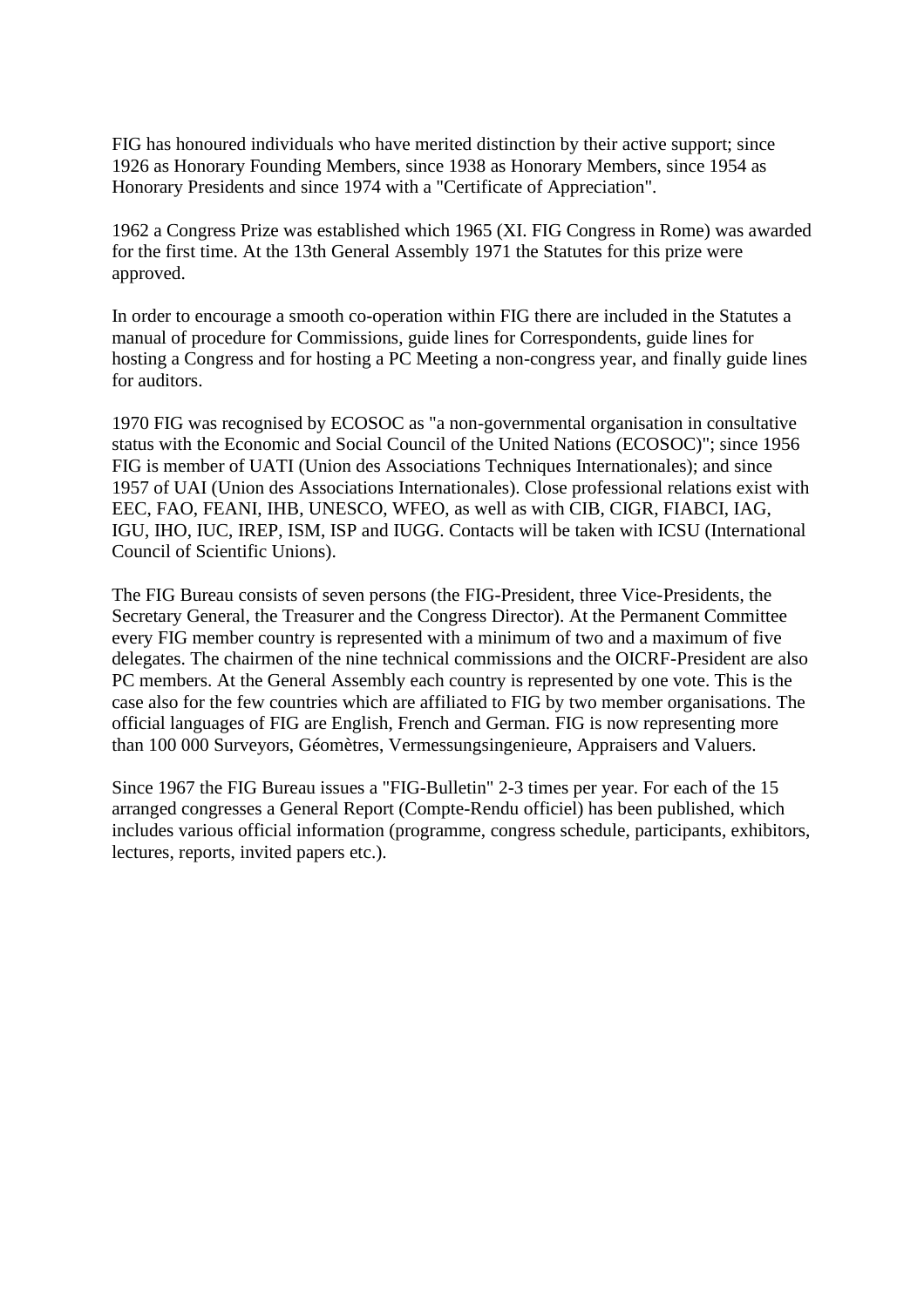FIG has honoured individuals who have merited distinction by their active support; since 1926 as Honorary Founding Members, since 1938 as Honorary Members, since 1954 as Honorary Presidents and since 1974 with a "Certificate of Appreciation".

1962 a Congress Prize was established which 1965 (XI. FIG Congress in Rome) was awarded for the first time. At the 13th General Assembly 1971 the Statutes for this prize were approved.

In order to encourage a smooth co-operation within FIG there are included in the Statutes a manual of procedure for Commissions, guide lines for Correspondents, guide lines for hosting a Congress and for hosting a PC Meeting a non-congress year, and finally guide lines for auditors.

1970 FIG was recognised by ECOSOC as "a non-governmental organisation in consultative status with the Economic and Social Council of the United Nations (ECOSOC)"; since 1956 FIG is member of UATI (Union des Associations Techniques Internationales); and since 1957 of UAI (Union des Associations Internationales). Close professional relations exist with EEC, FAO, FEANI, IHB, UNESCO, WFEO, as well as with CIB, CIGR, FIABCI, IAG, IGU, IHO, IUC, IREP, ISM, ISP and IUGG. Contacts will be taken with ICSU (International Council of Scientific Unions).

The FIG Bureau consists of seven persons (the FIG-President, three Vice-Presidents, the Secretary General, the Treasurer and the Congress Director). At the Permanent Committee every FIG member country is represented with a minimum of two and a maximum of five delegates. The chairmen of the nine technical commissions and the OICRF-President are also PC members. At the General Assembly each country is represented by one vote. This is the case also for the few countries which are affiliated to FIG by two member organisations. The official languages of FIG are English, French and German. FIG is now representing more than 100 000 Surveyors, Géomètres, Vermessungsingenieure, Appraisers and Valuers.

Since 1967 the FIG Bureau issues a "FIG-Bulletin" 2-3 times per year. For each of the 15 arranged congresses a General Report (Compte-Rendu officiel) has been published, which includes various official information (programme, congress schedule, participants, exhibitors, lectures, reports, invited papers etc.).